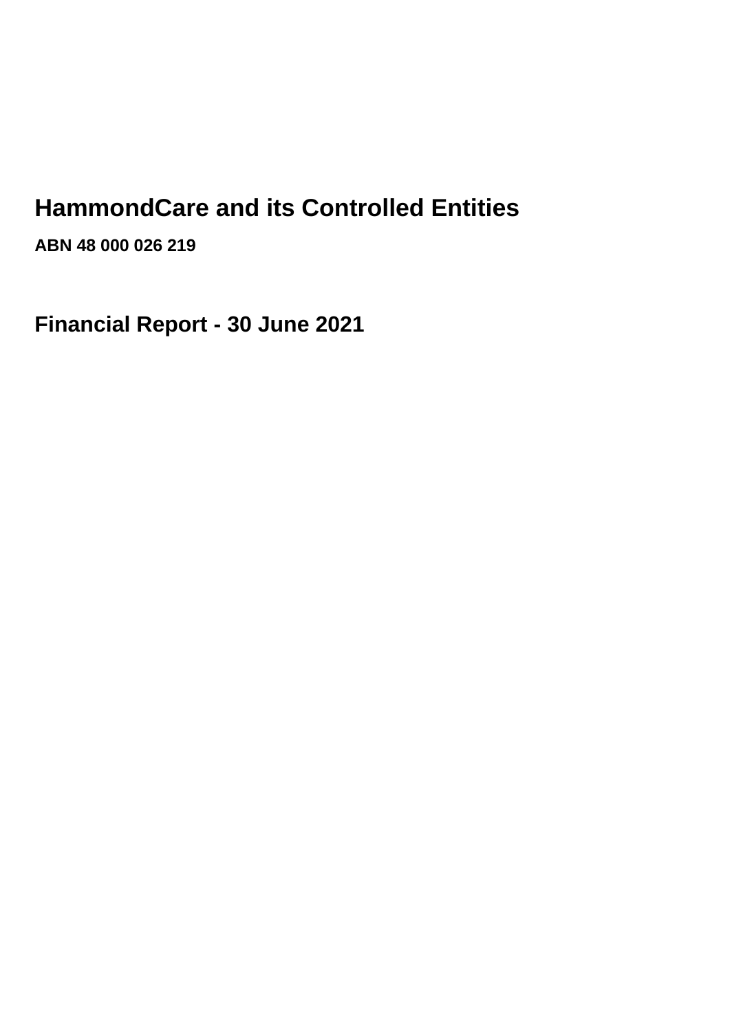# HammondCare and its Controlled Entities

**ABN 48 000 026 219**

## Financial Report - 30 June 2021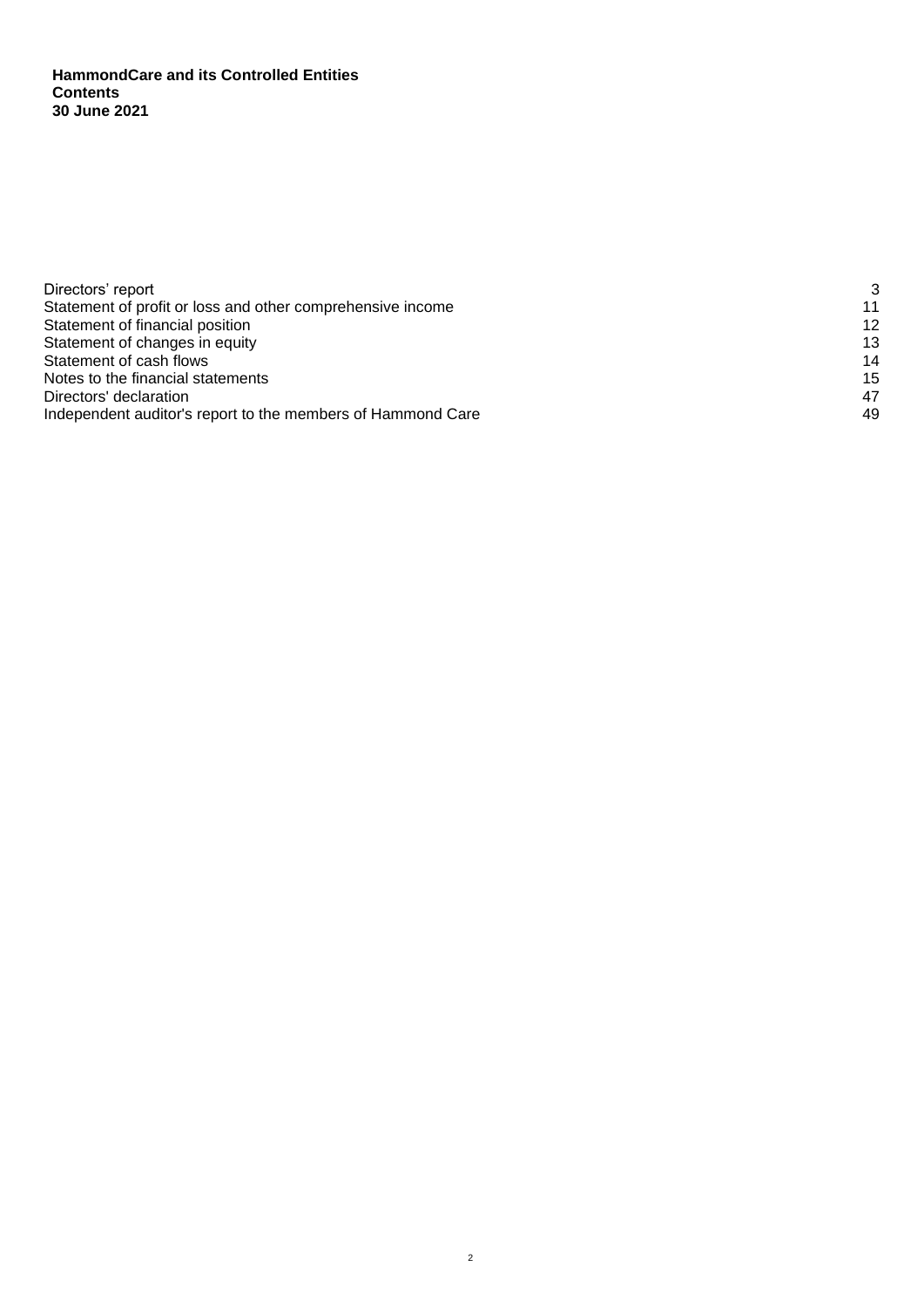**HammondCare and its Controlled Entities**
**Contents**
**30 June 2021**

| | |
|---|---|
| Directors' report | 3 |
| Statement of profit or loss and other comprehensive income | 11 |
| Statement of financial position | 12 |
| Statement of changes in equity | 13 |
| Statement of cash flows | 14 |
| Notes to the financial statements | 15 |
| Directors' declaration | 47 |
| Independent auditor's report to the members of Hammond Care | 49 |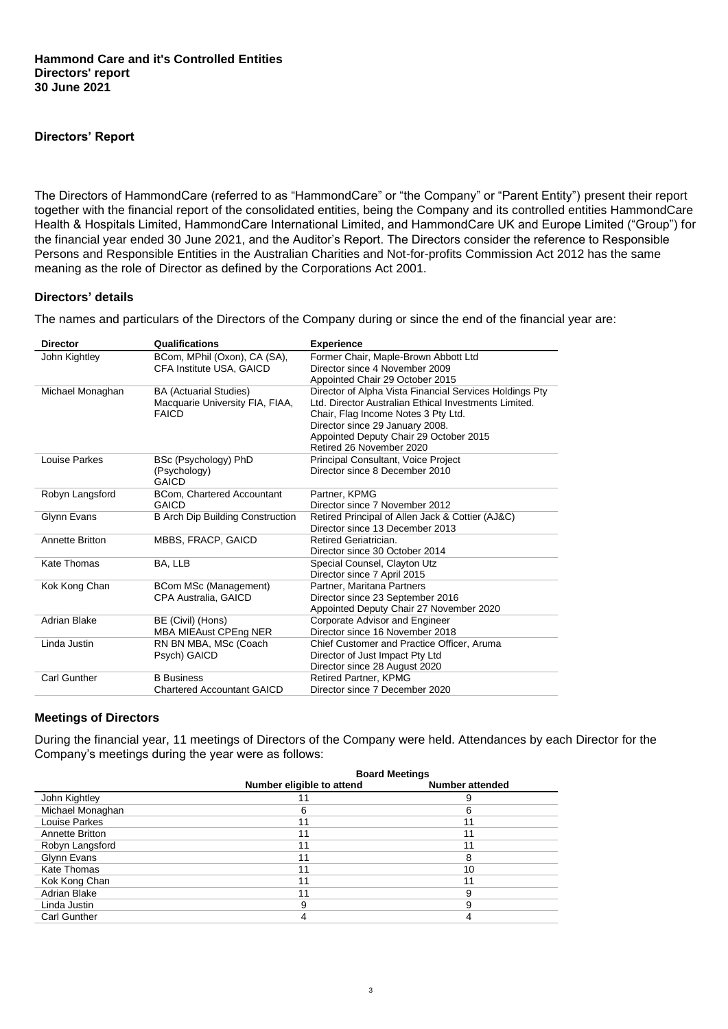**Hammond Care and it's Controlled Entities**
**Directors' report**
**30 June 2021**

## Directors' Report

The Directors of HammondCare (referred to as "HammondCare" or "the Company" or "Parent Entity") present their report together with the financial report of the consolidated entities, being the Company and its controlled entities HammondCare Health & Hospitals Limited, HammondCare International Limited, and HammondCare UK and Europe Limited ("Group") for the financial year ended 30 June 2021, and the Auditor's Report. The Directors consider the reference to Responsible Persons and Responsible Entities in the Australian Charities and Not-for-profits Commission Act 2012 has the same meaning as the role of Director as defined by the Corporations Act 2001.

### Directors' details

The names and particulars of the Directors of the Company during or since the end of the financial year are:

| Director | Qualifications | Experience |
|---|---|---|
| John Kightley | BCom, MPhil (Oxon), CA (SA), CFA Institute USA, GAICD | Former Chair, Maple-Brown Abbott Ltd<br>Director since 4 November 2009<br>Appointed Chair 29 October 2015 |
| Michael Monaghan | BA (Actuarial Studies) Macquarie University FIA, FIAA, FAICD | Director of Alpha Vista Financial Services Holdings Pty Ltd. Director Australian Ethical Investments Limited.<br>Chair, Flag Income Notes 3 Pty Ltd.<br>Director since 29 January 2008.<br>Appointed Deputy Chair 29 October 2015<br>Retired 26 November 2020 |
| Louise Parkes | BSc (Psychology) PhD (Psychology) GAICD | Principal Consultant, Voice Project<br>Director since 8 December 2010 |
| Robyn Langsford | BCom, Chartered Accountant GAICD | Partner, KPMG<br>Director since 7 November 2012 |
| Glynn Evans | B Arch Dip Building Construction | Retired Principal of Allen Jack & Cottier (AJ&C)<br>Director since 13 December 2013 |
| Annette Britton | MBBS, FRACP, GAICD | Retired Geriatrician.<br>Director since 30 October 2014 |
| Kate Thomas | BA, LLB | Special Counsel, Clayton Utz<br>Director since 7 April 2015 |
| Kok Kong Chan | BCom MSc (Management) CPA Australia, GAICD | Partner, Maritana Partners<br>Director since 23 September 2016<br>Appointed Deputy Chair 27 November 2020 |
| Adrian Blake | BE (Civil) (Hons) MBA MIEAust CPEng NER | Corporate Advisor and Engineer<br>Director since 16 November 2018 |
| Linda Justin | RN BN MBA, MSc (Coach Psych) GAICD | Chief Customer and Practice Officer, Aruma<br>Director of Just Impact Pty Ltd<br>Director since 28 August 2020 |
| Carl Gunther | B Business Chartered Accountant GAICD | Retired Partner, KPMG<br>Director since 7 December 2020 |

### Meetings of Directors

During the financial year, 11 meetings of Directors of the Company were held. Attendances by each Director for the Company's meetings during the year were as follows:

| | Board Meetings | |
|---|---|---|
| | Number eligible to attend | Number attended |
| John Kightley | 11 | 9 |
| Michael Monaghan | 6 | 6 |
| Louise Parkes | 11 | 11 |
| Annette Britton | 11 | 11 |
| Robyn Langsford | 11 | 11 |
| Glynn Evans | 11 | 8 |
| Kate Thomas | 11 | 10 |
| Kok Kong Chan | 11 | 11 |
| Adrian Blake | 11 | 9 |
| Linda Justin | 9 | 9 |
| Carl Gunther | 4 | 4 |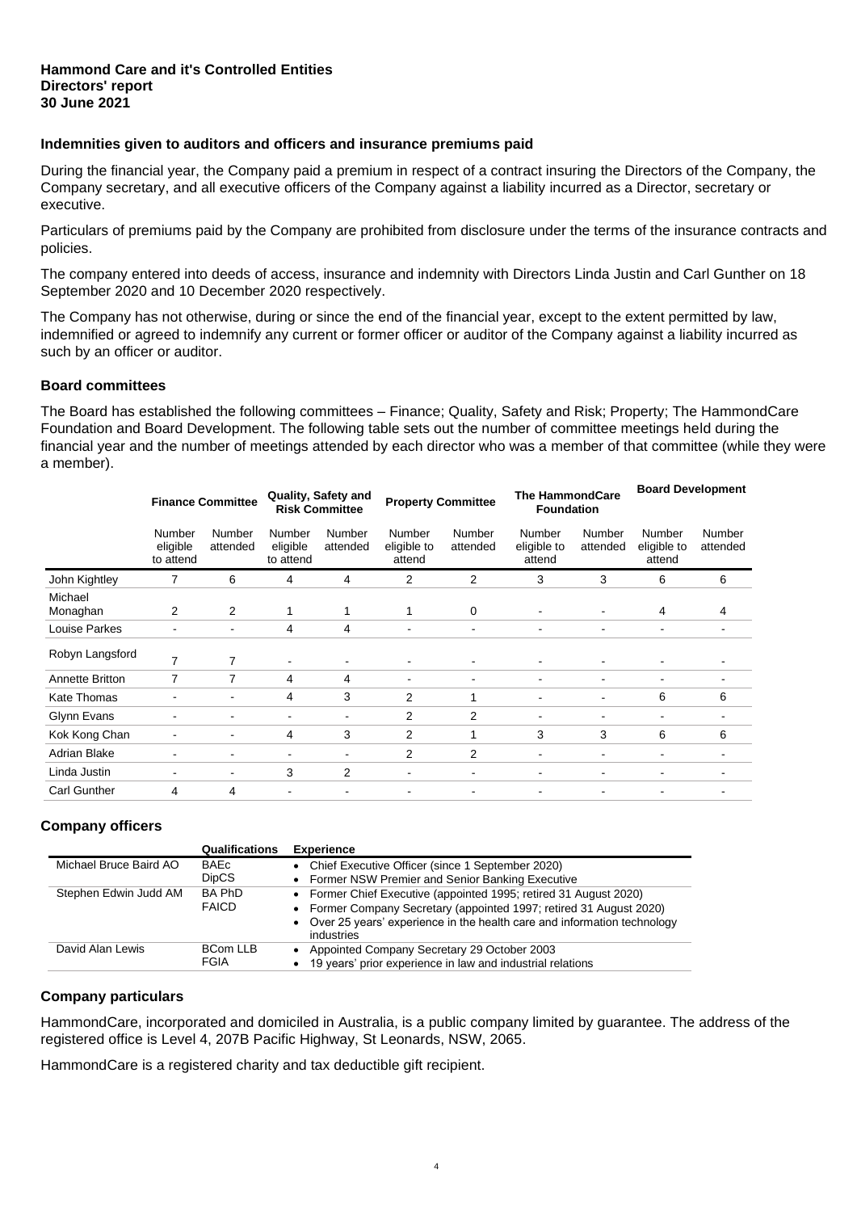**Hammond Care and it's Controlled Entities**
**Directors' report**
**30 June 2021**

### Indemnities given to auditors and officers and insurance premiums paid

During the financial year, the Company paid a premium in respect of a contract insuring the Directors of the Company, the Company secretary, and all executive officers of the Company against a liability incurred as a Director, secretary or executive.

Particulars of premiums paid by the Company are prohibited from disclosure under the terms of the insurance contracts and policies.

The company entered into deeds of access, insurance and indemnity with Directors Linda Justin and Carl Gunther on 18 September 2020 and 10 December 2020 respectively.

The Company has not otherwise, during or since the end of the financial year, except to the extent permitted by law, indemnified or agreed to indemnify any current or former officer or auditor of the Company against a liability incurred as such by an officer or auditor.

### Board committees

The Board has established the following committees – Finance; Quality, Safety and Risk; Property; The HammondCare Foundation and Board Development. The following table sets out the number of committee meetings held during the financial year and the number of meetings attended by each director who was a member of that committee (while they were a member).

| | Finance Committee | | Quality, Safety and Risk Committee | | Property Committee | | The HammondCare Foundation | | Board Development | |
|---|---|---|---|---|---|---|---|---|---|---|
| | Number eligible to attend | Number attended | Number eligible to attend | Number attended | Number eligible to attend | Number attended | Number eligible to attend | Number attended | Number eligible to attend | Number attended |
| John Kightley | 7 | 6 | 4 | 4 | 2 | 2 | 3 | 3 | 6 | 6 |
| Michael Monaghan | 2 | 2 | 1 | 1 | 1 | 0 | - | - | 4 | 4 |
| Louise Parkes | - | - | 4 | 4 | - | - | - | - | - | - |
| Robyn Langsford | 7 | 7 | - | - | - | - | - | - | - | - |
| Annette Britton | 7 | 7 | 4 | 4 | - | - | - | - | - | - |
| Kate Thomas | - | - | 4 | 3 | 2 | 1 | - | - | 6 | 6 |
| Glynn Evans | - | - | - | - | 2 | 2 | - | - | - | - |
| Kok Kong Chan | - | - | 4 | 3 | 2 | 1 | 3 | 3 | 6 | 6 |
| Adrian Blake | - | - | - | - | 2 | 2 | - | - | - | - |
| Linda Justin | - | - | 3 | 2 | - | - | - | - | - | - |
| Carl Gunther | 4 | 4 | - | - | - | - | - | - | - | - |

### Company officers

| | Qualifications | Experience |
|---|---|---|
| Michael Bruce Baird AO | BAEc DipCS | • Chief Executive Officer (since 1 September 2020) • Former NSW Premier and Senior Banking Executive |
| Stephen Edwin Judd AM | BA PhD FAICD | • Former Chief Executive (appointed 1995; retired 31 August 2020) • Former Company Secretary (appointed 1997; retired 31 August 2020) • Over 25 years' experience in the health care and information technology industries |
| David Alan Lewis | BCom LLB FGIA | • Appointed Company Secretary 29 October 2003 • 19 years' prior experience in law and industrial relations |

### Company particulars

HammondCare, incorporated and domiciled in Australia, is a public company limited by guarantee. The address of the registered office is Level 4, 207B Pacific Highway, St Leonards, NSW, 2065.

HammondCare is a registered charity and tax deductible gift recipient.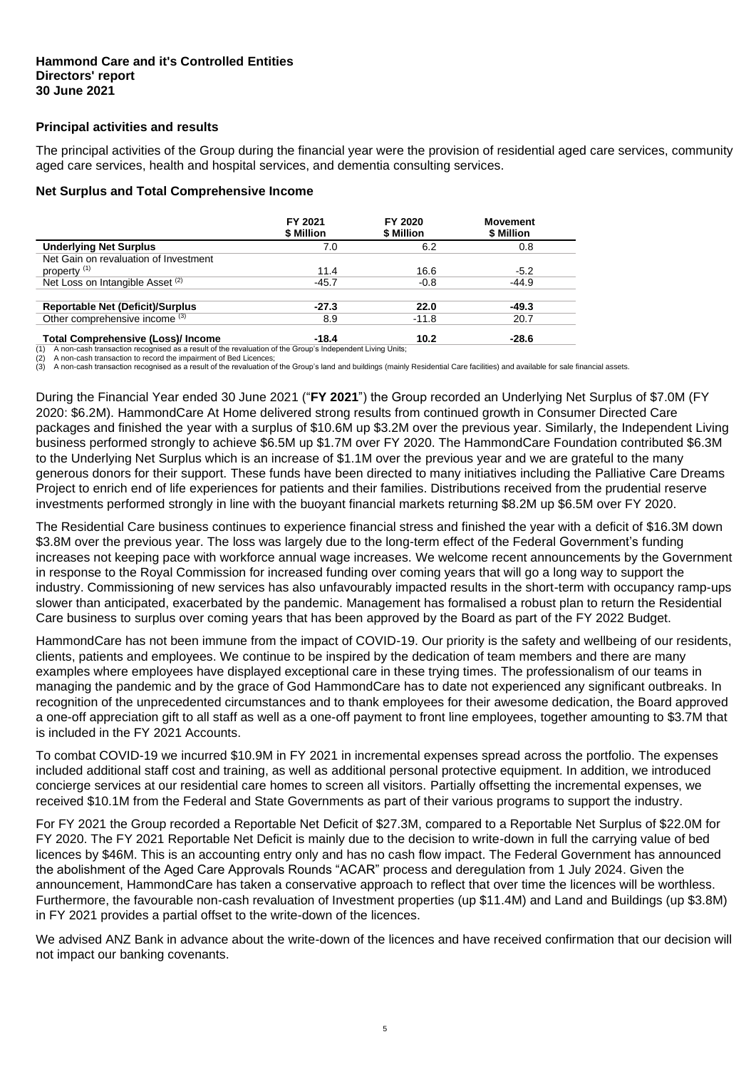**Hammond Care and it's Controlled Entities**
**Directors' report**
**30 June 2021**

## Principal activities and results

The principal activities of the Group during the financial year were the provision of residential aged care services, community aged care services, health and hospital services, and dementia consulting services.

## Net Surplus and Total Comprehensive Income

| | FY 2021 \$ Million | FY 2020 \$ Million | Movement \$ Million |
|---|---|---|---|
| **Underlying Net Surplus** | 7.0 | 6.2 | 0.8 |
| Net Gain on revaluation of Investment property [(1)] | 11.4 | 16.6 | -5.2 |
| Net Loss on Intangible Asset [(2)] | -45.7 | -0.8 | -44.9 |
| **Reportable Net (Deficit)/Surplus** | **-27.3** | **22.0** | **-49.3** |
| Other comprehensive income [(3)] | 8.9 | -11.8 | 20.7 |
| **Total Comprehensive (Loss)/ Income** | **-18.4** | **10.2** | **-28.6** |

(1) A non-cash transaction recognised as a result of the revaluation of the Group's Independent Living Units;
(2) A non-cash transaction to record the impairment of Bed Licences;
(3) A non-cash transaction recognised as a result of the revaluation of the Group's land and buildings (mainly Residential Care facilities) and available for sale financial assets.

During the Financial Year ended 30 June 2021 ("**FY 2021**") the Group recorded an Underlying Net Surplus of $7.0M (FY 2020: $6.2M). HammondCare At Home delivered strong results from continued growth in Consumer Directed Care packages and finished the year with a surplus of $10.6M up $3.2M over the previous year. Similarly, the Independent Living business performed strongly to achieve $6.5M up $1.7M over FY 2020. The HammondCare Foundation contributed $6.3M to the Underlying Net Surplus which is an increase of $1.1M over the previous year and we are grateful to the many generous donors for their support. These funds have been directed to many initiatives including the Palliative Care Dreams Project to enrich end of life experiences for patients and their families. Distributions received from the prudential reserve investments performed strongly in line with the buoyant financial markets returning $8.2M up $6.5M over FY 2020.

The Residential Care business continues to experience financial stress and finished the year with a deficit of $16.3M down $3.8M over the previous year. The loss was largely due to the long-term effect of the Federal Government's funding increases not keeping pace with workforce annual wage increases. We welcome recent announcements by the Government in response to the Royal Commission for increased funding over coming years that will go a long way to support the industry. Commissioning of new services has also unfavourably impacted results in the short-term with occupancy ramp-ups slower than anticipated, exacerbated by the pandemic. Management has formalised a robust plan to return the Residential Care business to surplus over coming years that has been approved by the Board as part of the FY 2022 Budget.

HammondCare has not been immune from the impact of COVID-19. Our priority is the safety and wellbeing of our residents, clients, patients and employees. We continue to be inspired by the dedication of team members and there are many examples where employees have displayed exceptional care in these trying times. The professionalism of our teams in managing the pandemic and by the grace of God HammondCare has to date not experienced any significant outbreaks. In recognition of the unprecedented circumstances and to thank employees for their awesome dedication, the Board approved a one-off appreciation gift to all staff as well as a one-off payment to front line employees, together amounting to $3.7M that is included in the FY 2021 Accounts.

To combat COVID-19 we incurred $10.9M in FY 2021 in incremental expenses spread across the portfolio. The expenses included additional staff cost and training, as well as additional personal protective equipment. In addition, we introduced concierge services at our residential care homes to screen all visitors. Partially offsetting the incremental expenses, we received $10.1M from the Federal and State Governments as part of their various programs to support the industry.

For FY 2021 the Group recorded a Reportable Net Deficit of $27.3M, compared to a Reportable Net Surplus of $22.0M for FY 2020. The FY 2021 Reportable Net Deficit is mainly due to the decision to write-down in full the carrying value of bed licences by $46M. This is an accounting entry only and has no cash flow impact. The Federal Government has announced the abolishment of the Aged Care Approvals Rounds "ACAR" process and deregulation from 1 July 2024. Given the announcement, HammondCare has taken a conservative approach to reflect that over time the licences will be worthless. Furthermore, the favourable non-cash revaluation of Investment properties (up $11.4M) and Land and Buildings (up $3.8M) in FY 2021 provides a partial offset to the write-down of the licences.

We advised ANZ Bank in advance about the write-down of the licences and have received confirmation that our decision will not impact our banking covenants.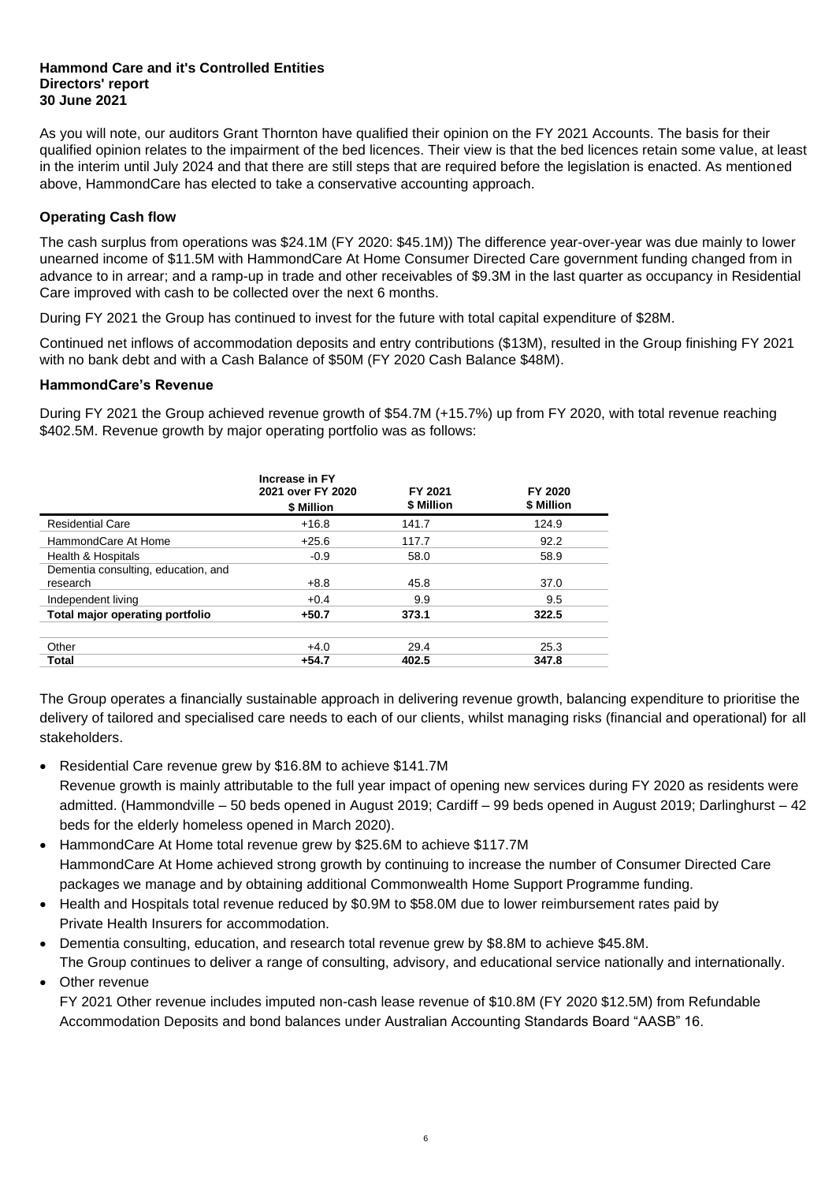**Hammond Care and it's Controlled Entities**
**Directors' report**
**30 June 2021**

As you will note, our auditors Grant Thornton have qualified their opinion on the FY 2021 Accounts. The basis for their qualified opinion relates to the impairment of the bed licences. Their view is that the bed licences retain some value, at least in the interim until July 2024 and that there are still steps that are required before the legislation is enacted. As mentioned above, HammondCare has elected to take a conservative accounting approach.

### Operating Cash flow

The cash surplus from operations was $24.1M (FY 2020: $45.1M)) The difference year-over-year was due mainly to lower unearned income of $11.5M with HammondCare At Home Consumer Directed Care government funding changed from in advance to in arrear; and a ramp-up in trade and other receivables of $9.3M in the last quarter as occupancy in Residential Care improved with cash to be collected over the next 6 months.

During FY 2021 the Group has continued to invest for the future with total capital expenditure of $28M.

Continued net inflows of accommodation deposits and entry contributions ($13M), resulted in the Group finishing FY 2021 with no bank debt and with a Cash Balance of $50M (FY 2020 Cash Balance $48M).

### HammondCare's Revenue

During FY 2021 the Group achieved revenue growth of $54.7M (+15.7%) up from FY 2020, with total revenue reaching $402.5M. Revenue growth by major operating portfolio was as follows:

| | Increase in FY 2021 over FY 2020 $ Million | FY 2021 $ Million | FY 2020 $ Million |
|---|---|---|---|
| Residential Care | +16.8 | 141.7 | 124.9 |
| HammondCare At Home | +25.6 | 117.7 | 92.2 |
| Health & Hospitals | -0.9 | 58.0 | 58.9 |
| Dementia consulting, education, and research | +8.8 | 45.8 | 37.0 |
| Independent living | +0.4 | 9.9 | 9.5 |
| **Total major operating portfolio** | **+50.7** | **373.1** | **322.5** |
| | | | |
| Other | +4.0 | 29.4 | 25.3 |
| **Total** | **+54.7** | **402.5** | **347.8** |

The Group operates a financially sustainable approach in delivering revenue growth, balancing expenditure to prioritise the delivery of tailored and specialised care needs to each of our clients, whilst managing risks (financial and operational) for all stakeholders.

- Residential Care revenue grew by $16.8M to achieve $141.7M
  Revenue growth is mainly attributable to the full year impact of opening new services during FY 2020 as residents were admitted. (Hammondville – 50 beds opened in August 2019; Cardiff – 99 beds opened in August 2019; Darlinghurst – 42 beds for the elderly homeless opened in March 2020).
- HammondCare At Home total revenue grew by $25.6M to achieve $117.7M
  HammondCare At Home achieved strong growth by continuing to increase the number of Consumer Directed Care packages we manage and by obtaining additional Commonwealth Home Support Programme funding.
- Health and Hospitals total revenue reduced by $0.9M to $58.0M due to lower reimbursement rates paid by Private Health Insurers for accommodation.
- Dementia consulting, education, and research total revenue grew by $8.8M to achieve $45.8M.
  The Group continues to deliver a range of consulting, advisory, and educational service nationally and internationally.
- Other revenue
  FY 2021 Other revenue includes imputed non-cash lease revenue of $10.8M (FY 2020 $12.5M) from Refundable Accommodation Deposits and bond balances under Australian Accounting Standards Board "AASB" 16.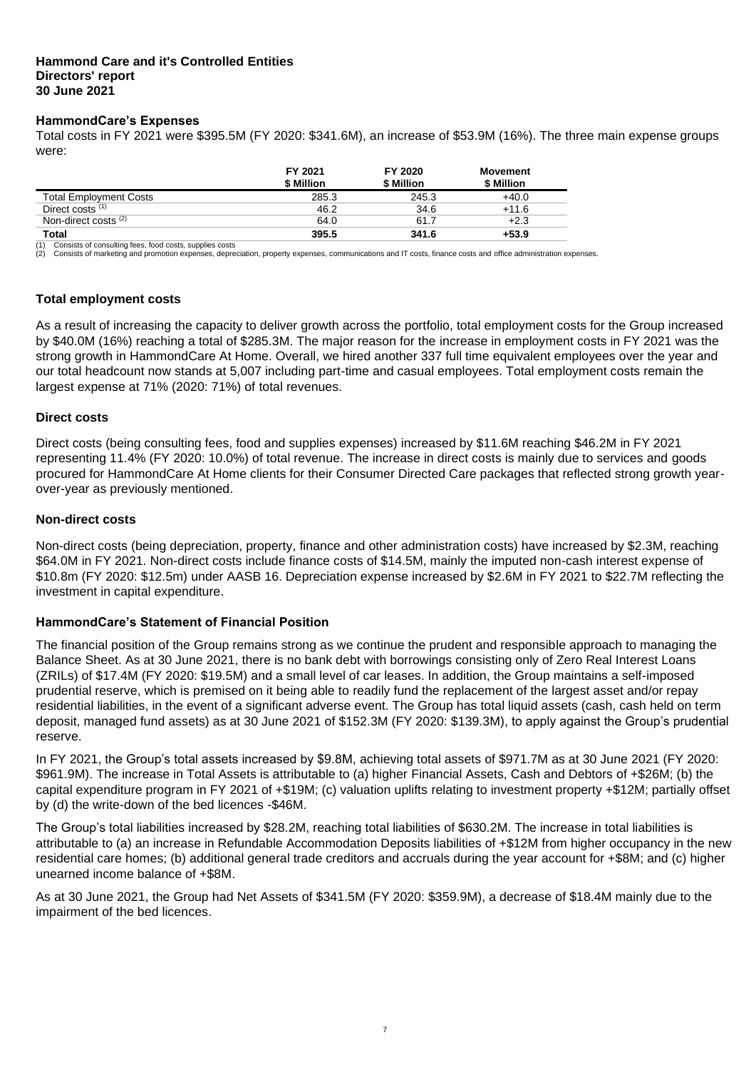**Hammond Care and it's Controlled Entities**
**Directors' report**
**30 June 2021**

## HammondCare's Expenses

Total costs in FY 2021 were $395.5M (FY 2020: $341.6M), an increase of $53.9M (16%). The three main expense groups were:

| | FY 2021 $ Million | FY 2020 $ Million | Movement $ Million |
|---|---|---|---|
| Total Employment Costs | 285.3 | 245.3 | +40.0 |
| Direct costs [(1)] | 46.2 | 34.6 | +11.6 |
| Non-direct costs [(2)] | 64.0 | 61.7 | +2.3 |
| **Total** | **395.5** | **341.6** | **+53.9** |

(1) Consists of consulting fees, food costs, supplies costs
(2) Consists of marketing and promotion expenses, depreciation, property expenses, communications and IT costs, finance costs and office administration expenses.

### Total employment costs

As a result of increasing the capacity to deliver growth across the portfolio, total employment costs for the Group increased by $40.0M (16%) reaching a total of $285.3M. The major reason for the increase in employment costs in FY 2021 was the strong growth in HammondCare At Home. Overall, we hired another 337 full time equivalent employees over the year and our total headcount now stands at 5,007 including part-time and casual employees. Total employment costs remain the largest expense at 71% (2020: 71%) of total revenues.

### Direct costs

Direct costs (being consulting fees, food and supplies expenses) increased by $11.6M reaching $46.2M in FY 2021 representing 11.4% (FY 2020: 10.0%) of total revenue. The increase in direct costs is mainly due to services and goods procured for HammondCare At Home clients for their Consumer Directed Care packages that reflected strong growth year-over-year as previously mentioned.

### Non-direct costs

Non-direct costs (being depreciation, property, finance and other administration costs) have increased by $2.3M, reaching $64.0M in FY 2021. Non-direct costs include finance costs of $14.5M, mainly the imputed non-cash interest expense of $10.8m (FY 2020: $12.5m) under AASB 16. Depreciation expense increased by $2.6M in FY 2021 to $22.7M reflecting the investment in capital expenditure.

## HammondCare's Statement of Financial Position

The financial position of the Group remains strong as we continue the prudent and responsible approach to managing the Balance Sheet. As at 30 June 2021, there is no bank debt with borrowings consisting only of Zero Real Interest Loans (ZRILs) of $17.4M (FY 2020: $19.5M) and a small level of car leases. In addition, the Group maintains a self-imposed prudential reserve, which is premised on it being able to readily fund the replacement of the largest asset and/or repay residential liabilities, in the event of a significant adverse event. The Group has total liquid assets (cash, cash held on term deposit, managed fund assets) as at 30 June 2021 of $152.3M (FY 2020: $139.3M), to apply against the Group's prudential reserve.

In FY 2021, the Group's total assets increased by $9.8M, achieving total assets of $971.7M as at 30 June 2021 (FY 2020: $961.9M). The increase in Total Assets is attributable to (a) higher Financial Assets, Cash and Debtors of +$26M; (b) the capital expenditure program in FY 2021 of +$19M; (c) valuation uplifts relating to investment property +$12M; partially offset by (d) the write-down of the bed licences -$46M.

The Group's total liabilities increased by $28.2M, reaching total liabilities of $630.2M. The increase in total liabilities is attributable to (a) an increase in Refundable Accommodation Deposits liabilities of +$12M from higher occupancy in the new residential care homes; (b) additional general trade creditors and accruals during the year account for +$8M; and (c) higher unearned income balance of +$8M.

As at 30 June 2021, the Group had Net Assets of $341.5M (FY 2020: $359.9M), a decrease of $18.4M mainly due to the impairment of the bed licences.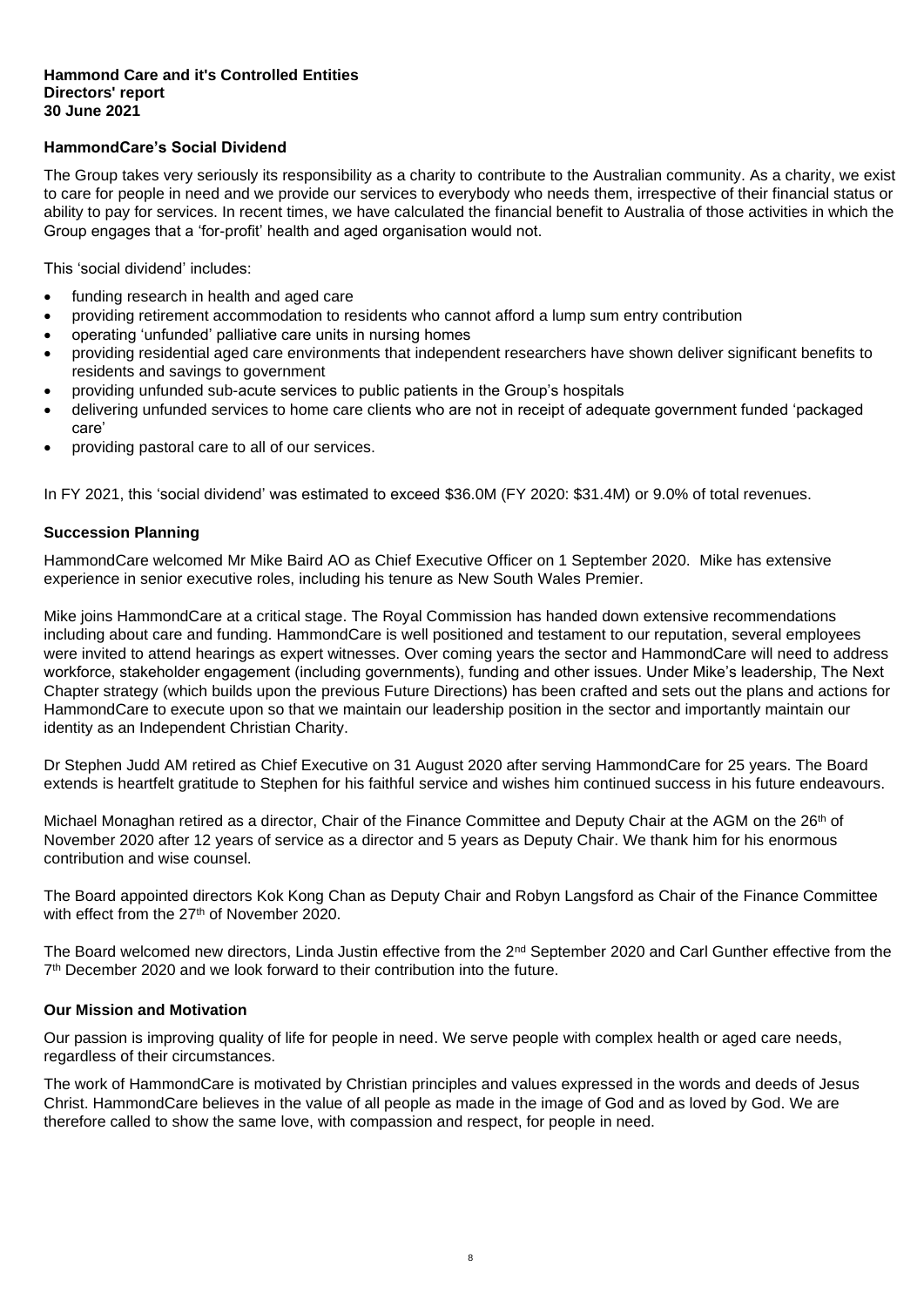**Hammond Care and it's Controlled Entities**
**Directors' report**
**30 June 2021**

## HammondCare's Social Dividend

The Group takes very seriously its responsibility as a charity to contribute to the Australian community. As a charity, we exist to care for people in need and we provide our services to everybody who needs them, irrespective of their financial status or ability to pay for services. In recent times, we have calculated the financial benefit to Australia of those activities in which the Group engages that a 'for-profit' health and aged organisation would not.

This 'social dividend' includes:

- funding research in health and aged care
- providing retirement accommodation to residents who cannot afford a lump sum entry contribution
- operating 'unfunded' palliative care units in nursing homes
- providing residential aged care environments that independent researchers have shown deliver significant benefits to residents and savings to government
- providing unfunded sub-acute services to public patients in the Group's hospitals
- delivering unfunded services to home care clients who are not in receipt of adequate government funded 'packaged care'
- providing pastoral care to all of our services.

In FY 2021, this 'social dividend' was estimated to exceed $36.0M (FY 2020: $31.4M) or 9.0% of total revenues.

## Succession Planning

HammondCare welcomed Mr Mike Baird AO as Chief Executive Officer on 1 September 2020. Mike has extensive experience in senior executive roles, including his tenure as New South Wales Premier.

Mike joins HammondCare at a critical stage. The Royal Commission has handed down extensive recommendations including about care and funding. HammondCare is well positioned and testament to our reputation, several employees were invited to attend hearings as expert witnesses. Over coming years the sector and HammondCare will need to address workforce, stakeholder engagement (including governments), funding and other issues. Under Mike's leadership, The Next Chapter strategy (which builds upon the previous Future Directions) has been crafted and sets out the plans and actions for HammondCare to execute upon so that we maintain our leadership position in the sector and importantly maintain our identity as an Independent Christian Charity.

Dr Stephen Judd AM retired as Chief Executive on 31 August 2020 after serving HammondCare for 25 years. The Board extends is heartfelt gratitude to Stephen for his faithful service and wishes him continued success in his future endeavours.

Michael Monaghan retired as a director, Chair of the Finance Committee and Deputy Chair at the AGM on the 26th of November 2020 after 12 years of service as a director and 5 years as Deputy Chair. We thank him for his enormous contribution and wise counsel.

The Board appointed directors Kok Kong Chan as Deputy Chair and Robyn Langsford as Chair of the Finance Committee with effect from the 27th of November 2020.

The Board welcomed new directors, Linda Justin effective from the 2nd September 2020 and Carl Gunther effective from the 7th December 2020 and we look forward to their contribution into the future.

## Our Mission and Motivation

Our passion is improving quality of life for people in need. We serve people with complex health or aged care needs, regardless of their circumstances.

The work of HammondCare is motivated by Christian principles and values expressed in the words and deeds of Jesus Christ. HammondCare believes in the value of all people as made in the image of God and as loved by God. We are therefore called to show the same love, with compassion and respect, for people in need.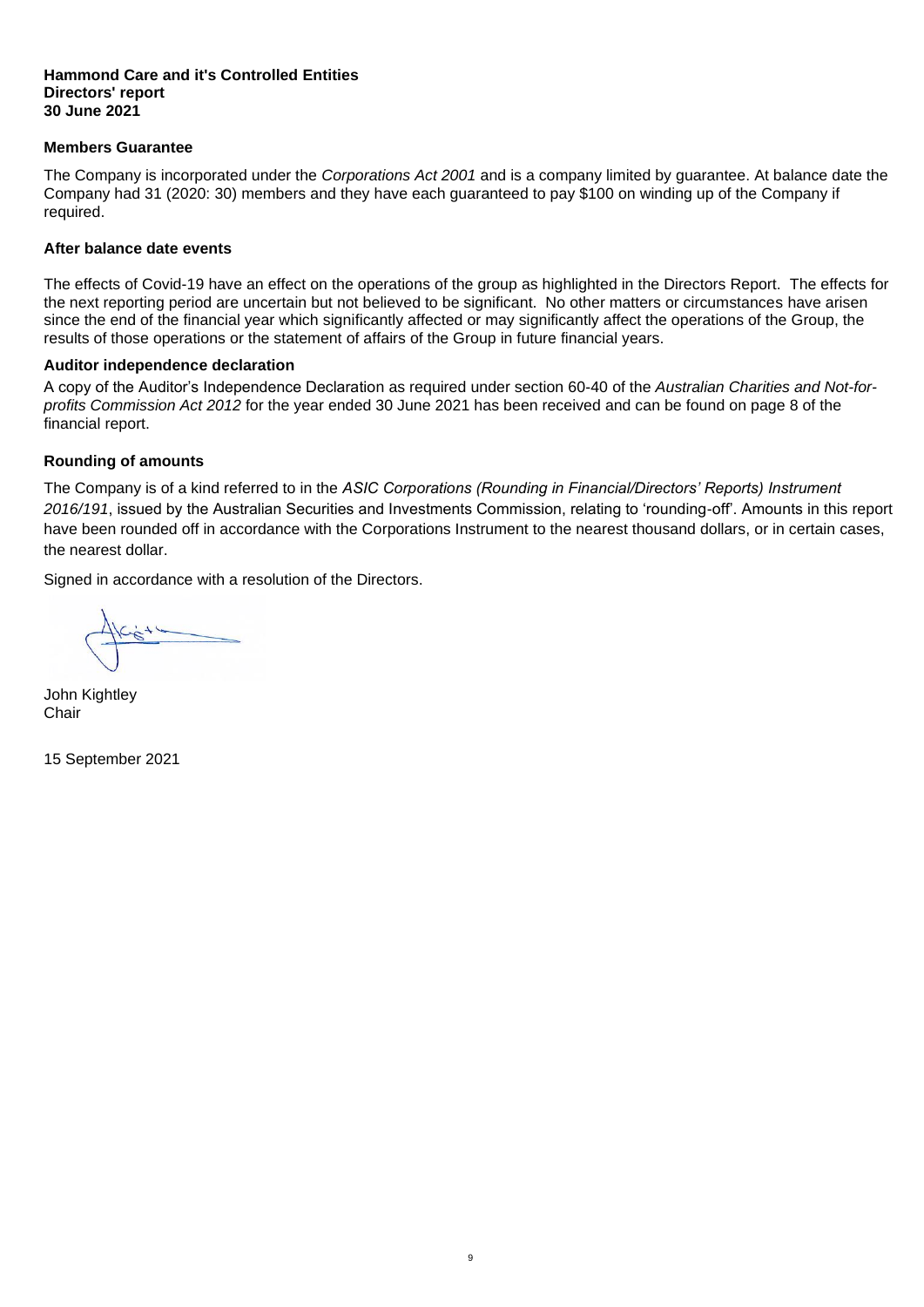**Hammond Care and it's Controlled Entities**
**Directors' report**
**30 June 2021**

### Members Guarantee

The Company is incorporated under the *Corporations Act 2001* and is a company limited by guarantee. At balance date the Company had 31 (2020: 30) members and they have each guaranteed to pay $100 on winding up of the Company if required.

### After balance date events

The effects of Covid-19 have an effect on the operations of the group as highlighted in the Directors Report. The effects for the next reporting period are uncertain but not believed to be significant. No other matters or circumstances have arisen since the end of the financial year which significantly affected or may significantly affect the operations of the Group, the results of those operations or the statement of affairs of the Group in future financial years.

### Auditor independence declaration

A copy of the Auditor's Independence Declaration as required under section 60-40 of the *Australian Charities and Not-for-profits Commission Act 2012* for the year ended 30 June 2021 has been received and can be found on page 8 of the financial report.

### Rounding of amounts

The Company is of a kind referred to in the *ASIC Corporations (Rounding in Financial/Directors' Reports) Instrument 2016/191*, issued by the Australian Securities and Investments Commission, relating to 'rounding-off'. Amounts in this report have been rounded off in accordance with the Corporations Instrument to the nearest thousand dollars, or in certain cases, the nearest dollar.

Signed in accordance with a resolution of the Directors.

John Kightley
Chair

15 September 2021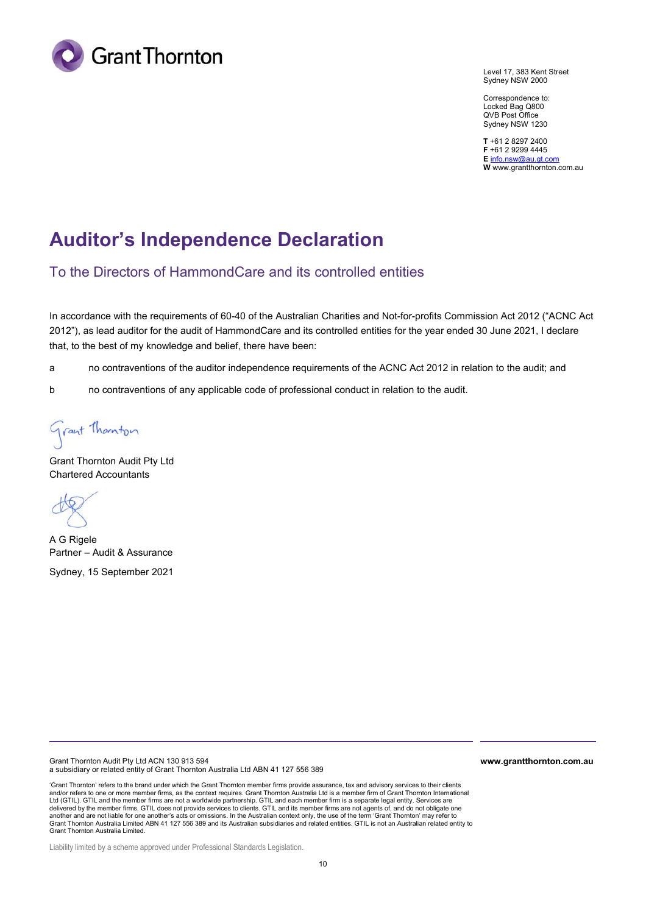Grant Thornton

Level 17, 383 Kent Street
Sydney NSW 2000

Correspondence to:
Locked Bag Q800
QVB Post Office
Sydney NSW 1230

**T** +61 2 8297 2400
**F** +61 2 9299 4445
**E** info.nsw@au.gt.com
**W** www.grantthornton.com.au

# Auditor's Independence Declaration

## To the Directors of HammondCare and its controlled entities

In accordance with the requirements of 60-40 of the Australian Charities and Not-for-profits Commission Act 2012 ("ACNC Act 2012"), as lead auditor for the audit of HammondCare and its controlled entities for the year ended 30 June 2021, I declare that, to the best of my knowledge and belief, there have been:

a no contraventions of the auditor independence requirements of the ACNC Act 2012 in relation to the audit; and

b no contraventions of any applicable code of professional conduct in relation to the audit.

Grant Thornton Audit Pty Ltd
Chartered Accountants

A G Rigele
Partner – Audit & Assurance

Sydney, 15 September 2021

Grant Thornton Audit Pty Ltd ACN 130 913 594
a subsidiary or related entity of Grant Thornton Australia Ltd ABN 41 127 556 389

**www.grantthornton.com.au**

'Grant Thornton' refers to the brand under which the Grant Thornton member firms provide assurance, tax and advisory services to their clients and/or refers to one or more member firms, as the context requires. Grant Thornton Australia Ltd is a member firm of Grant Thornton International Ltd (GTIL). GTIL and the member firms are not a worldwide partnership. GTIL and each member firm is a separate legal entity. Services are delivered by the member firms. GTIL does not provide services to clients. GTIL and its member firms are not agents of, and do not obligate one another and are not liable for one another's acts or omissions. In the Australian context only, the use of the term 'Grant Thornton' may refer to Grant Thornton Australia Limited ABN 41 127 556 389 and its Australian subsidiaries and related entities. GTIL is not an Australian related entity to Grant Thornton Australia Limited.

Liability limited by a scheme approved under Professional Standards Legislation.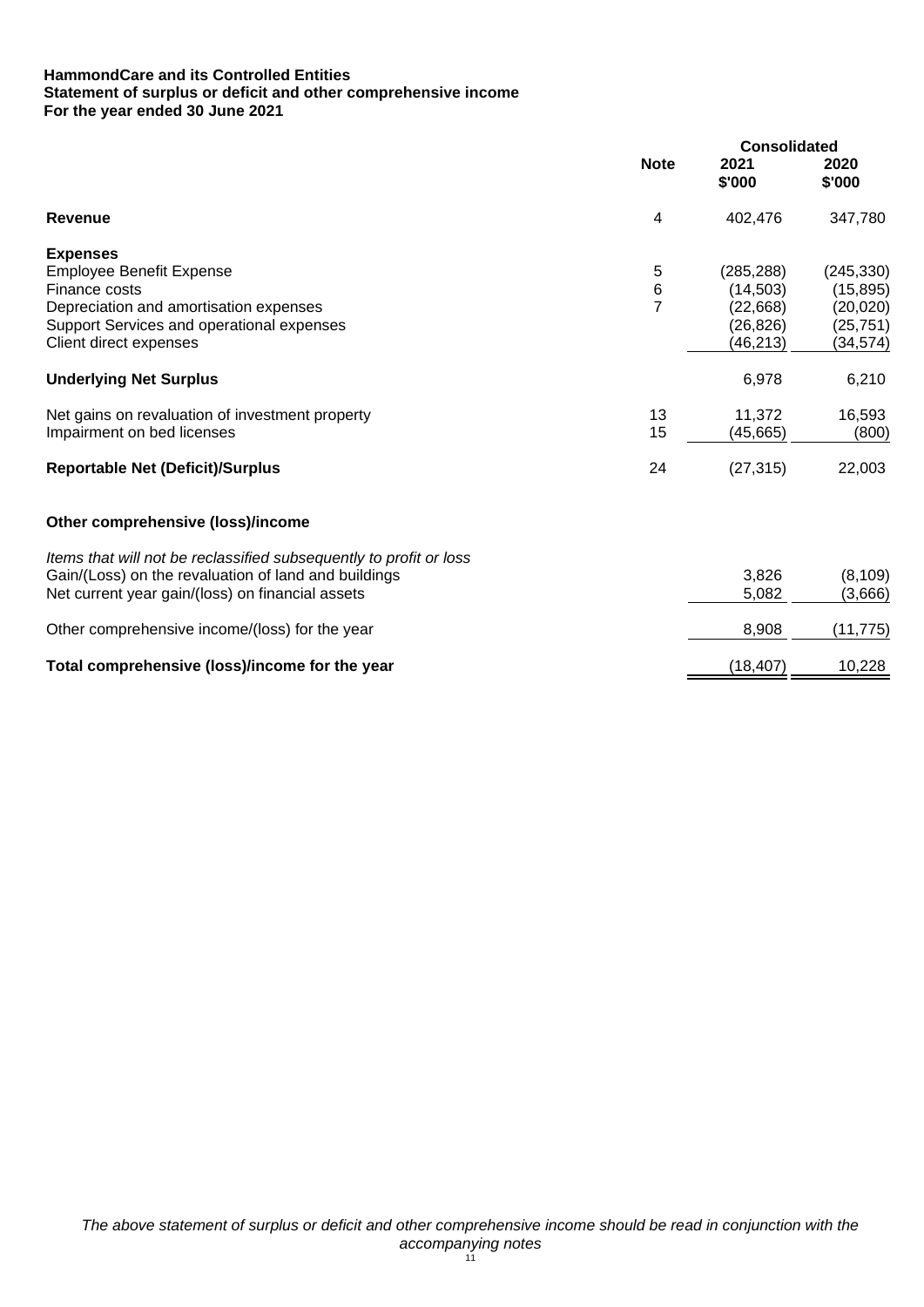**HammondCare and its Controlled Entities**
**Statement of surplus or deficit and other comprehensive income**
**For the year ended 30 June 2021**

| | Note | Consolidated 2021 $'000 | 2020 $'000 |
|---|---|---|---|
| **Revenue** | 4 | 402,476 | 347,780 |
| **Expenses** | | | |
| Employee Benefit Expense | 5 | (285,288) | (245,330) |
| Finance costs | 6 | (14,503) | (15,895) |
| Depreciation and amortisation expenses | 7 | (22,668) | (20,020) |
| Support Services and operational expenses | | (26,826) | (25,751) |
| Client direct expenses | | (46,213) | (34,574) |
| **Underlying Net Surplus** | | 6,978 | 6,210 |
| Net gains on revaluation of investment property | 13 | 11,372 | 16,593 |
| Impairment on bed licenses | 15 | (45,665) | (800) |
| **Reportable Net (Deficit)/Surplus** | 24 | (27,315) | 22,003 |
| **Other comprehensive (loss)/income** | | | |
| *Items that will not be reclassified subsequently to profit or loss* | | | |
| Gain/(Loss) on the revaluation of land and buildings | | 3,826 | (8,109) |
| Net current year gain/(loss) on financial assets | | 5,082 | (3,666) |
| Other comprehensive income/(loss) for the year | | 8,908 | (11,775) |
| **Total comprehensive (loss)/income for the year** | | (18,407) | 10,228 |

*The above statement of surplus or deficit and other comprehensive income should be read in conjunction with the accompanying notes*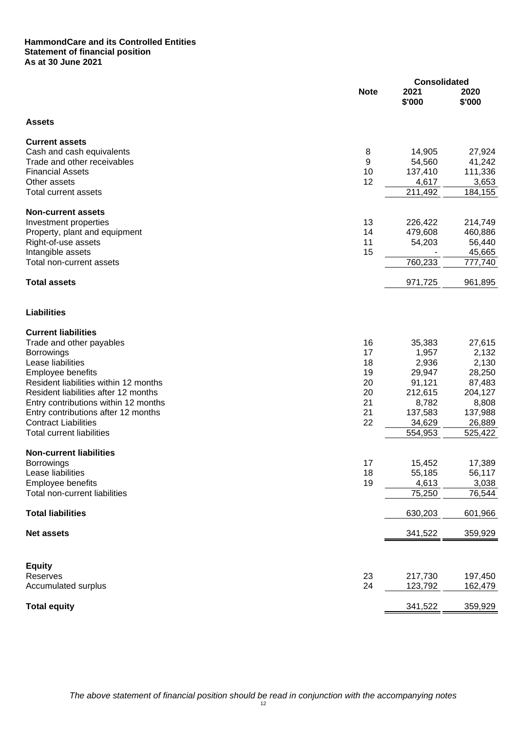**HammondCare and its Controlled Entities**
**Statement of financial position**
**As at 30 June 2021**

| | Note | Consolidated 2021 $'000 | 2020 $'000 |
|---|---|---|---|
| **Assets** | | | |
| **Current assets** | | | |
| Cash and cash equivalents | 8 | 14,905 | 27,924 |
| Trade and other receivables | 9 | 54,560 | 41,242 |
| Financial Assets | 10 | 137,410 | 111,336 |
| Other assets | 12 | 4,617 | 3,653 |
| Total current assets | | 211,492 | 184,155 |
| **Non-current assets** | | | |
| Investment properties | 13 | 226,422 | 214,749 |
| Property, plant and equipment | 14 | 479,608 | 460,886 |
| Right-of-use assets | 11 | 54,203 | 56,440 |
| Intangible assets | 15 | - | 45,665 |
| Total non-current assets | | 760,233 | 777,740 |
| **Total assets** | | 971,725 | 961,895 |
| **Liabilities** | | | |
| **Current liabilities** | | | |
| Trade and other payables | 16 | 35,383 | 27,615 |
| Borrowings | 17 | 1,957 | 2,132 |
| Lease liabilities | 18 | 2,936 | 2,130 |
| Employee benefits | 19 | 29,947 | 28,250 |
| Resident liabilities within 12 months | 20 | 91,121 | 87,483 |
| Resident liabilities after 12 months | 20 | 212,615 | 204,127 |
| Entry contributions within 12 months | 21 | 8,782 | 8,808 |
| Entry contributions after 12 months | 21 | 137,583 | 137,988 |
| Contract Liabilities | 22 | 34,629 | 26,889 |
| Total current liabilities | | 554,953 | 525,422 |
| **Non-current liabilities** | | | |
| Borrowings | 17 | 15,452 | 17,389 |
| Lease liabilities | 18 | 55,185 | 56,117 |
| Employee benefits | 19 | 4,613 | 3,038 |
| Total non-current liabilities | | 75,250 | 76,544 |
| **Total liabilities** | | 630,203 | 601,966 |
| **Net assets** | | 341,522 | 359,929 |
| **Equity** | | | |
| Reserves | 23 | 217,730 | 197,450 |
| Accumulated surplus | 24 | 123,792 | 162,479 |
| **Total equity** | | 341,522 | 359,929 |

*The above statement of financial position should be read in conjunction with the accompanying notes*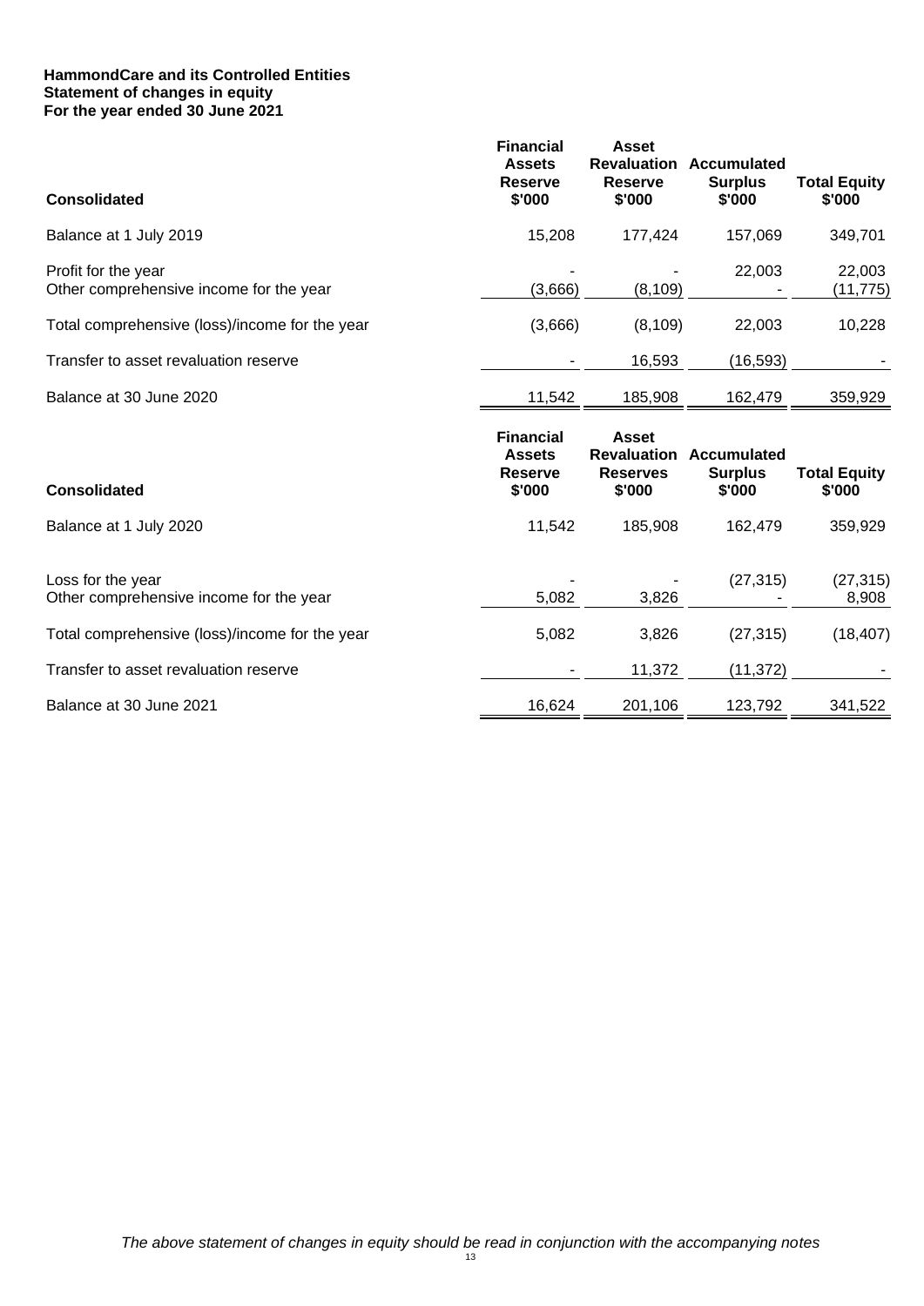**HammondCare and its Controlled Entities**
**Statement of changes in equity**
**For the year ended 30 June 2021**

| Consolidated | Financial Assets Reserve $'000 | Asset Revaluation Reserve $'000 | Accumulated Surplus $'000 | Total Equity $'000 |
|---|---|---|---|---|
| Balance at 1 July 2019 | 15,208 | 177,424 | 157,069 | 349,701 |
| Profit for the year | - | - | 22,003 | 22,003 |
| Other comprehensive income for the year | (3,666) | (8,109) | - | (11,775) |
| Total comprehensive (loss)/income for the year | (3,666) | (8,109) | 22,003 | 10,228 |
| Transfer to asset revaluation reserve | - | 16,593 | (16,593) | - |
| Balance at 30 June 2020 | 11,542 | 185,908 | 162,479 | 359,929 |

| Consolidated | Financial Assets Reserve $'000 | Asset Revaluation Reserves $'000 | Accumulated Surplus $'000 | Total Equity $'000 |
|---|---|---|---|---|
| Balance at 1 July 2020 | 11,542 | 185,908 | 162,479 | 359,929 |
| Loss for the year | - | - | (27,315) | (27,315) |
| Other comprehensive income for the year | 5,082 | 3,826 | - | 8,908 |
| Total comprehensive (loss)/income for the year | 5,082 | 3,826 | (27,315) | (18,407) |
| Transfer to asset revaluation reserve | - | 11,372 | (11,372) | - |
| Balance at 30 June 2021 | 16,624 | 201,106 | 123,792 | 341,522 |

*The above statement of changes in equity should be read in conjunction with the accompanying notes*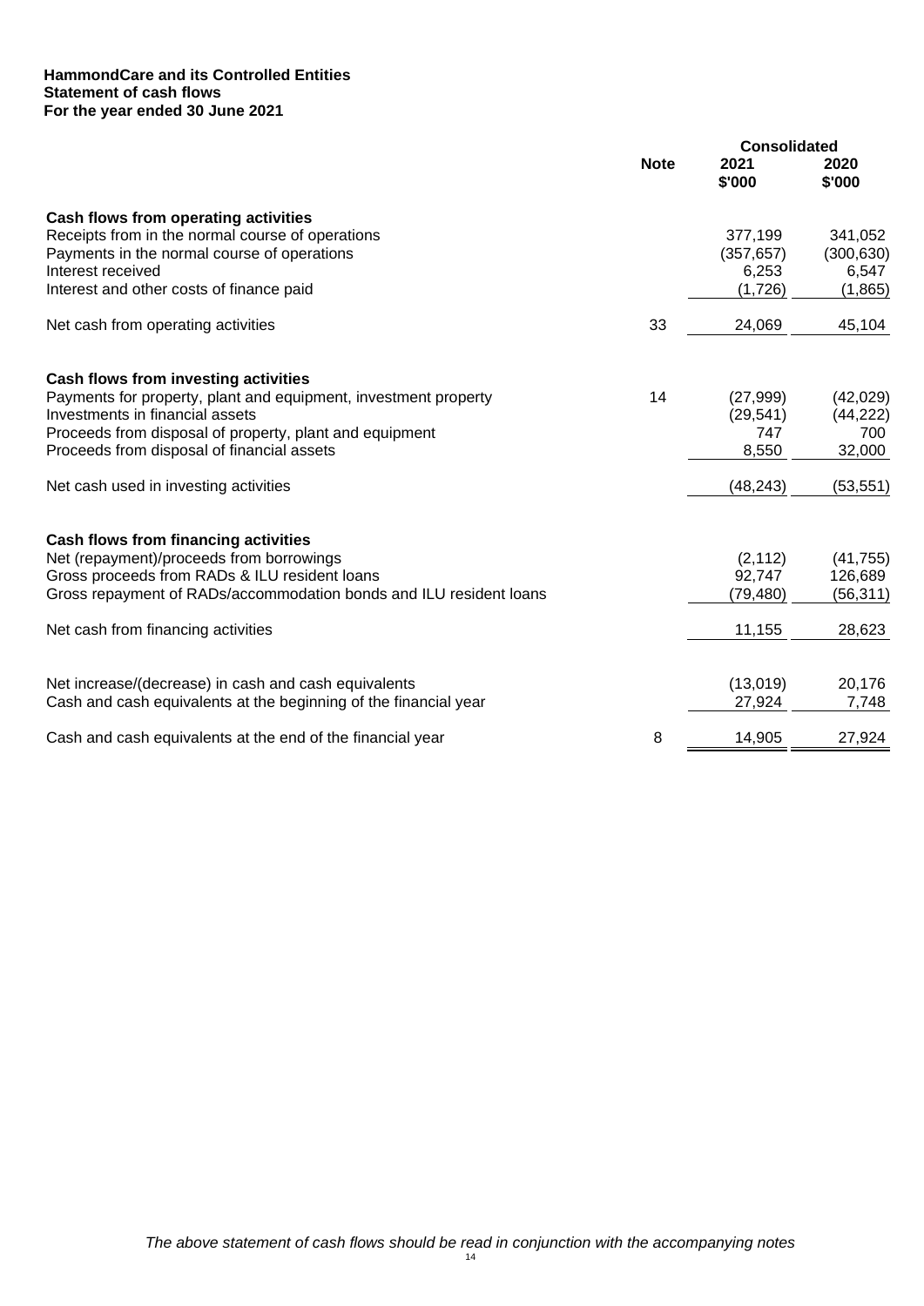**HammondCare and its Controlled Entities**
**Statement of cash flows**
**For the year ended 30 June 2021**

| | Note | Consolidated 2021 $'000 | 2020 $'000 |
|---|---|---|---|
| **Cash flows from operating activities** | | | |
| Receipts from in the normal course of operations | | 377,199 | 341,052 |
| Payments in the normal course of operations | | (357,657) | (300,630) |
| Interest received | | 6,253 | 6,547 |
| Interest and other costs of finance paid | | (1,726) | (1,865) |
| Net cash from operating activities | 33 | 24,069 | 45,104 |
| **Cash flows from investing activities** | | | |
| Payments for property, plant and equipment, investment property | 14 | (27,999) | (42,029) |
| Investments in financial assets | | (29,541) | (44,222) |
| Proceeds from disposal of property, plant and equipment | | 747 | 700 |
| Proceeds from disposal of financial assets | | 8,550 | 32,000 |
| Net cash used in investing activities | | (48,243) | (53,551) |
| **Cash flows from financing activities** | | | |
| Net (repayment)/proceeds from borrowings | | (2,112) | (41,755) |
| Gross proceeds from RADs & ILU resident loans | | 92,747 | 126,689 |
| Gross repayment of RADs/accommodation bonds and ILU resident loans | | (79,480) | (56,311) |
| Net cash from financing activities | | 11,155 | 28,623 |
| Net increase/(decrease) in cash and cash equivalents | | (13,019) | 20,176 |
| Cash and cash equivalents at the beginning of the financial year | | 27,924 | 7,748 |
| Cash and cash equivalents at the end of the financial year | 8 | 14,905 | 27,924 |

*The above statement of cash flows should be read in conjunction with the accompanying notes*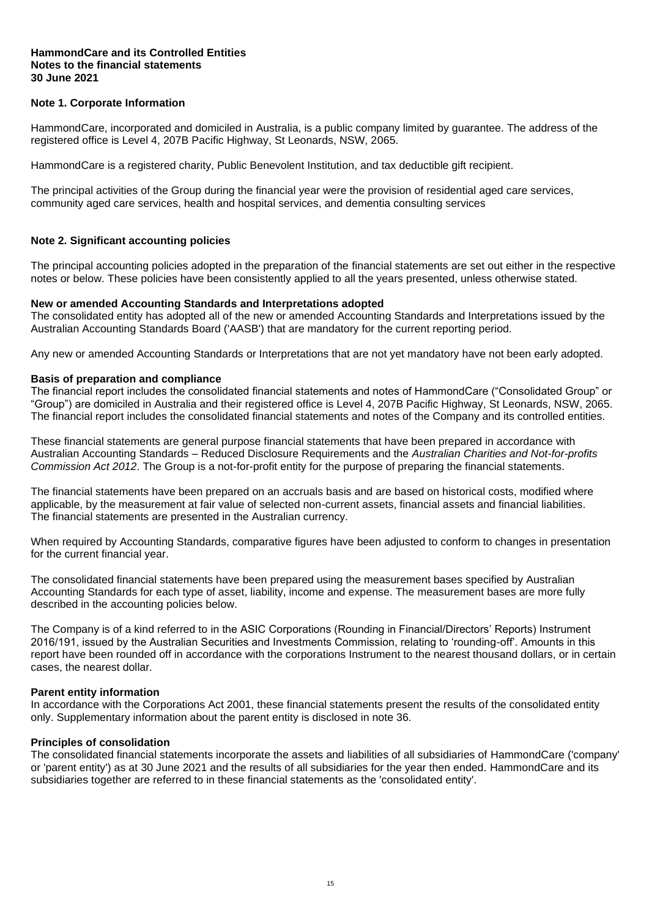**HammondCare and its Controlled Entities**
**Notes to the financial statements**
**30 June 2021**

## Note 1. Corporate Information

HammondCare, incorporated and domiciled in Australia, is a public company limited by guarantee. The address of the registered office is Level 4, 207B Pacific Highway, St Leonards, NSW, 2065.

HammondCare is a registered charity, Public Benevolent Institution, and tax deductible gift recipient.

The principal activities of the Group during the financial year were the provision of residential aged care services, community aged care services, health and hospital services, and dementia consulting services

## Note 2. Significant accounting policies

The principal accounting policies adopted in the preparation of the financial statements are set out either in the respective notes or below. These policies have been consistently applied to all the years presented, unless otherwise stated.

### New or amended Accounting Standards and Interpretations adopted

The consolidated entity has adopted all of the new or amended Accounting Standards and Interpretations issued by the Australian Accounting Standards Board ('AASB') that are mandatory for the current reporting period.

Any new or amended Accounting Standards or Interpretations that are not yet mandatory have not been early adopted.

### Basis of preparation and compliance

The financial report includes the consolidated financial statements and notes of HammondCare ("Consolidated Group" or "Group") are domiciled in Australia and their registered office is Level 4, 207B Pacific Highway, St Leonards, NSW, 2065. The financial report includes the consolidated financial statements and notes of the Company and its controlled entities.

These financial statements are general purpose financial statements that have been prepared in accordance with Australian Accounting Standards – Reduced Disclosure Requirements and the *Australian Charities and Not-for-profits Commission Act 2012*. The Group is a not-for-profit entity for the purpose of preparing the financial statements.

The financial statements have been prepared on an accruals basis and are based on historical costs, modified where applicable, by the measurement at fair value of selected non-current assets, financial assets and financial liabilities. The financial statements are presented in the Australian currency.

When required by Accounting Standards, comparative figures have been adjusted to conform to changes in presentation for the current financial year.

The consolidated financial statements have been prepared using the measurement bases specified by Australian Accounting Standards for each type of asset, liability, income and expense. The measurement bases are more fully described in the accounting policies below.

The Company is of a kind referred to in the ASIC Corporations (Rounding in Financial/Directors' Reports) Instrument 2016/191, issued by the Australian Securities and Investments Commission, relating to 'rounding-off'. Amounts in this report have been rounded off in accordance with the corporations Instrument to the nearest thousand dollars, or in certain cases, the nearest dollar.

### Parent entity information

In accordance with the Corporations Act 2001, these financial statements present the results of the consolidated entity only. Supplementary information about the parent entity is disclosed in note 36.

### Principles of consolidation

The consolidated financial statements incorporate the assets and liabilities of all subsidiaries of HammondCare ('company' or 'parent entity') as at 30 June 2021 and the results of all subsidiaries for the year then ended. HammondCare and its subsidiaries together are referred to in these financial statements as the 'consolidated entity'.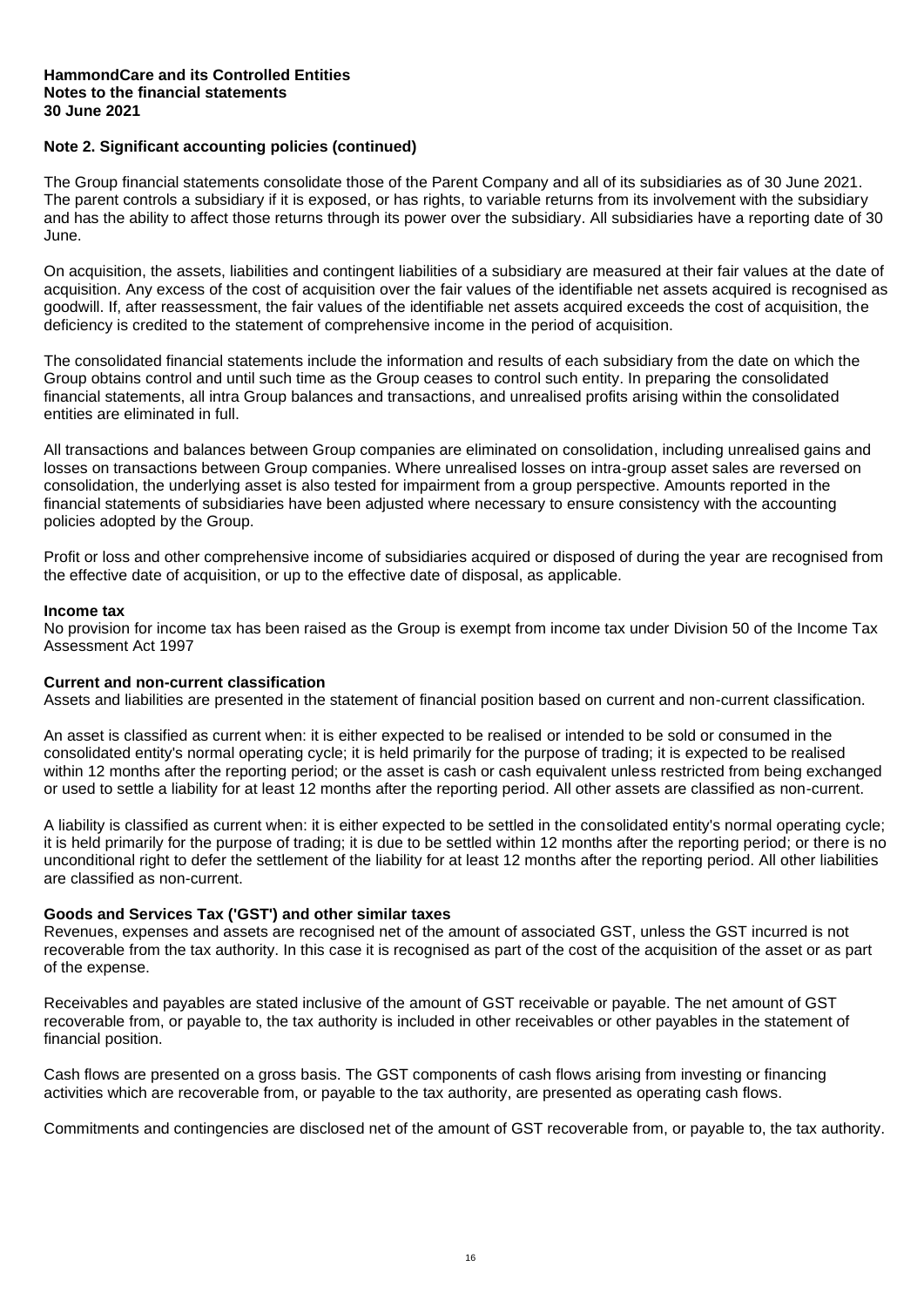## Note 2. Significant accounting policies (continued)

The Group financial statements consolidate those of the Parent Company and all of its subsidiaries as of 30 June 2021. The parent controls a subsidiary if it is exposed, or has rights, to variable returns from its involvement with the subsidiary and has the ability to affect those returns through its power over the subsidiary. All subsidiaries have a reporting date of 30 June.

On acquisition, the assets, liabilities and contingent liabilities of a subsidiary are measured at their fair values at the date of acquisition. Any excess of the cost of acquisition over the fair values of the identifiable net assets acquired is recognised as goodwill. If, after reassessment, the fair values of the identifiable net assets acquired exceeds the cost of acquisition, the deficiency is credited to the statement of comprehensive income in the period of acquisition.

The consolidated financial statements include the information and results of each subsidiary from the date on which the Group obtains control and until such time as the Group ceases to control such entity. In preparing the consolidated financial statements, all intra Group balances and transactions, and unrealised profits arising within the consolidated entities are eliminated in full.

All transactions and balances between Group companies are eliminated on consolidation, including unrealised gains and losses on transactions between Group companies. Where unrealised losses on intra-group asset sales are reversed on consolidation, the underlying asset is also tested for impairment from a group perspective. Amounts reported in the financial statements of subsidiaries have been adjusted where necessary to ensure consistency with the accounting policies adopted by the Group.

Profit or loss and other comprehensive income of subsidiaries acquired or disposed of during the year are recognised from the effective date of acquisition, or up to the effective date of disposal, as applicable.

**Income tax**
No provision for income tax has been raised as the Group is exempt from income tax under Division 50 of the Income Tax Assessment Act 1997

**Current and non-current classification**
Assets and liabilities are presented in the statement of financial position based on current and non-current classification.

An asset is classified as current when: it is either expected to be realised or intended to be sold or consumed in the consolidated entity's normal operating cycle; it is held primarily for the purpose of trading; it is expected to be realised within 12 months after the reporting period; or the asset is cash or cash equivalent unless restricted from being exchanged or used to settle a liability for at least 12 months after the reporting period. All other assets are classified as non-current.

A liability is classified as current when: it is either expected to be settled in the consolidated entity's normal operating cycle; it is held primarily for the purpose of trading; it is due to be settled within 12 months after the reporting period; or there is no unconditional right to defer the settlement of the liability for at least 12 months after the reporting period. All other liabilities are classified as non-current.

**Goods and Services Tax ('GST') and other similar taxes**
Revenues, expenses and assets are recognised net of the amount of associated GST, unless the GST incurred is not recoverable from the tax authority. In this case it is recognised as part of the cost of the acquisition of the asset or as part of the expense.

Receivables and payables are stated inclusive of the amount of GST receivable or payable. The net amount of GST recoverable from, or payable to, the tax authority is included in other receivables or other payables in the statement of financial position.

Cash flows are presented on a gross basis. The GST components of cash flows arising from investing or financing activities which are recoverable from, or payable to the tax authority, are presented as operating cash flows.

Commitments and contingencies are disclosed net of the amount of GST recoverable from, or payable to, the tax authority.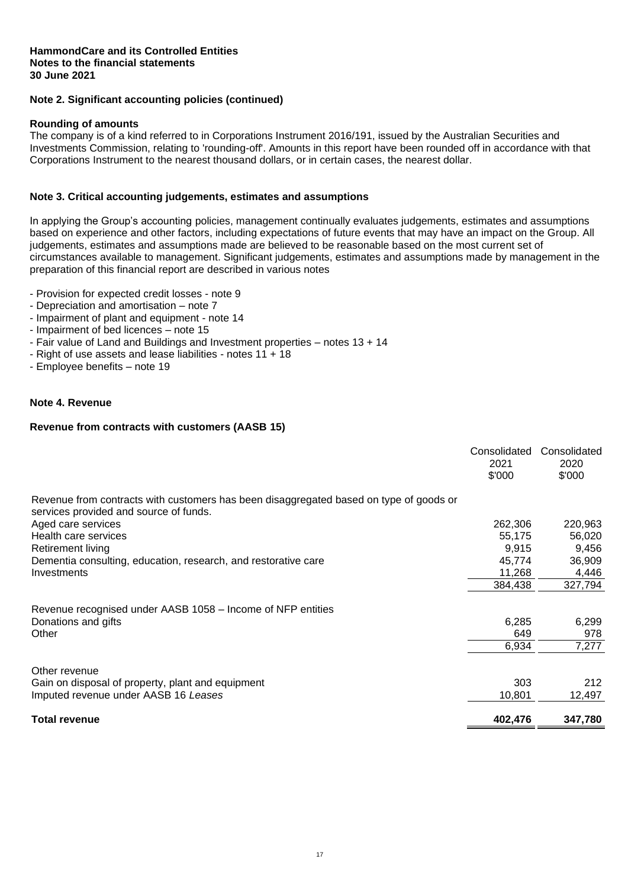**HammondCare and its Controlled Entities**
**Notes to the financial statements**
**30 June 2021**

## Note 2. Significant accounting policies (continued)

### Rounding of amounts

The company is of a kind referred to in Corporations Instrument 2016/191, issued by the Australian Securities and Investments Commission, relating to 'rounding-off'. Amounts in this report have been rounded off in accordance with that Corporations Instrument to the nearest thousand dollars, or in certain cases, the nearest dollar.

## Note 3. Critical accounting judgements, estimates and assumptions

In applying the Group's accounting policies, management continually evaluates judgements, estimates and assumptions based on experience and other factors, including expectations of future events that may have an impact on the Group. All judgements, estimates and assumptions made are believed to be reasonable based on the most current set of circumstances available to management. Significant judgements, estimates and assumptions made by management in the preparation of this financial report are described in various notes

- Provision for expected credit losses - note 9
- Depreciation and amortisation – note 7
- Impairment of plant and equipment - note 14
- Impairment of bed licences – note 15
- Fair value of Land and Buildings and Investment properties – notes 13 + 14
- Right of use assets and lease liabilities - notes 11 + 18
- Employee benefits – note 19

## Note 4. Revenue

### Revenue from contracts with customers (AASB 15)

| | Consolidated 2021 $'000 | Consolidated 2020 $'000 |
|---|---|---|
| Revenue from contracts with customers has been disaggregated based on type of goods or services provided and source of funds. | | |
| Aged care services | 262,306 | 220,963 |
| Health care services | 55,175 | 56,020 |
| Retirement living | 9,915 | 9,456 |
| Dementia consulting, education, research, and restorative care | 45,774 | 36,909 |
| Investments | 11,268 | 4,446 |
| | 384,438 | 327,794 |
| Revenue recognised under AASB 1058 – Income of NFP entities | | |
| Donations and gifts | 6,285 | 6,299 |
| Other | 649 | 978 |
| | 6,934 | 7,277 |
| Other revenue | | |
| Gain on disposal of property, plant and equipment | 303 | 212 |
| Imputed revenue under AASB 16 *Leases* | 10,801 | 12,497 |
| **Total revenue** | **402,476** | **347,780** |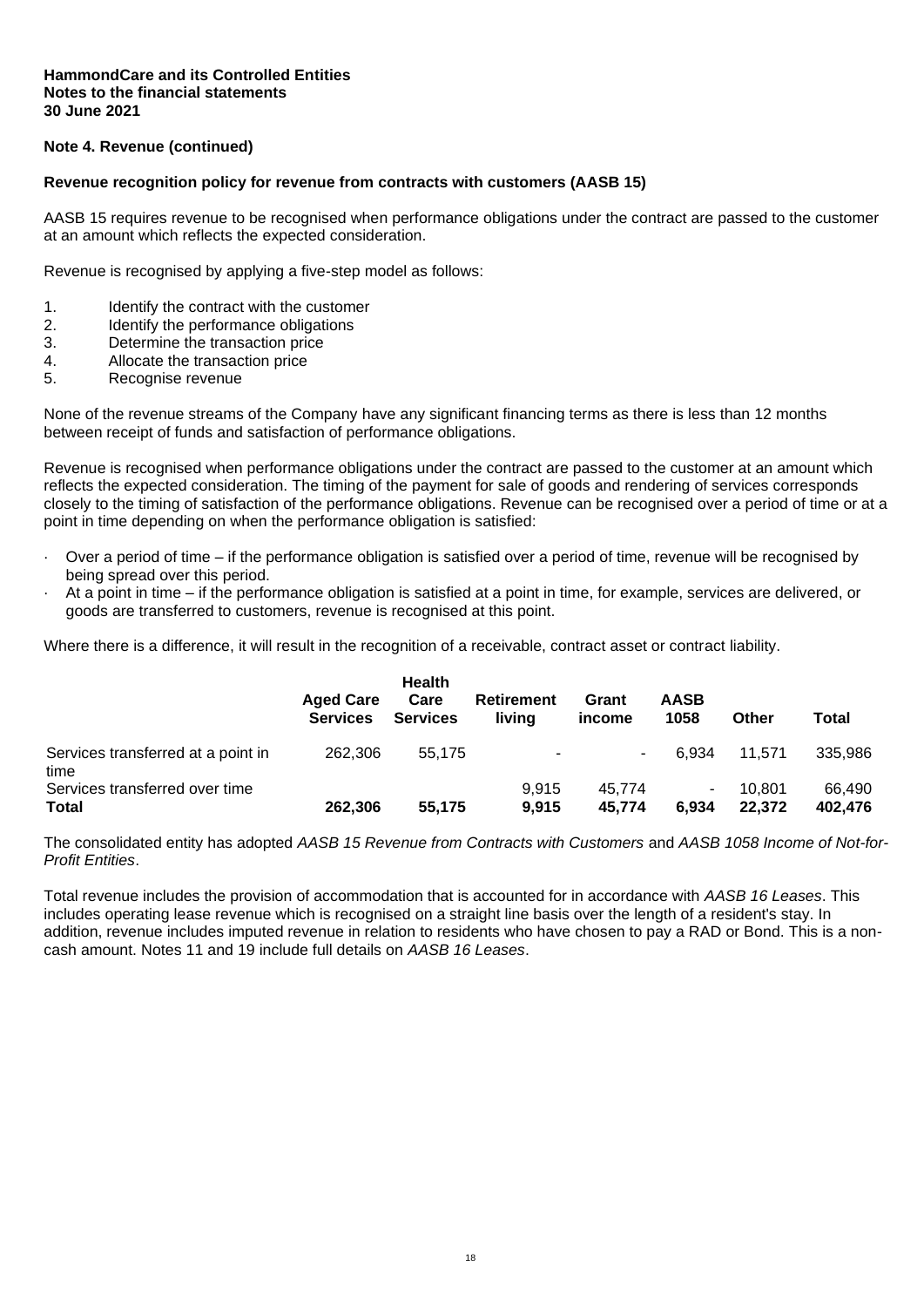**HammondCare and its Controlled Entities**
**Notes to the financial statements**
**30 June 2021**

**Note 4. Revenue (continued)**

**Revenue recognition policy for revenue from contracts with customers (AASB 15)**

AASB 15 requires revenue to be recognised when performance obligations under the contract are passed to the customer at an amount which reflects the expected consideration.

Revenue is recognised by applying a five-step model as follows:

1. Identify the contract with the customer
2. Identify the performance obligations
3. Determine the transaction price
4. Allocate the transaction price
5. Recognise revenue

None of the revenue streams of the Company have any significant financing terms as there is less than 12 months between receipt of funds and satisfaction of performance obligations.

Revenue is recognised when performance obligations under the contract are passed to the customer at an amount which reflects the expected consideration. The timing of the payment for sale of goods and rendering of services corresponds closely to the timing of satisfaction of the performance obligations. Revenue can be recognised over a period of time or at a point in time depending on when the performance obligation is satisfied:

- Over a period of time – if the performance obligation is satisfied over a period of time, revenue will be recognised by being spread over this period.
- At a point in time – if the performance obligation is satisfied at a point in time, for example, services are delivered, or goods are transferred to customers, revenue is recognised at this point.

Where there is a difference, it will result in the recognition of a receivable, contract asset or contract liability.

| | Aged Care Services | Health Care Services | Retirement living | Grant income | AASB 1058 | Other | Total |
|---|---|---|---|---|---|---|---|
| Services transferred at a point in time | 262,306 | 55,175 | - | - | 6,934 | 11,571 | 335,986 |
| Services transferred over time | | | 9,915 | 45,774 | - | 10,801 | 66,490 |
| **Total** | **262,306** | **55,175** | **9,915** | **45,774** | **6,934** | **22,372** | **402,476** |

The consolidated entity has adopted *AASB 15 Revenue from Contracts with Customers* and *AASB 1058 Income of Not-for-Profit Entities*.

Total revenue includes the provision of accommodation that is accounted for in accordance with *AASB 16 Leases*. This includes operating lease revenue which is recognised on a straight line basis over the length of a resident's stay. In addition, revenue includes imputed revenue in relation to residents who have chosen to pay a RAD or Bond. This is a non-cash amount. Notes 11 and 19 include full details on *AASB 16 Leases*.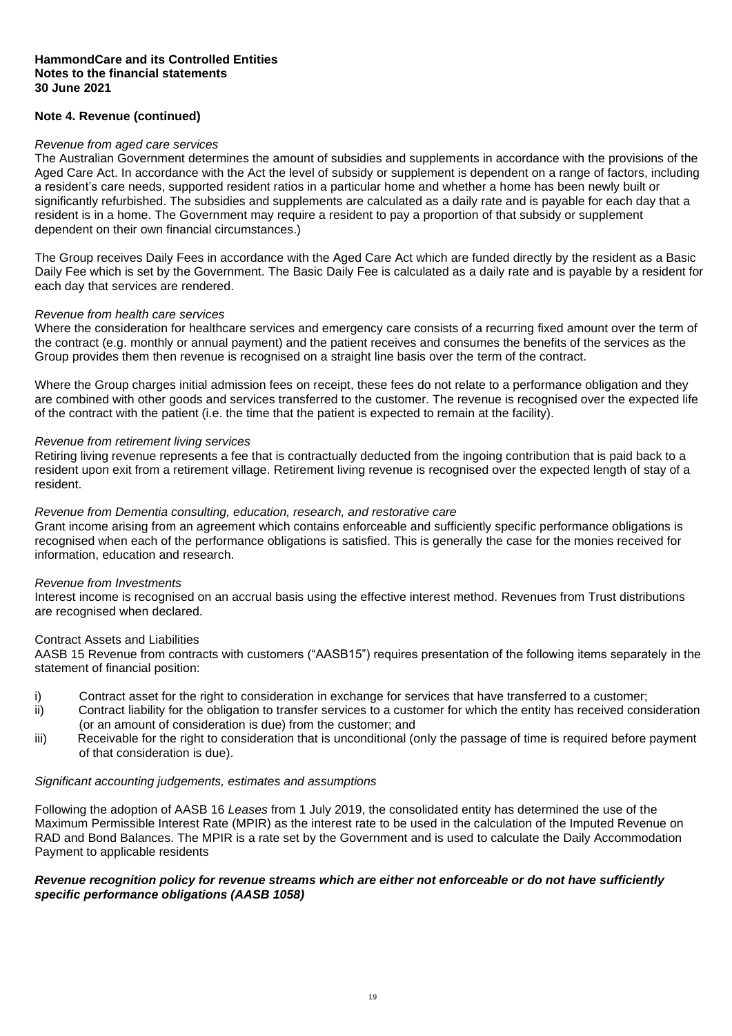**HammondCare and its Controlled Entities**
**Notes to the financial statements**
**30 June 2021**

**Note 4. Revenue (continued)**

*Revenue from aged care services*
The Australian Government determines the amount of subsidies and supplements in accordance with the provisions of the Aged Care Act. In accordance with the Act the level of subsidy or supplement is dependent on a range of factors, including a resident's care needs, supported resident ratios in a particular home and whether a home has been newly built or significantly refurbished. The subsidies and supplements are calculated as a daily rate and is payable for each day that a resident is in a home. The Government may require a resident to pay a proportion of that subsidy or supplement dependent on their own financial circumstances.)

The Group receives Daily Fees in accordance with the Aged Care Act which are funded directly by the resident as a Basic Daily Fee which is set by the Government. The Basic Daily Fee is calculated as a daily rate and is payable by a resident for each day that services are rendered.

*Revenue from health care services*
Where the consideration for healthcare services and emergency care consists of a recurring fixed amount over the term of the contract (e.g. monthly or annual payment) and the patient receives and consumes the benefits of the services as the Group provides them then revenue is recognised on a straight line basis over the term of the contract.

Where the Group charges initial admission fees on receipt, these fees do not relate to a performance obligation and they are combined with other goods and services transferred to the customer. The revenue is recognised over the expected life of the contract with the patient (i.e. the time that the patient is expected to remain at the facility).

*Revenue from retirement living services*
Retiring living revenue represents a fee that is contractually deducted from the ingoing contribution that is paid back to a resident upon exit from a retirement village. Retirement living revenue is recognised over the expected length of stay of a resident.

*Revenue from Dementia consulting, education, research, and restorative care*
Grant income arising from an agreement which contains enforceable and sufficiently specific performance obligations is recognised when each of the performance obligations is satisfied. This is generally the case for the monies received for information, education and research.

*Revenue from Investments*
Interest income is recognised on an accrual basis using the effective interest method. Revenues from Trust distributions are recognised when declared.

Contract Assets and Liabilities
AASB 15 Revenue from contracts with customers ("AASB15") requires presentation of the following items separately in the statement of financial position:

i) Contract asset for the right to consideration in exchange for services that have transferred to a customer;
ii) Contract liability for the obligation to transfer services to a customer for which the entity has received consideration (or an amount of consideration is due) from the customer; and
iii) Receivable for the right to consideration that is unconditional (only the passage of time is required before payment of that consideration is due).

*Significant accounting judgements, estimates and assumptions*

Following the adoption of AASB 16 *Leases* from 1 July 2019, the consolidated entity has determined the use of the Maximum Permissible Interest Rate (MPIR) as the interest rate to be used in the calculation of the Imputed Revenue on RAD and Bond Balances. The MPIR is a rate set by the Government and is used to calculate the Daily Accommodation Payment to applicable residents

***Revenue recognition policy for revenue streams which are either not enforceable or do not have sufficiently specific performance obligations (AASB 1058)***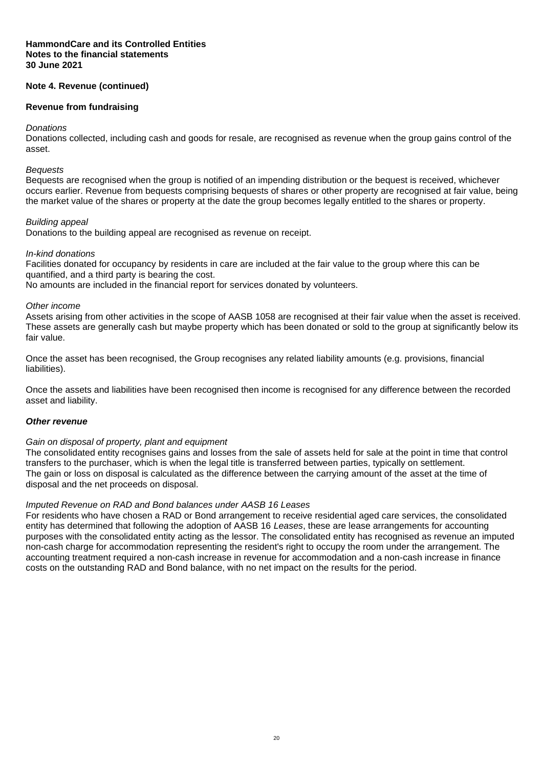**HammondCare and its Controlled Entities**
**Notes to the financial statements**
**30 June 2021**

## Note 4. Revenue (continued)

### Revenue from fundraising

*Donations*
Donations collected, including cash and goods for resale, are recognised as revenue when the group gains control of the asset.

*Bequests*
Bequests are recognised when the group is notified of an impending distribution or the bequest is received, whichever occurs earlier. Revenue from bequests comprising bequests of shares or other property are recognised at fair value, being the market value of the shares or property at the date the group becomes legally entitled to the shares or property.

*Building appeal*
Donations to the building appeal are recognised as revenue on receipt.

*In-kind donations*
Facilities donated for occupancy by residents in care are included at the fair value to the group where this can be quantified, and a third party is bearing the cost.
No amounts are included in the financial report for services donated by volunteers.

*Other income*
Assets arising from other activities in the scope of AASB 1058 are recognised at their fair value when the asset is received. These assets are generally cash but maybe property which has been donated or sold to the group at significantly below its fair value.

Once the asset has been recognised, the Group recognises any related liability amounts (e.g. provisions, financial liabilities).

Once the assets and liabilities have been recognised then income is recognised for any difference between the recorded asset and liability.

### *Other revenue*

*Gain on disposal of property, plant and equipment*
The consolidated entity recognises gains and losses from the sale of assets held for sale at the point in time that control transfers to the purchaser, which is when the legal title is transferred between parties, typically on settlement.
The gain or loss on disposal is calculated as the difference between the carrying amount of the asset at the time of disposal and the net proceeds on disposal.

*Imputed Revenue on RAD and Bond balances under AASB 16 Leases*
For residents who have chosen a RAD or Bond arrangement to receive residential aged care services, the consolidated entity has determined that following the adoption of AASB 16 *Leases*, these are lease arrangements for accounting purposes with the consolidated entity acting as the lessor. The consolidated entity has recognised as revenue an imputed non-cash charge for accommodation representing the resident's right to occupy the room under the arrangement. The accounting treatment required a non-cash increase in revenue for accommodation and a non-cash increase in finance costs on the outstanding RAD and Bond balance, with no net impact on the results for the period.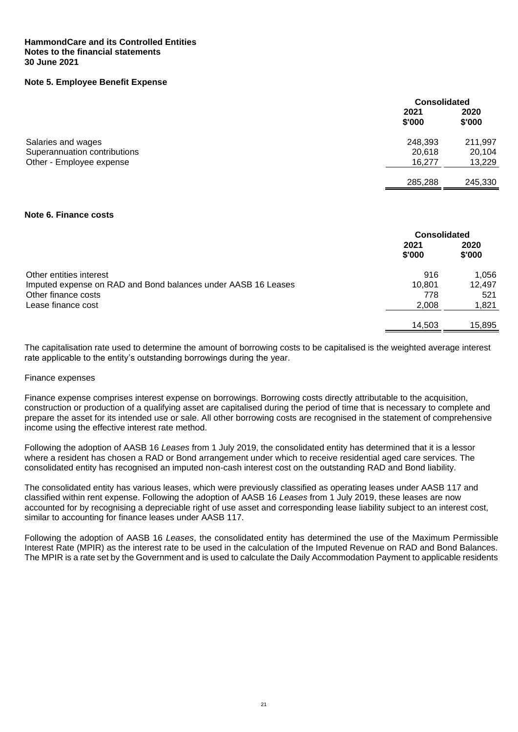**HammondCare and its Controlled Entities**
**Notes to the financial statements**
**30 June 2021**

## Note 5. Employee Benefit Expense

| | Consolidated | |
|---|---|---|
| | 2021 | 2020 |
| | $'000 | $'000 |
| Salaries and wages | 248,393 | 211,997 |
| Superannuation contributions | 20,618 | 20,104 |
| Other - Employee expense | 16,277 | 13,229 |
| | 285,288 | 245,330 |

## Note 6. Finance costs

| | Consolidated | |
|---|---|---|
| | 2021 | 2020 |
| | $'000 | $'000 |
| Other entities interest | 916 | 1,056 |
| Imputed expense on RAD and Bond balances under AASB 16 Leases | 10,801 | 12,497 |
| Other finance costs | 778 | 521 |
| Lease finance cost | 2,008 | 1,821 |
| | 14,503 | 15,895 |

The capitalisation rate used to determine the amount of borrowing costs to be capitalised is the weighted average interest rate applicable to the entity's outstanding borrowings during the year.

Finance expenses

Finance expense comprises interest expense on borrowings. Borrowing costs directly attributable to the acquisition, construction or production of a qualifying asset are capitalised during the period of time that is necessary to complete and prepare the asset for its intended use or sale. All other borrowing costs are recognised in the statement of comprehensive income using the effective interest rate method.

Following the adoption of AASB 16 *Leases* from 1 July 2019, the consolidated entity has determined that it is a lessor where a resident has chosen a RAD or Bond arrangement under which to receive residential aged care services. The consolidated entity has recognised an imputed non-cash interest cost on the outstanding RAD and Bond liability.

The consolidated entity has various leases, which were previously classified as operating leases under AASB 117 and classified within rent expense. Following the adoption of AASB 16 *Leases* from 1 July 2019, these leases are now accounted for by recognising a depreciable right of use asset and corresponding lease liability subject to an interest cost, similar to accounting for finance leases under AASB 117.

Following the adoption of AASB 16 *Leases*, the consolidated entity has determined the use of the Maximum Permissible Interest Rate (MPIR) as the interest rate to be used in the calculation of the Imputed Revenue on RAD and Bond Balances. The MPIR is a rate set by the Government and is used to calculate the Daily Accommodation Payment to applicable residents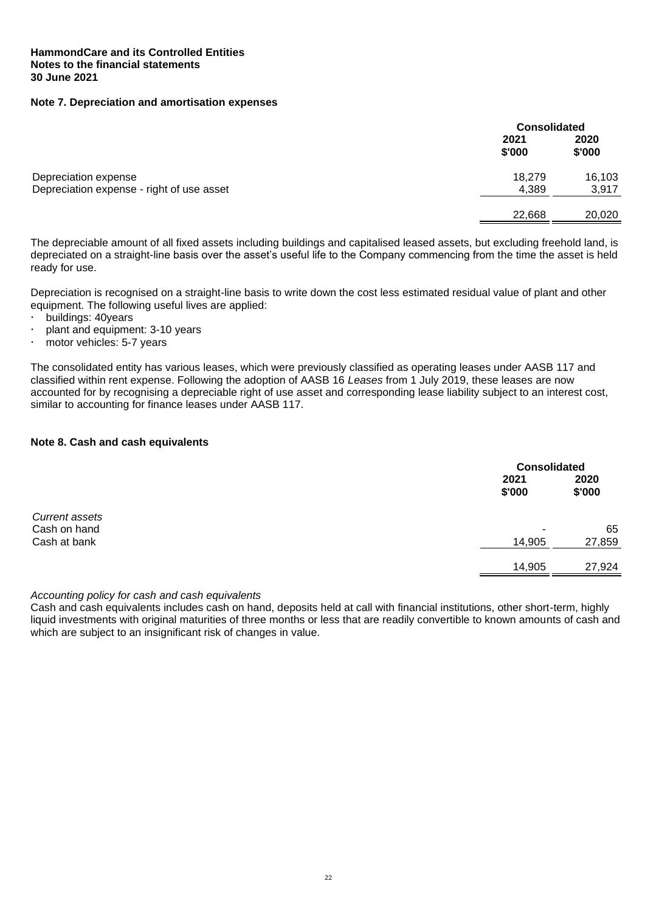**HammondCare and its Controlled Entities**
**Notes to the financial statements**
**30 June 2021**

## Note 7. Depreciation and amortisation expenses

| | Consolidated | |
|---|---|---|
| | 2021 | 2020 |
| | $'000 | $'000 |
| Depreciation expense | 18,279 | 16,103 |
| Depreciation expense - right of use asset | 4,389 | 3,917 |
| | 22,668 | 20,020 |

The depreciable amount of all fixed assets including buildings and capitalised leased assets, but excluding freehold land, is depreciated on a straight-line basis over the asset's useful life to the Company commencing from the time the asset is held ready for use.

Depreciation is recognised on a straight-line basis to write down the cost less estimated residual value of plant and other equipment. The following useful lives are applied:

- buildings: 40years
- plant and equipment: 3-10 years
- motor vehicles: 5-7 years

The consolidated entity has various leases, which were previously classified as operating leases under AASB 117 and classified within rent expense. Following the adoption of AASB 16 *Leases* from 1 July 2019, these leases are now accounted for by recognising a depreciable right of use asset and corresponding lease liability subject to an interest cost, similar to accounting for finance leases under AASB 117.

## Note 8. Cash and cash equivalents

| | Consolidated | |
|---|---|---|
| | 2021 | 2020 |
| | $'000 | $'000 |
| *Current assets* | | |
| Cash on hand | - | 65 |
| Cash at bank | 14,905 | 27,859 |
| | 14,905 | 27,924 |

*Accounting policy for cash and cash equivalents*

Cash and cash equivalents includes cash on hand, deposits held at call with financial institutions, other short-term, highly liquid investments with original maturities of three months or less that are readily convertible to known amounts of cash and which are subject to an insignificant risk of changes in value.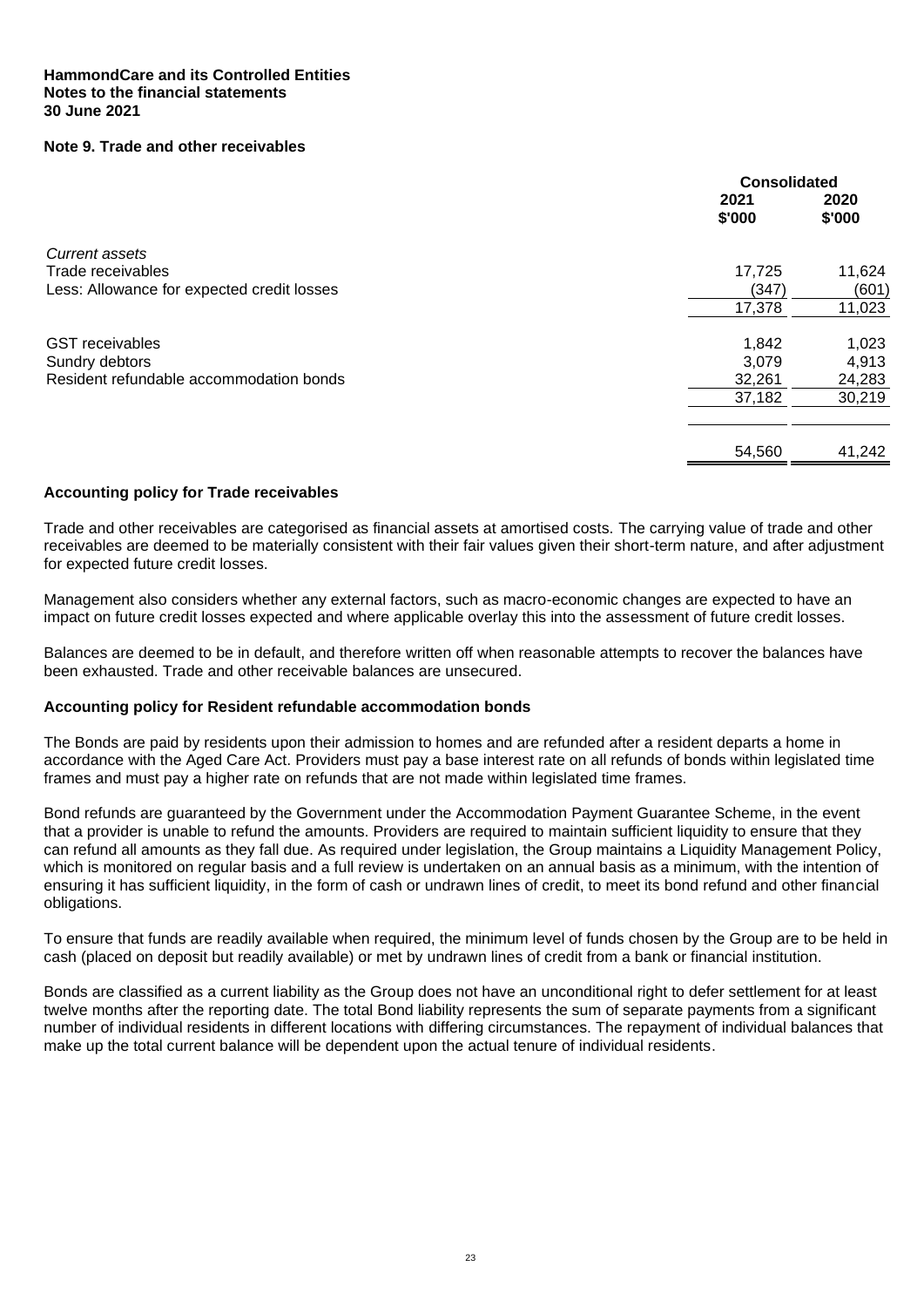**HammondCare and its Controlled Entities**
**Notes to the financial statements**
**30 June 2021**

## Note 9. Trade and other receivables

| | Consolidated | |
|---|---|---|
| | 2021 $'000 | 2020 $'000 |
| *Current assets* | | |
| Trade receivables | 17,725 | 11,624 |
| Less: Allowance for expected credit losses | (347) | (601) |
| | 17,378 | 11,023 |
| GST receivables | 1,842 | 1,023 |
| Sundry debtors | 3,079 | 4,913 |
| Resident refundable accommodation bonds | 32,261 | 24,283 |
| | 37,182 | 30,219 |
| | 54,560 | 41,242 |

### Accounting policy for Trade receivables

Trade and other receivables are categorised as financial assets at amortised costs. The carrying value of trade and other receivables are deemed to be materially consistent with their fair values given their short-term nature, and after adjustment for expected future credit losses.

Management also considers whether any external factors, such as macro-economic changes are expected to have an impact on future credit losses expected and where applicable overlay this into the assessment of future credit losses.

Balances are deemed to be in default, and therefore written off when reasonable attempts to recover the balances have been exhausted. Trade and other receivable balances are unsecured.

### Accounting policy for Resident refundable accommodation bonds

The Bonds are paid by residents upon their admission to homes and are refunded after a resident departs a home in accordance with the Aged Care Act. Providers must pay a base interest rate on all refunds of bonds within legislated time frames and must pay a higher rate on refunds that are not made within legislated time frames.

Bond refunds are guaranteed by the Government under the Accommodation Payment Guarantee Scheme, in the event that a provider is unable to refund the amounts. Providers are required to maintain sufficient liquidity to ensure that they can refund all amounts as they fall due. As required under legislation, the Group maintains a Liquidity Management Policy, which is monitored on regular basis and a full review is undertaken on an annual basis as a minimum, with the intention of ensuring it has sufficient liquidity, in the form of cash or undrawn lines of credit, to meet its bond refund and other financial obligations.

To ensure that funds are readily available when required, the minimum level of funds chosen by the Group are to be held in cash (placed on deposit but readily available) or met by undrawn lines of credit from a bank or financial institution.

Bonds are classified as a current liability as the Group does not have an unconditional right to defer settlement for at least twelve months after the reporting date. The total Bond liability represents the sum of separate payments from a significant number of individual residents in different locations with differing circumstances. The repayment of individual balances that make up the total current balance will be dependent upon the actual tenure of individual residents.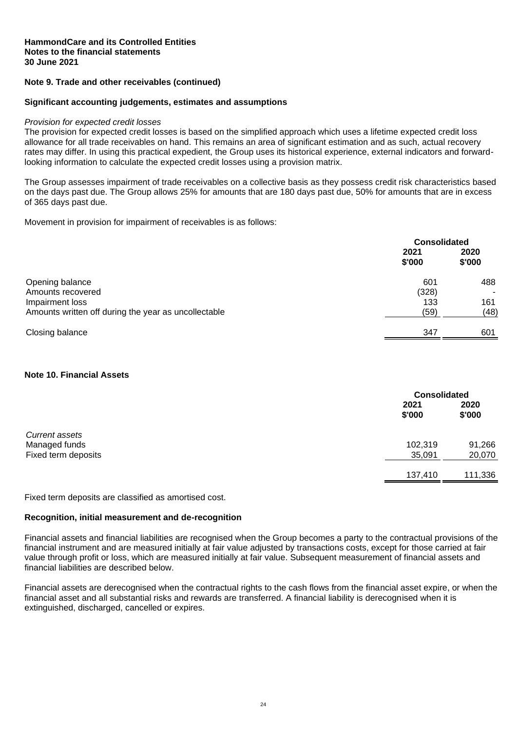**HammondCare and its Controlled Entities**
**Notes to the financial statements**
**30 June 2021**

### Note 9. Trade and other receivables (continued)

#### Significant accounting judgements, estimates and assumptions

*Provision for expected credit losses*

The provision for expected credit losses is based on the simplified approach which uses a lifetime expected credit loss allowance for all trade receivables on hand. This remains an area of significant estimation and as such, actual recovery rates may differ. In using this practical expedient, the Group uses its historical experience, external indicators and forward-looking information to calculate the expected credit losses using a provision matrix.

The Group assesses impairment of trade receivables on a collective basis as they possess credit risk characteristics based on the days past due. The Group allows 25% for amounts that are 180 days past due, 50% for amounts that are in excess of 365 days past due.

Movement in provision for impairment of receivables is as follows:

| | Consolidated | |
|---|---|---|
| | 2021<br>$'000 | 2020<br>$'000 |
| Opening balance | 601 | 488 |
| Amounts recovered | (328) | - |
| Impairment loss | 133 | 161 |
| Amounts written off during the year as uncollectable | (59) | (48) |
| Closing balance | 347 | 601 |

### Note 10. Financial Assets

| | Consolidated | |
|---|---|---|
| | 2021<br>$'000 | 2020<br>$'000 |
| *Current assets* | | |
| Managed funds | 102,319 | 91,266 |
| Fixed term deposits | 35,091 | 20,070 |
| | 137,410 | 111,336 |

Fixed term deposits are classified as amortised cost.

#### Recognition, initial measurement and de-recognition

Financial assets and financial liabilities are recognised when the Group becomes a party to the contractual provisions of the financial instrument and are measured initially at fair value adjusted by transactions costs, except for those carried at fair value through profit or loss, which are measured initially at fair value. Subsequent measurement of financial assets and financial liabilities are described below.

Financial assets are derecognised when the contractual rights to the cash flows from the financial asset expire, or when the financial asset and all substantial risks and rewards are transferred. A financial liability is derecognised when it is extinguished, discharged, cancelled or expires.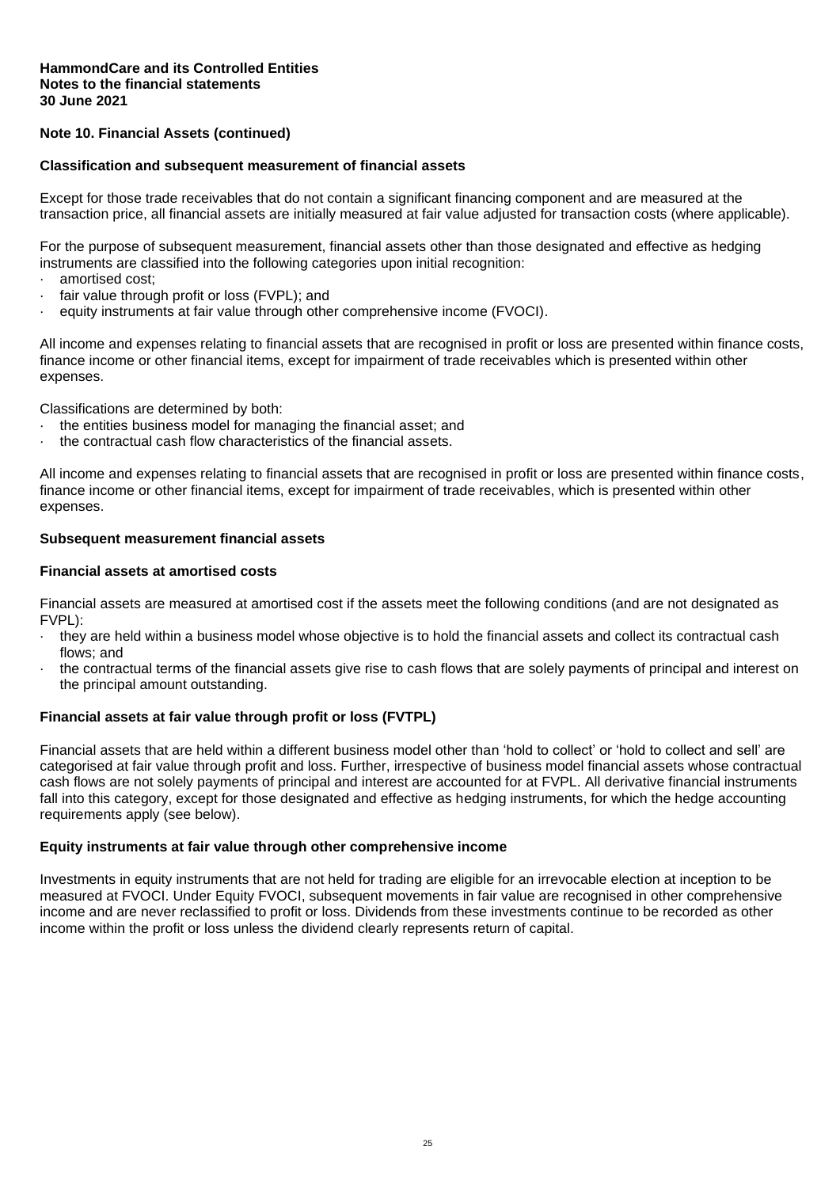## Note 10. Financial Assets (continued)

### Classification and subsequent measurement of financial assets

Except for those trade receivables that do not contain a significant financing component and are measured at the transaction price, all financial assets are initially measured at fair value adjusted for transaction costs (where applicable).

For the purpose of subsequent measurement, financial assets other than those designated and effective as hedging instruments are classified into the following categories upon initial recognition:

- amortised cost;
- fair value through profit or loss (FVPL); and
- equity instruments at fair value through other comprehensive income (FVOCI).

All income and expenses relating to financial assets that are recognised in profit or loss are presented within finance costs, finance income or other financial items, except for impairment of trade receivables which is presented within other expenses.

Classifications are determined by both:

- the entities business model for managing the financial asset; and
- the contractual cash flow characteristics of the financial assets.

All income and expenses relating to financial assets that are recognised in profit or loss are presented within finance costs, finance income or other financial items, except for impairment of trade receivables, which is presented within other expenses.

### Subsequent measurement financial assets

### Financial assets at amortised costs

Financial assets are measured at amortised cost if the assets meet the following conditions (and are not designated as FVPL):

- they are held within a business model whose objective is to hold the financial assets and collect its contractual cash flows; and
- the contractual terms of the financial assets give rise to cash flows that are solely payments of principal and interest on the principal amount outstanding.

### Financial assets at fair value through profit or loss (FVTPL)

Financial assets that are held within a different business model other than 'hold to collect' or 'hold to collect and sell' are categorised at fair value through profit and loss. Further, irrespective of business model financial assets whose contractual cash flows are not solely payments of principal and interest are accounted for at FVPL. All derivative financial instruments fall into this category, except for those designated and effective as hedging instruments, for which the hedge accounting requirements apply (see below).

### Equity instruments at fair value through other comprehensive income

Investments in equity instruments that are not held for trading are eligible for an irrevocable election at inception to be measured at FVOCI. Under Equity FVOCI, subsequent movements in fair value are recognised in other comprehensive income and are never reclassified to profit or loss. Dividends from these investments continue to be recorded as other income within the profit or loss unless the dividend clearly represents return of capital.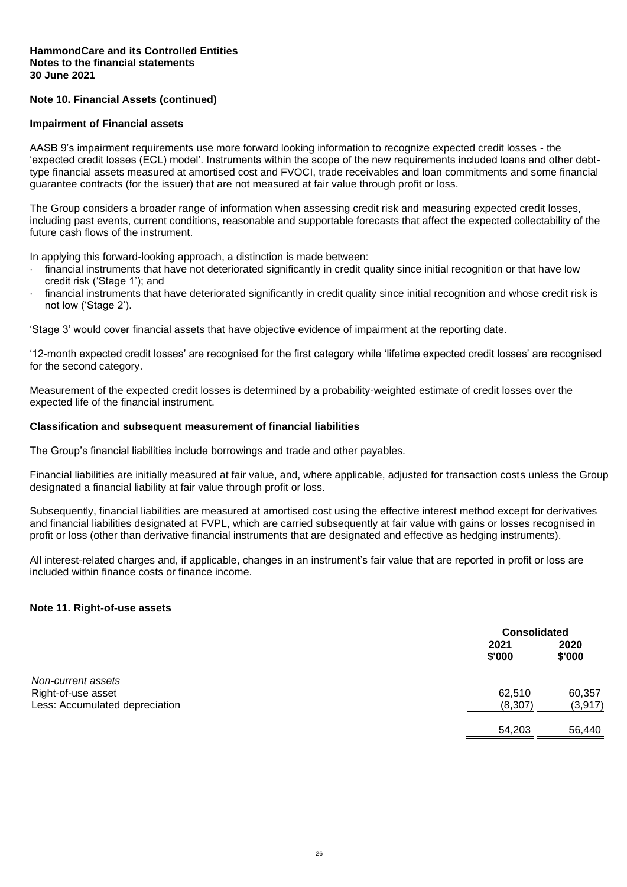**HammondCare and its Controlled Entities**
**Notes to the financial statements**
**30 June 2021**

## Note 10. Financial Assets (continued)

### Impairment of Financial assets

AASB 9's impairment requirements use more forward looking information to recognize expected credit losses - the 'expected credit losses (ECL) model'. Instruments within the scope of the new requirements included loans and other debt-type financial assets measured at amortised cost and FVOCI, trade receivables and loan commitments and some financial guarantee contracts (for the issuer) that are not measured at fair value through profit or loss.

The Group considers a broader range of information when assessing credit risk and measuring expected credit losses, including past events, current conditions, reasonable and supportable forecasts that affect the expected collectability of the future cash flows of the instrument.

In applying this forward-looking approach, a distinction is made between:

- financial instruments that have not deteriorated significantly in credit quality since initial recognition or that have low credit risk ('Stage 1'); and
- financial instruments that have deteriorated significantly in credit quality since initial recognition and whose credit risk is not low ('Stage 2').

'Stage 3' would cover financial assets that have objective evidence of impairment at the reporting date.

'12-month expected credit losses' are recognised for the first category while 'lifetime expected credit losses' are recognised for the second category.

Measurement of the expected credit losses is determined by a probability-weighted estimate of credit losses over the expected life of the financial instrument.

### Classification and subsequent measurement of financial liabilities

The Group's financial liabilities include borrowings and trade and other payables.

Financial liabilities are initially measured at fair value, and, where applicable, adjusted for transaction costs unless the Group designated a financial liability at fair value through profit or loss.

Subsequently, financial liabilities are measured at amortised cost using the effective interest method except for derivatives and financial liabilities designated at FVPL, which are carried subsequently at fair value with gains or losses recognised in profit or loss (other than derivative financial instruments that are designated and effective as hedging instruments).

All interest-related charges and, if applicable, changes in an instrument's fair value that are reported in profit or loss are included within finance costs or finance income.

## Note 11. Right-of-use assets

| | Consolidated | |
|---|---|---|
| | 2021 $'000 | 2020 $'000 |
| *Non-current assets* | | |
| Right-of-use asset | 62,510 | 60,357 |
| Less: Accumulated depreciation | (8,307) | (3,917) |
| | 54,203 | 56,440 |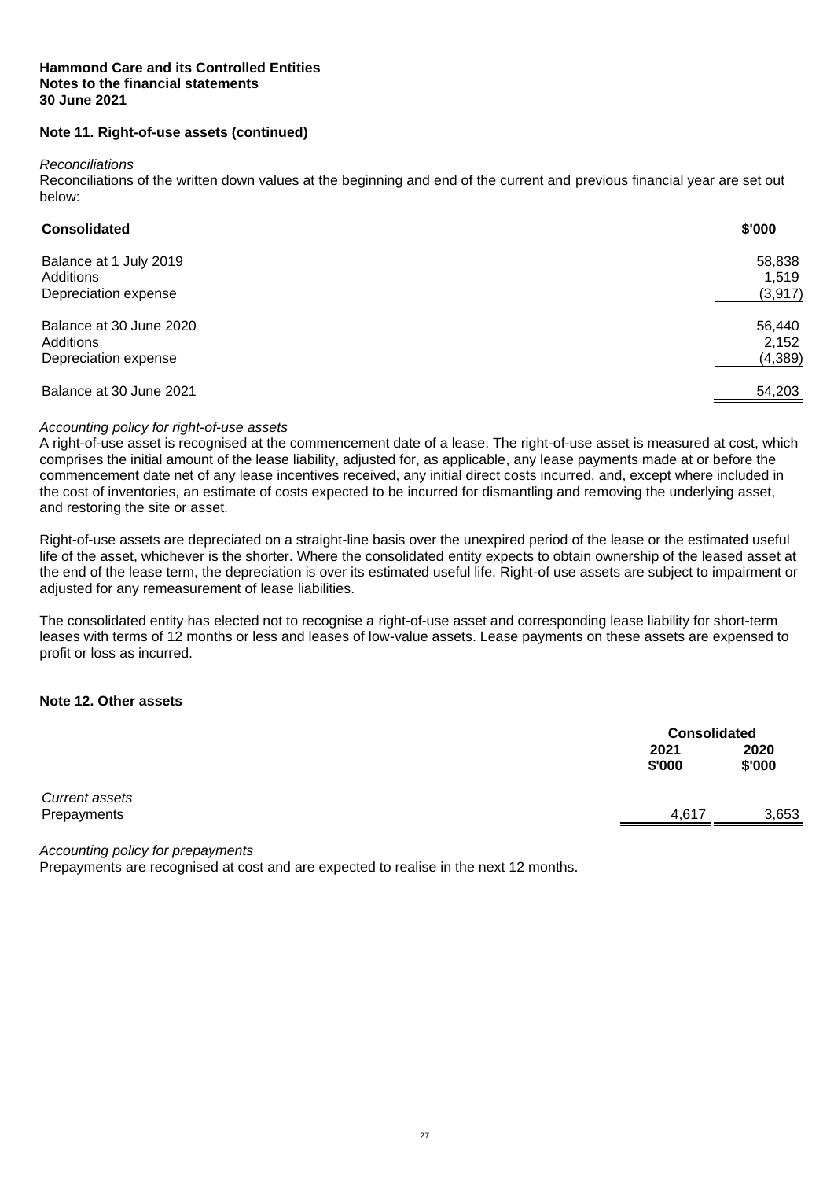**Hammond Care and its Controlled Entities**
**Notes to the financial statements**
**30 June 2021**

### Note 11. Right-of-use assets (continued)

*Reconciliations*
Reconciliations of the written down values at the beginning and end of the current and previous financial year are set out below:

| Consolidated | $'000 |
|---|---|
| Balance at 1 July 2019 | 58,838 |
| Additions | 1,519 |
| Depreciation expense | (3,917) |
| Balance at 30 June 2020 | 56,440 |
| Additions | 2,152 |
| Depreciation expense | (4,389) |
| Balance at 30 June 2021 | 54,203 |

*Accounting policy for right-of-use assets*
A right-of-use asset is recognised at the commencement date of a lease. The right-of-use asset is measured at cost, which comprises the initial amount of the lease liability, adjusted for, as applicable, any lease payments made at or before the commencement date net of any lease incentives received, any initial direct costs incurred, and, except where included in the cost of inventories, an estimate of costs expected to be incurred for dismantling and removing the underlying asset, and restoring the site or asset.

Right-of-use assets are depreciated on a straight-line basis over the unexpired period of the lease or the estimated useful life of the asset, whichever is the shorter. Where the consolidated entity expects to obtain ownership of the leased asset at the end of the lease term, the depreciation is over its estimated useful life. Right-of use assets are subject to impairment or adjusted for any remeasurement of lease liabilities.

The consolidated entity has elected not to recognise a right-of-use asset and corresponding lease liability for short-term leases with terms of 12 months or less and leases of low-value assets. Lease payments on these assets are expensed to profit or loss as incurred.

### Note 12. Other assets

| | Consolidated | |
|---|---|---|
| | 2021 $'000 | 2020 $'000 |
| *Current assets* | | |
| Prepayments | 4,617 | 3,653 |

*Accounting policy for prepayments*
Prepayments are recognised at cost and are expected to realise in the next 12 months.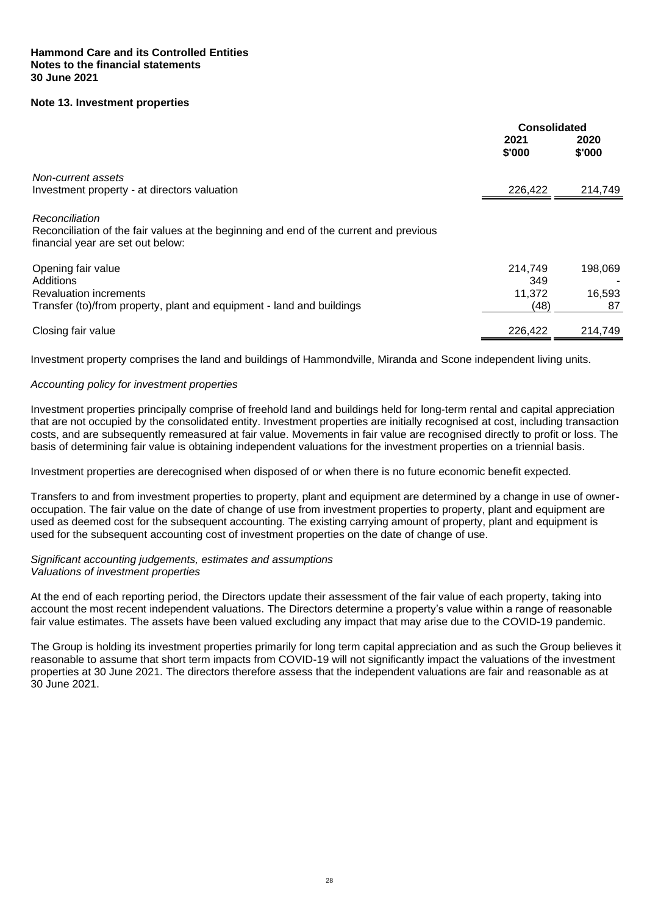**Hammond Care and its Controlled Entities**
**Notes to the financial statements**
**30 June 2021**

## Note 13. Investment properties

| | Consolidated | |
|---|---|---|
| | 2021 $'000 | 2020 $'000 |
| *Non-current assets* | | |
| Investment property - at directors valuation | 226,422 | 214,749 |

*Reconciliation*
Reconciliation of the fair values at the beginning and end of the current and previous financial year are set out below:

| | 2021 $'000 | 2020 $'000 |
|---|---|---|
| Opening fair value | 214,749 | 198,069 |
| Additions | 349 | - |
| Revaluation increments | 11,372 | 16,593 |
| Transfer (to)/from property, plant and equipment - land and buildings | (48) | 87 |
| Closing fair value | 226,422 | 214,749 |

Investment property comprises the land and buildings of Hammondville, Miranda and Scone independent living units.

*Accounting policy for investment properties*

Investment properties principally comprise of freehold land and buildings held for long-term rental and capital appreciation that are not occupied by the consolidated entity. Investment properties are initially recognised at cost, including transaction costs, and are subsequently remeasured at fair value. Movements in fair value are recognised directly to profit or loss. The basis of determining fair value is obtaining independent valuations for the investment properties on a triennial basis.

Investment properties are derecognised when disposed of or when there is no future economic benefit expected.

Transfers to and from investment properties to property, plant and equipment are determined by a change in use of owner-occupation. The fair value on the date of change of use from investment properties to property, plant and equipment are used as deemed cost for the subsequent accounting. The existing carrying amount of property, plant and equipment is used for the subsequent accounting cost of investment properties on the date of change of use.

*Significant accounting judgements, estimates and assumptions*
*Valuations of investment properties*

At the end of each reporting period, the Directors update their assessment of the fair value of each property, taking into account the most recent independent valuations. The Directors determine a property's value within a range of reasonable fair value estimates. The assets have been valued excluding any impact that may arise due to the COVID-19 pandemic.

The Group is holding its investment properties primarily for long term capital appreciation and as such the Group believes it reasonable to assume that short term impacts from COVID-19 will not significantly impact the valuations of the investment properties at 30 June 2021. The directors therefore assess that the independent valuations are fair and reasonable as at 30 June 2021.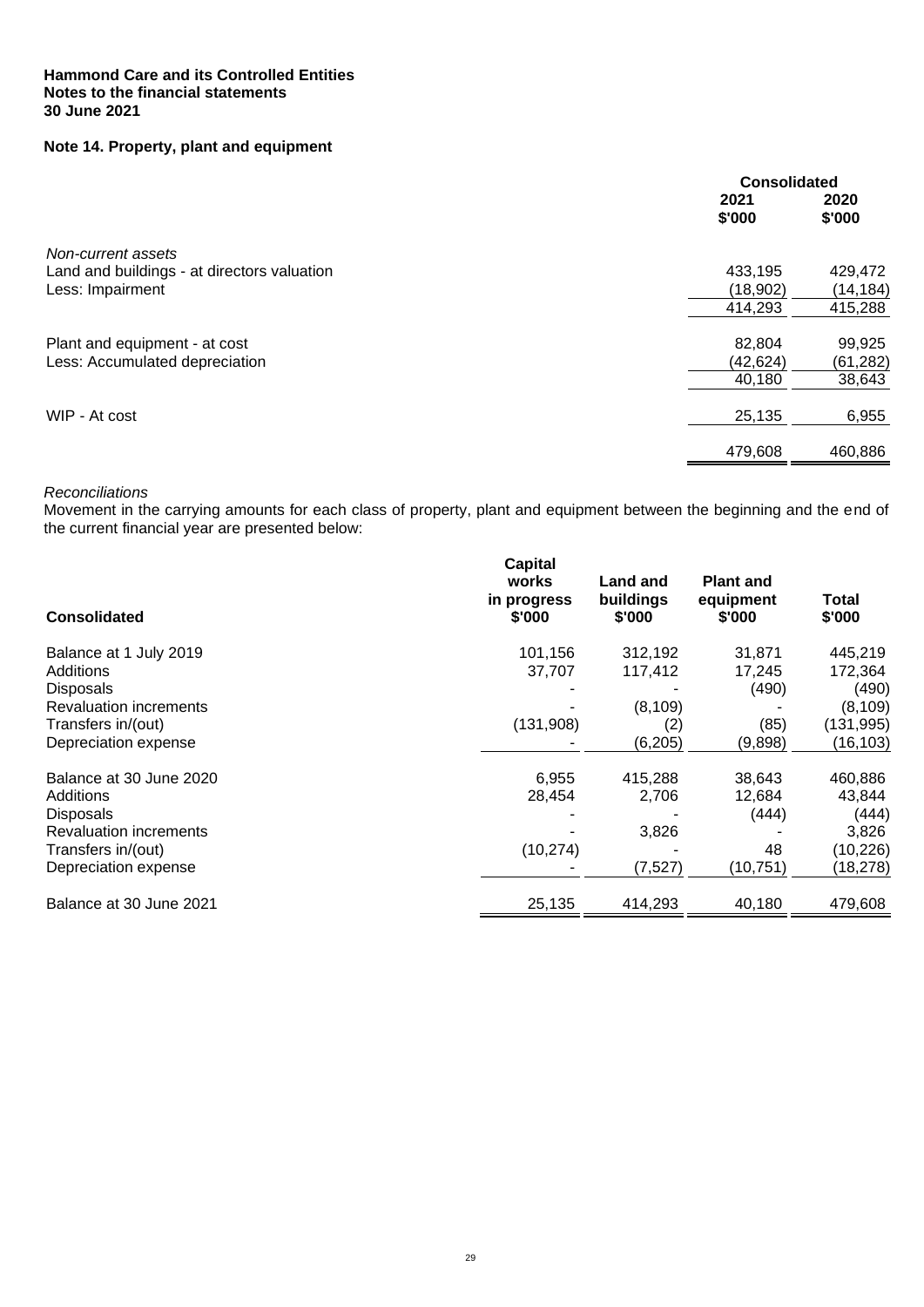**Hammond Care and its Controlled Entities**
**Notes to the financial statements**
**30 June 2021**

## Note 14. Property, plant and equipment

| | Consolidated | |
|---|---|---|
| | **2021** | **2020** |
| | **$'000** | **$'000** |
| *Non-current assets* | | |
| Land and buildings - at directors valuation | 433,195 | 429,472 |
| Less: Impairment | (18,902) | (14,184) |
| | 414,293 | 415,288 |
| | | |
| Plant and equipment - at cost | 82,804 | 99,925 |
| Less: Accumulated depreciation | (42,624) | (61,282) |
| | 40,180 | 38,643 |
| | | |
| WIP - At cost | 25,135 | 6,955 |
| | | |
| | 479,608 | 460,886 |

*Reconciliations*
Movement in the carrying amounts for each class of property, plant and equipment between the beginning and the end of the current financial year are presented below:

| Consolidated | Capital works in progress $'000 | Land and buildings $'000 | Plant and equipment $'000 | Total $'000 |
|---|---|---|---|---|
| Balance at 1 July 2019 | 101,156 | 312,192 | 31,871 | 445,219 |
| Additions | 37,707 | 117,412 | 17,245 | 172,364 |
| Disposals | - | - | (490) | (490) |
| Revaluation increments | - | (8,109) | - | (8,109) |
| Transfers in/(out) | (131,908) | (2) | (85) | (131,995) |
| Depreciation expense | - | (6,205) | (9,898) | (16,103) |
| | | | | |
| Balance at 30 June 2020 | 6,955 | 415,288 | 38,643 | 460,886 |
| Additions | 28,454 | 2,706 | 12,684 | 43,844 |
| Disposals | - | - | (444) | (444) |
| Revaluation increments | - | 3,826 | - | 3,826 |
| Transfers in/(out) | (10,274) | - | 48 | (10,226) |
| Depreciation expense | - | (7,527) | (10,751) | (18,278) |
| | | | | |
| Balance at 30 June 2021 | 25,135 | 414,293 | 40,180 | 479,608 |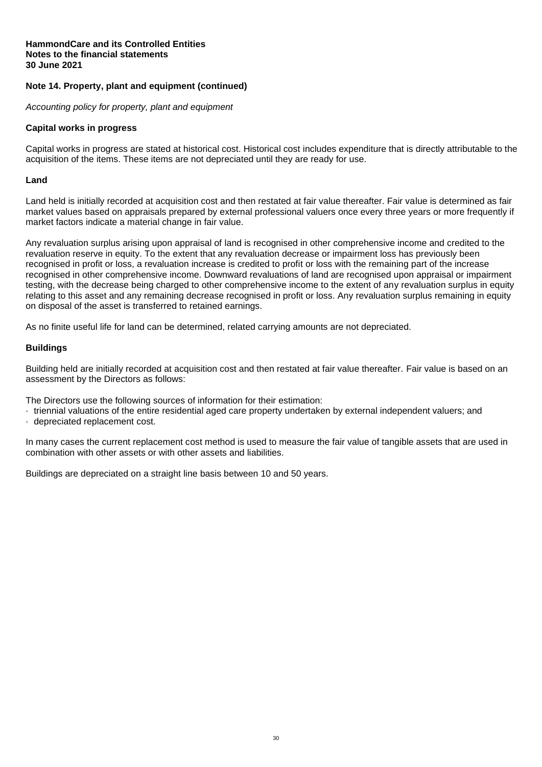**HammondCare and its Controlled Entities**
**Notes to the financial statements**
**30 June 2021**

## Note 14. Property, plant and equipment (continued)

*Accounting policy for property, plant and equipment*

### Capital works in progress

Capital works in progress are stated at historical cost. Historical cost includes expenditure that is directly attributable to the acquisition of the items. These items are not depreciated until they are ready for use.

### Land

Land held is initially recorded at acquisition cost and then restated at fair value thereafter. Fair value is determined as fair market values based on appraisals prepared by external professional valuers once every three years or more frequently if market factors indicate a material change in fair value.

Any revaluation surplus arising upon appraisal of land is recognised in other comprehensive income and credited to the revaluation reserve in equity. To the extent that any revaluation decrease or impairment loss has previously been recognised in profit or loss, a revaluation increase is credited to profit or loss with the remaining part of the increase recognised in other comprehensive income. Downward revaluations of land are recognised upon appraisal or impairment testing, with the decrease being charged to other comprehensive income to the extent of any revaluation surplus in equity relating to this asset and any remaining decrease recognised in profit or loss. Any revaluation surplus remaining in equity on disposal of the asset is transferred to retained earnings.

As no finite useful life for land can be determined, related carrying amounts are not depreciated.

### Buildings

Building held are initially recorded at acquisition cost and then restated at fair value thereafter. Fair value is based on an assessment by the Directors as follows:

The Directors use the following sources of information for their estimation:
- triennial valuations of the entire residential aged care property undertaken by external independent valuers; and
- depreciated replacement cost.

In many cases the current replacement cost method is used to measure the fair value of tangible assets that are used in combination with other assets or with other assets and liabilities.

Buildings are depreciated on a straight line basis between 10 and 50 years.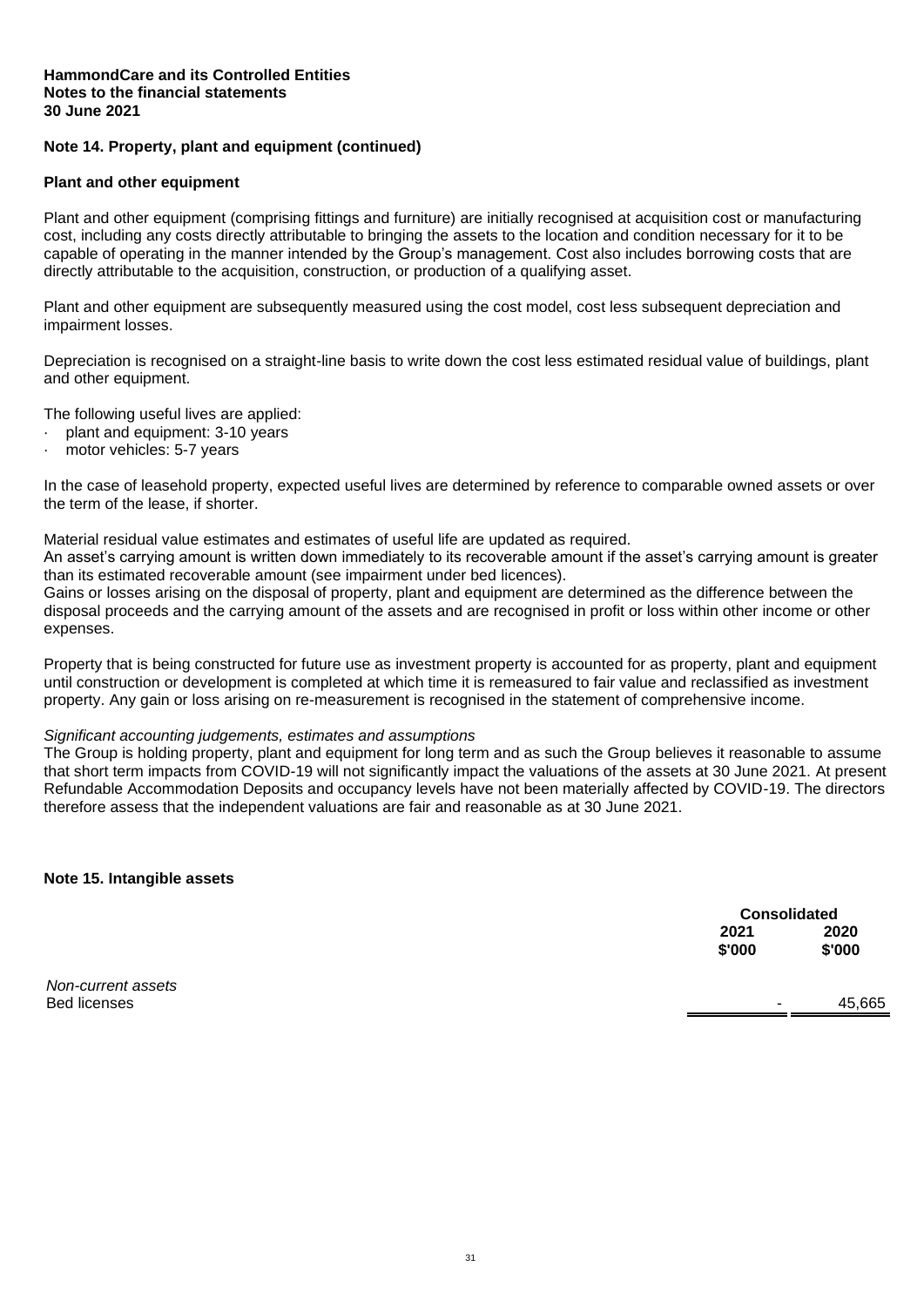**HammondCare and its Controlled Entities**
**Notes to the financial statements**
**30 June 2021**

## Note 14. Property, plant and equipment (continued)

### Plant and other equipment

Plant and other equipment (comprising fittings and furniture) are initially recognised at acquisition cost or manufacturing cost, including any costs directly attributable to bringing the assets to the location and condition necessary for it to be capable of operating in the manner intended by the Group's management. Cost also includes borrowing costs that are directly attributable to the acquisition, construction, or production of a qualifying asset.

Plant and other equipment are subsequently measured using the cost model, cost less subsequent depreciation and impairment losses.

Depreciation is recognised on a straight-line basis to write down the cost less estimated residual value of buildings, plant and other equipment.

The following useful lives are applied:
- plant and equipment: 3-10 years
- motor vehicles: 5-7 years

In the case of leasehold property, expected useful lives are determined by reference to comparable owned assets or over the term of the lease, if shorter.

Material residual value estimates and estimates of useful life are updated as required.
An asset's carrying amount is written down immediately to its recoverable amount if the asset's carrying amount is greater than its estimated recoverable amount (see impairment under bed licences).
Gains or losses arising on the disposal of property, plant and equipment are determined as the difference between the disposal proceeds and the carrying amount of the assets and are recognised in profit or loss within other income or other expenses.

Property that is being constructed for future use as investment property is accounted for as property, plant and equipment until construction or development is completed at which time it is remeasured to fair value and reclassified as investment property. Any gain or loss arising on re-measurement is recognised in the statement of comprehensive income.

*Significant accounting judgements, estimates and assumptions*
The Group is holding property, plant and equipment for long term and as such the Group believes it reasonable to assume that short term impacts from COVID-19 will not significantly impact the valuations of the assets at 30 June 2021. At present Refundable Accommodation Deposits and occupancy levels have not been materially affected by COVID-19. The directors therefore assess that the independent valuations are fair and reasonable as at 30 June 2021.

## Note 15. Intangible assets

| | Consolidated | |
|---|---|---|
| | 2021 $'000 | 2020 $'000 |
| *Non-current assets* | | |
| Bed licenses | - | 45,665 |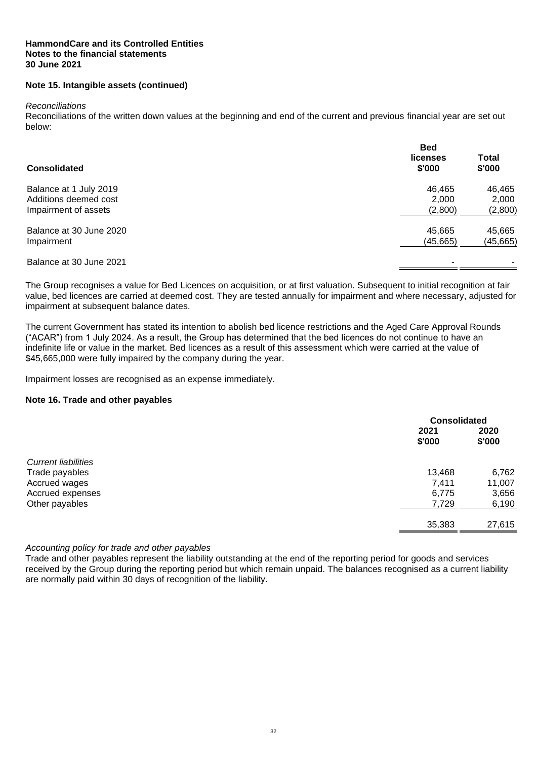**HammondCare and its Controlled Entities**
**Notes to the financial statements**
**30 June 2021**

## Note 15. Intangible assets (continued)

*Reconciliations*

Reconciliations of the written down values at the beginning and end of the current and previous financial year are set out below:

| Consolidated | Bed licenses $'000 | Total $'000 |
|---|---|---|
| Balance at 1 July 2019 | 46,465 | 46,465 |
| Additions deemed cost | 2,000 | 2,000 |
| Impairment of assets | (2,800) | (2,800) |
| | | |
| Balance at 30 June 2020 | 45,665 | 45,665 |
| Impairment | (45,665) | (45,665) |
| | | |
| Balance at 30 June 2021 | - | - |

The Group recognises a value for Bed Licences on acquisition, or at first valuation. Subsequent to initial recognition at fair value, bed licences are carried at deemed cost. They are tested annually for impairment and where necessary, adjusted for impairment at subsequent balance dates.

The current Government has stated its intention to abolish bed licence restrictions and the Aged Care Approval Rounds ("ACAR") from 1 July 2024. As a result, the Group has determined that the bed licences do not continue to have an indefinite life or value in the market. Bed licences as a result of this assessment which were carried at the value of $45,665,000 were fully impaired by the company during the year.

Impairment losses are recognised as an expense immediately.

## Note 16. Trade and other payables

| | Consolidated 2021 $'000 | Consolidated 2020 $'000 |
|---|---|---|
| *Current liabilities* | | |
| Trade payables | 13,468 | 6,762 |
| Accrued wages | 7,411 | 11,007 |
| Accrued expenses | 6,775 | 3,656 |
| Other payables | 7,729 | 6,190 |
| | | |
| | 35,383 | 27,615 |

*Accounting policy for trade and other payables*

Trade and other payables represent the liability outstanding at the end of the reporting period for goods and services received by the Group during the reporting period but which remain unpaid. The balances recognised as a current liability are normally paid within 30 days of recognition of the liability.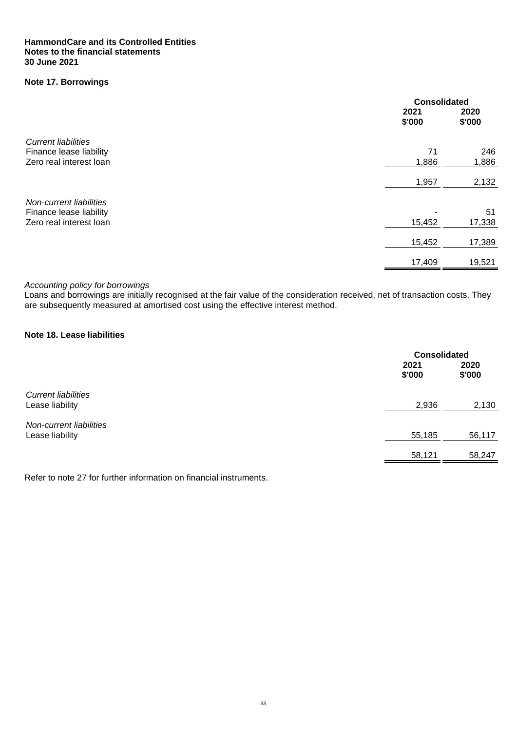**HammondCare and its Controlled Entities**
**Notes to the financial statements**
**30 June 2021**

## Note 17. Borrowings

| | Consolidated | |
|---|---|---|
| | **2021** **$'000** | **2020** **$'000** |
| *Current liabilities* | | |
| Finance lease liability | 71 | 246 |
| Zero real interest loan | 1,886 | 1,886 |
| | 1,957 | 2,132 |
| *Non-current liabilities* | | |
| Finance lease liability | - | 51 |
| Zero real interest loan | 15,452 | 17,338 |
| | 15,452 | 17,389 |
| | 17,409 | 19,521 |

*Accounting policy for borrowings*
Loans and borrowings are initially recognised at the fair value of the consideration received, net of transaction costs. They are subsequently measured at amortised cost using the effective interest method.

## Note 18. Lease liabilities

| | Consolidated | |
|---|---|---|
| | **2021** **$'000** | **2020** **$'000** |
| *Current liabilities* | | |
| Lease liability | 2,936 | 2,130 |
| *Non-current liabilities* | | |
| Lease liability | 55,185 | 56,117 |
| | 58,121 | 58,247 |

Refer to note 27 for further information on financial instruments.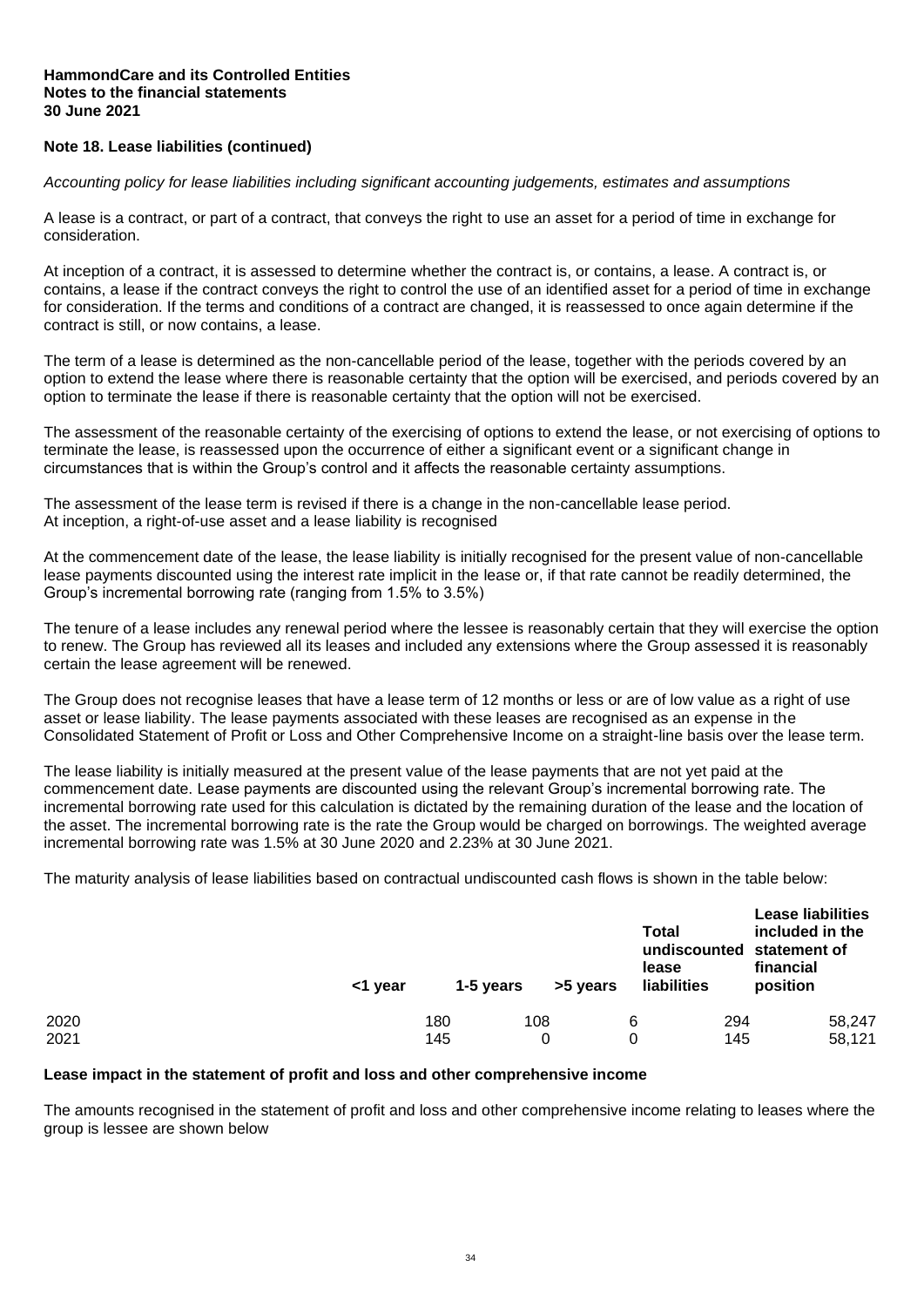## Note 18. Lease liabilities (continued)

*Accounting policy for lease liabilities including significant accounting judgements, estimates and assumptions*

A lease is a contract, or part of a contract, that conveys the right to use an asset for a period of time in exchange for consideration.

At inception of a contract, it is assessed to determine whether the contract is, or contains, a lease. A contract is, or contains, a lease if the contract conveys the right to control the use of an identified asset for a period of time in exchange for consideration. If the terms and conditions of a contract are changed, it is reassessed to once again determine if the contract is still, or now contains, a lease.

The term of a lease is determined as the non-cancellable period of the lease, together with the periods covered by an option to extend the lease where there is reasonable certainty that the option will be exercised, and periods covered by an option to terminate the lease if there is reasonable certainty that the option will not be exercised.

The assessment of the reasonable certainty of the exercising of options to extend the lease, or not exercising of options to terminate the lease, is reassessed upon the occurrence of either a significant event or a significant change in circumstances that is within the Group's control and it affects the reasonable certainty assumptions.

The assessment of the lease term is revised if there is a change in the non-cancellable lease period.
At inception, a right-of-use asset and a lease liability is recognised

At the commencement date of the lease, the lease liability is initially recognised for the present value of non-cancellable lease payments discounted using the interest rate implicit in the lease or, if that rate cannot be readily determined, the Group's incremental borrowing rate (ranging from 1.5% to 3.5%)

The tenure of a lease includes any renewal period where the lessee is reasonably certain that they will exercise the option to renew. The Group has reviewed all its leases and included any extensions where the Group assessed it is reasonably certain the lease agreement will be renewed.

The Group does not recognise leases that have a lease term of 12 months or less or are of low value as a right of use asset or lease liability. The lease payments associated with these leases are recognised as an expense in the Consolidated Statement of Profit or Loss and Other Comprehensive Income on a straight-line basis over the lease term.

The lease liability is initially measured at the present value of the lease payments that are not yet paid at the commencement date. Lease payments are discounted using the relevant Group's incremental borrowing rate. The incremental borrowing rate used for this calculation is dictated by the remaining duration of the lease and the location of the asset. The incremental borrowing rate is the rate the Group would be charged on borrowings. The weighted average incremental borrowing rate was 1.5% at 30 June 2020 and 2.23% at 30 June 2021.

The maturity analysis of lease liabilities based on contractual undiscounted cash flows is shown in the table below:

| | <1 year | 1-5 years | >5 years | Total undiscounted lease liabilities | Lease liabilities included in the statement of financial position |
|---|---|---|---|---|---|
| 2020 | 180 | 108 | 6 | 294 | 58,247 |
| 2021 | 145 | 0 | 0 | 145 | 58,121 |

### Lease impact in the statement of profit and loss and other comprehensive income

The amounts recognised in the statement of profit and loss and other comprehensive income relating to leases where the group is lessee are shown below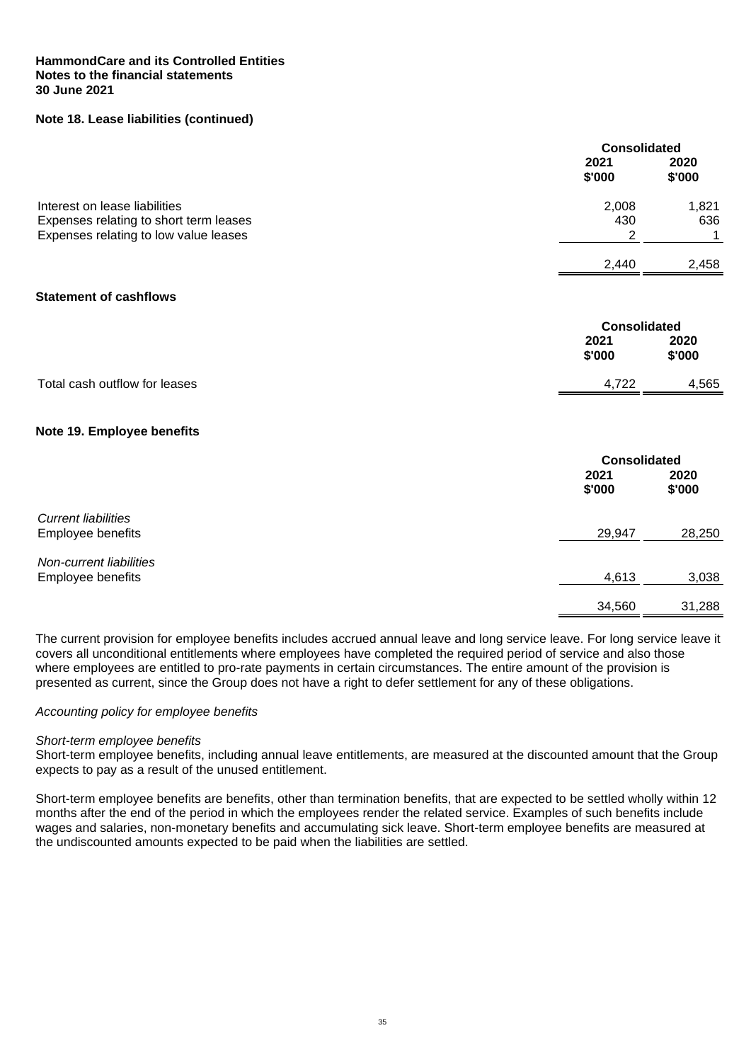**HammondCare and its Controlled Entities**
**Notes to the financial statements**
**30 June 2021**

## Note 18. Lease liabilities (continued)

| | Consolidated | |
|---|---|---|
| | 2021<br>$'000 | 2020<br>$'000 |
| Interest on lease liabilities | 2,008 | 1,821 |
| Expenses relating to short term leases | 430 | 636 |
| Expenses relating to low value leases | 2 | 1 |
| | 2,440 | 2,458 |

### Statement of cashflows

| | Consolidated | |
|---|---|---|
| | 2021<br>$'000 | 2020<br>$'000 |
| Total cash outflow for leases | 4,722 | 4,565 |

## Note 19. Employee benefits

| | Consolidated | |
|---|---|---|
| | 2021<br>$'000 | 2020<br>$'000 |
| *Current liabilities* | | |
| Employee benefits | 29,947 | 28,250 |
| *Non-current liabilities* | | |
| Employee benefits | 4,613 | 3,038 |
| | 34,560 | 31,288 |

The current provision for employee benefits includes accrued annual leave and long service leave. For long service leave it covers all unconditional entitlements where employees have completed the required period of service and also those where employees are entitled to pro-rate payments in certain circumstances. The entire amount of the provision is presented as current, since the Group does not have a right to defer settlement for any of these obligations.

*Accounting policy for employee benefits*

*Short-term employee benefits*
Short-term employee benefits, including annual leave entitlements, are measured at the discounted amount that the Group expects to pay as a result of the unused entitlement.

Short-term employee benefits are benefits, other than termination benefits, that are expected to be settled wholly within 12 months after the end of the period in which the employees render the related service. Examples of such benefits include wages and salaries, non-monetary benefits and accumulating sick leave. Short-term employee benefits are measured at the undiscounted amounts expected to be paid when the liabilities are settled.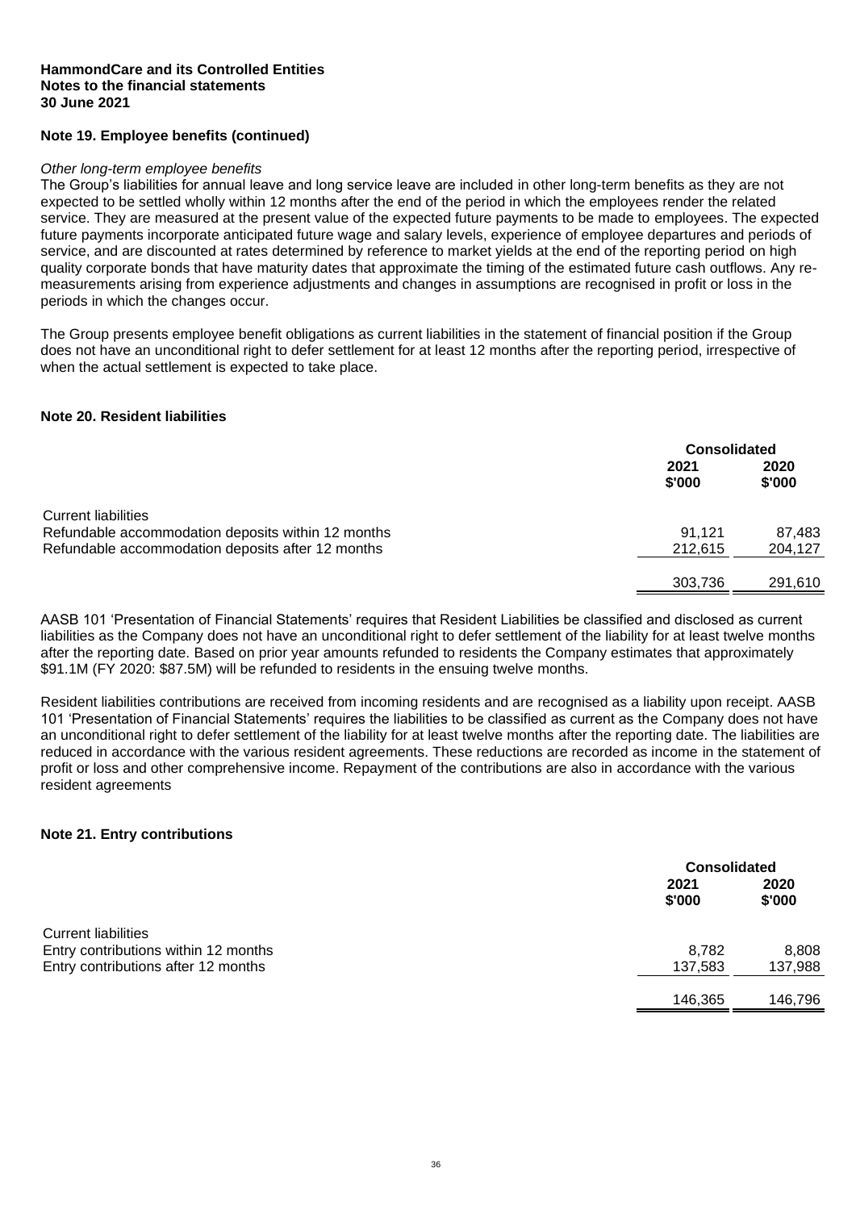**HammondCare and its Controlled Entities**
**Notes to the financial statements**
**30 June 2021**

## Note 19. Employee benefits (continued)

*Other long-term employee benefits*

The Group's liabilities for annual leave and long service leave are included in other long-term benefits as they are not expected to be settled wholly within 12 months after the end of the period in which the employees render the related service. They are measured at the present value of the expected future payments to be made to employees. The expected future payments incorporate anticipated future wage and salary levels, experience of employee departures and periods of service, and are discounted at rates determined by reference to market yields at the end of the reporting period on high quality corporate bonds that have maturity dates that approximate the timing of the estimated future cash outflows. Any re-measurements arising from experience adjustments and changes in assumptions are recognised in profit or loss in the periods in which the changes occur.

The Group presents employee benefit obligations as current liabilities in the statement of financial position if the Group does not have an unconditional right to defer settlement for at least 12 months after the reporting period, irrespective of when the actual settlement is expected to take place.

## Note 20. Resident liabilities

| | Consolidated | |
|---|---|---|
| | 2021 $'000 | 2020 $'000 |
| Current liabilities | | |
| Refundable accommodation deposits within 12 months | 91,121 | 87,483 |
| Refundable accommodation deposits after 12 months | 212,615 | 204,127 |
| | 303,736 | 291,610 |

AASB 101 'Presentation of Financial Statements' requires that Resident Liabilities be classified and disclosed as current liabilities as the Company does not have an unconditional right to defer settlement of the liability for at least twelve months after the reporting date. Based on prior year amounts refunded to residents the Company estimates that approximately $91.1M (FY 2020: $87.5M) will be refunded to residents in the ensuing twelve months.

Resident liabilities contributions are received from incoming residents and are recognised as a liability upon receipt. AASB 101 'Presentation of Financial Statements' requires the liabilities to be classified as current as the Company does not have an unconditional right to defer settlement of the liability for at least twelve months after the reporting date. The liabilities are reduced in accordance with the various resident agreements. These reductions are recorded as income in the statement of profit or loss and other comprehensive income. Repayment of the contributions are also in accordance with the various resident agreements

## Note 21. Entry contributions

| | Consolidated | |
|---|---|---|
| | 2021 $'000 | 2020 $'000 |
| Current liabilities | | |
| Entry contributions within 12 months | 8,782 | 8,808 |
| Entry contributions after 12 months | 137,583 | 137,988 |
| | 146,365 | 146,796 |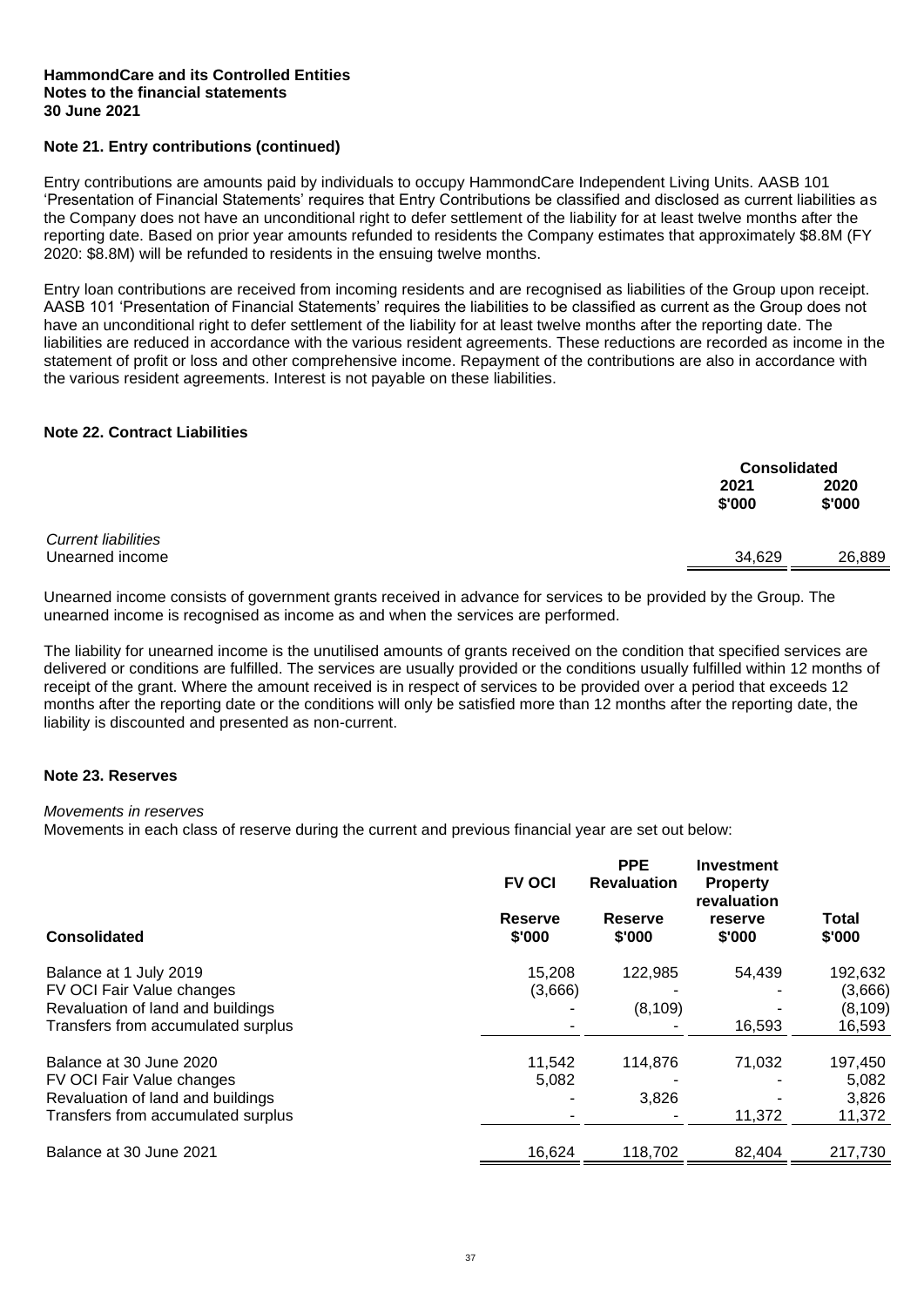**HammondCare and its Controlled Entities**
**Notes to the financial statements**
**30 June 2021**

## Note 21. Entry contributions (continued)

Entry contributions are amounts paid by individuals to occupy HammondCare Independent Living Units. AASB 101 'Presentation of Financial Statements' requires that Entry Contributions be classified and disclosed as current liabilities as the Company does not have an unconditional right to defer settlement of the liability for at least twelve months after the reporting date. Based on prior year amounts refunded to residents the Company estimates that approximately $8.8M (FY 2020: $8.8M) will be refunded to residents in the ensuing twelve months.

Entry loan contributions are received from incoming residents and are recognised as liabilities of the Group upon receipt. AASB 101 'Presentation of Financial Statements' requires the liabilities to be classified as current as the Group does not have an unconditional right to defer settlement of the liability for at least twelve months after the reporting date. The liabilities are reduced in accordance with the various resident agreements. These reductions are recorded as income in the statement of profit or loss and other comprehensive income. Repayment of the contributions are also in accordance with the various resident agreements. Interest is not payable on these liabilities.

## Note 22. Contract Liabilities

| | Consolidated | |
|---|---|---|
| | 2021 $'000 | 2020 $'000 |
| *Current liabilities* | | |
| Unearned income | 34,629 | 26,889 |

Unearned income consists of government grants received in advance for services to be provided by the Group. The unearned income is recognised as income as and when the services are performed.

The liability for unearned income is the unutilised amounts of grants received on the condition that specified services are delivered or conditions are fulfilled. The services are usually provided or the conditions usually fulfilled within 12 months of receipt of the grant. Where the amount received is in respect of services to be provided over a period that exceeds 12 months after the reporting date or the conditions will only be satisfied more than 12 months after the reporting date, the liability is discounted and presented as non-current.

## Note 23. Reserves

*Movements in reserves*
Movements in each class of reserve during the current and previous financial year are set out below:

| Consolidated | FV OCI Reserve $'000 | PPE Revaluation Reserve $'000 | Investment Property revaluation reserve $'000 | Total $'000 |
|---|---|---|---|---|
| Balance at 1 July 2019 | 15,208 | 122,985 | 54,439 | 192,632 |
| FV OCI Fair Value changes | (3,666) | - | - | (3,666) |
| Revaluation of land and buildings | - | (8,109) | - | (8,109) |
| Transfers from accumulated surplus | - | - | 16,593 | 16,593 |
| Balance at 30 June 2020 | 11,542 | 114,876 | 71,032 | 197,450 |
| FV OCI Fair Value changes | 5,082 | - | - | 5,082 |
| Revaluation of land and buildings | - | 3,826 | - | 3,826 |
| Transfers from accumulated surplus | - | - | 11,372 | 11,372 |
| Balance at 30 June 2021 | 16,624 | 118,702 | 82,404 | 217,730 |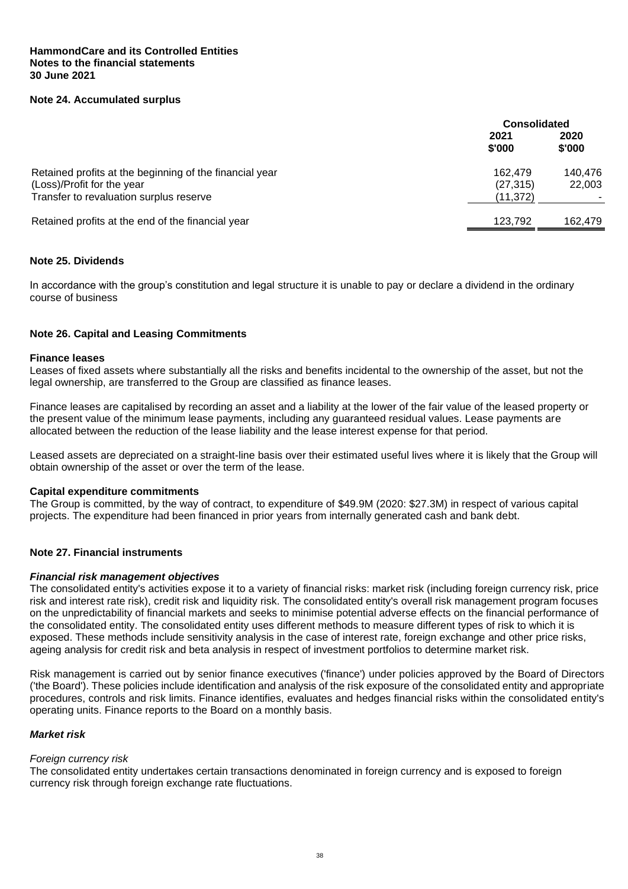**HammondCare and its Controlled Entities**
**Notes to the financial statements**
**30 June 2021**

## Note 24. Accumulated surplus

| | Consolidated | |
|---|---|---|
| | 2021 $'000 | 2020 $'000 |
| Retained profits at the beginning of the financial year | 162,479 | 140,476 |
| (Loss)/Profit for the year | (27,315) | 22,003 |
| Transfer to revaluation surplus reserve | (11,372) | - |
| Retained profits at the end of the financial year | 123,792 | 162,479 |

## Note 25. Dividends

In accordance with the group's constitution and legal structure it is unable to pay or declare a dividend in the ordinary course of business

## Note 26. Capital and Leasing Commitments

### Finance leases

Leases of fixed assets where substantially all the risks and benefits incidental to the ownership of the asset, but not the legal ownership, are transferred to the Group are classified as finance leases.

Finance leases are capitalised by recording an asset and a liability at the lower of the fair value of the leased property or the present value of the minimum lease payments, including any guaranteed residual values. Lease payments are allocated between the reduction of the lease liability and the lease interest expense for that period.

Leased assets are depreciated on a straight-line basis over their estimated useful lives where it is likely that the Group will obtain ownership of the asset or over the term of the lease.

### Capital expenditure commitments

The Group is committed, by the way of contract, to expenditure of $49.9M (2020: $27.3M) in respect of various capital projects. The expenditure had been financed in prior years from internally generated cash and bank debt.

## Note 27. Financial instruments

### *Financial risk management objectives*

The consolidated entity's activities expose it to a variety of financial risks: market risk (including foreign currency risk, price risk and interest rate risk), credit risk and liquidity risk. The consolidated entity's overall risk management program focuses on the unpredictability of financial markets and seeks to minimise potential adverse effects on the financial performance of the consolidated entity. The consolidated entity uses different methods to measure different types of risk to which it is exposed. These methods include sensitivity analysis in the case of interest rate, foreign exchange and other price risks, ageing analysis for credit risk and beta analysis in respect of investment portfolios to determine market risk.

Risk management is carried out by senior finance executives ('finance') under policies approved by the Board of Directors ('the Board'). These policies include identification and analysis of the risk exposure of the consolidated entity and appropriate procedures, controls and risk limits. Finance identifies, evaluates and hedges financial risks within the consolidated entity's operating units. Finance reports to the Board on a monthly basis.

### *Market risk*

*Foreign currency risk*

The consolidated entity undertakes certain transactions denominated in foreign currency and is exposed to foreign currency risk through foreign exchange rate fluctuations.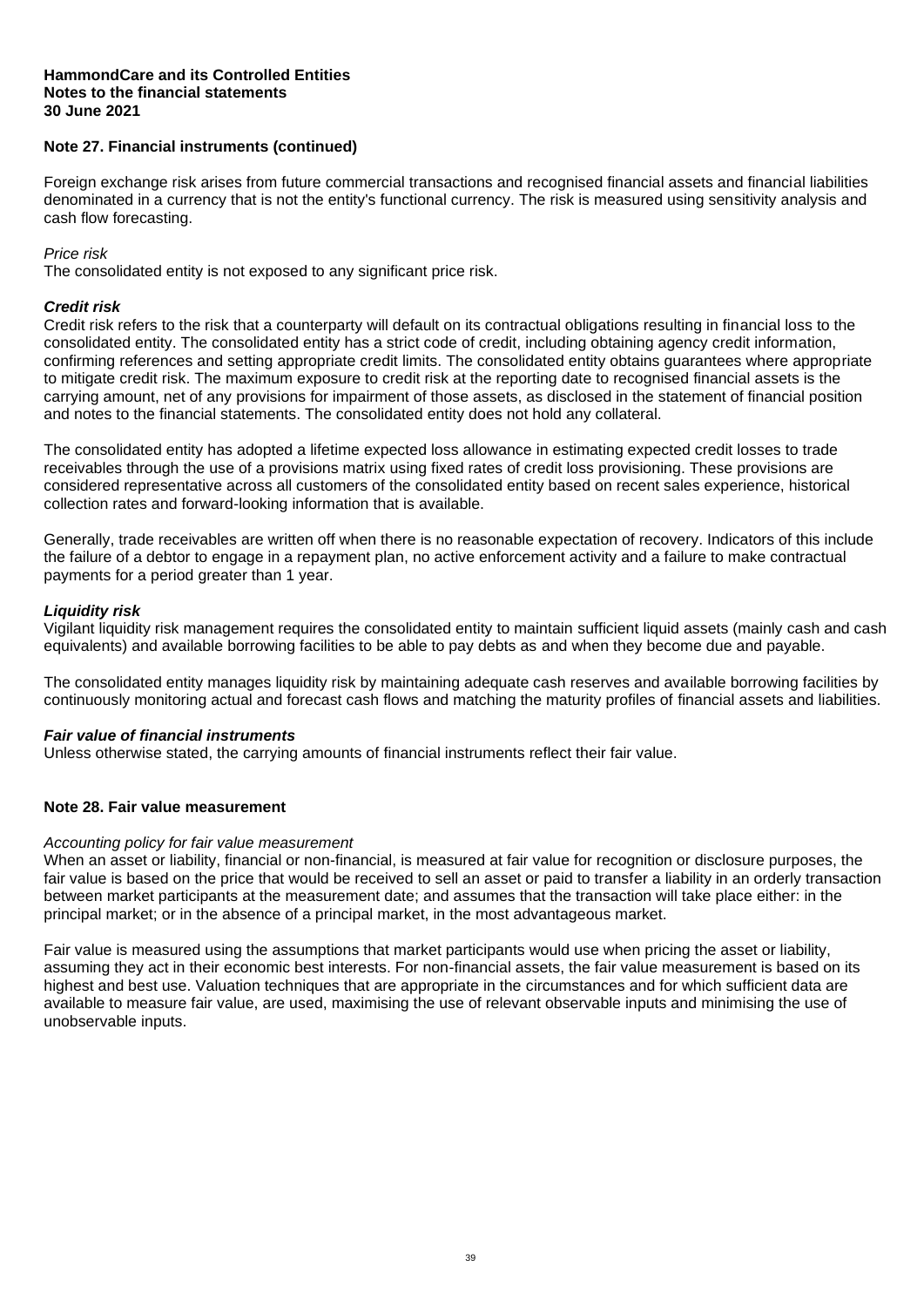## Note 27. Financial instruments (continued)

Foreign exchange risk arises from future commercial transactions and recognised financial assets and financial liabilities denominated in a currency that is not the entity's functional currency. The risk is measured using sensitivity analysis and cash flow forecasting.

*Price risk*
The consolidated entity is not exposed to any significant price risk.

***Credit risk***
Credit risk refers to the risk that a counterparty will default on its contractual obligations resulting in financial loss to the consolidated entity. The consolidated entity has a strict code of credit, including obtaining agency credit information, confirming references and setting appropriate credit limits. The consolidated entity obtains guarantees where appropriate to mitigate credit risk. The maximum exposure to credit risk at the reporting date to recognised financial assets is the carrying amount, net of any provisions for impairment of those assets, as disclosed in the statement of financial position and notes to the financial statements. The consolidated entity does not hold any collateral.

The consolidated entity has adopted a lifetime expected loss allowance in estimating expected credit losses to trade receivables through the use of a provisions matrix using fixed rates of credit loss provisioning. These provisions are considered representative across all customers of the consolidated entity based on recent sales experience, historical collection rates and forward-looking information that is available.

Generally, trade receivables are written off when there is no reasonable expectation of recovery. Indicators of this include the failure of a debtor to engage in a repayment plan, no active enforcement activity and a failure to make contractual payments for a period greater than 1 year.

***Liquidity risk***
Vigilant liquidity risk management requires the consolidated entity to maintain sufficient liquid assets (mainly cash and cash equivalents) and available borrowing facilities to be able to pay debts as and when they become due and payable.

The consolidated entity manages liquidity risk by maintaining adequate cash reserves and available borrowing facilities by continuously monitoring actual and forecast cash flows and matching the maturity profiles of financial assets and liabilities.

***Fair value of financial instruments***
Unless otherwise stated, the carrying amounts of financial instruments reflect their fair value.

## Note 28. Fair value measurement

*Accounting policy for fair value measurement*
When an asset or liability, financial or non-financial, is measured at fair value for recognition or disclosure purposes, the fair value is based on the price that would be received to sell an asset or paid to transfer a liability in an orderly transaction between market participants at the measurement date; and assumes that the transaction will take place either: in the principal market; or in the absence of a principal market, in the most advantageous market.

Fair value is measured using the assumptions that market participants would use when pricing the asset or liability, assuming they act in their economic best interests. For non-financial assets, the fair value measurement is based on its highest and best use. Valuation techniques that are appropriate in the circumstances and for which sufficient data are available to measure fair value, are used, maximising the use of relevant observable inputs and minimising the use of unobservable inputs.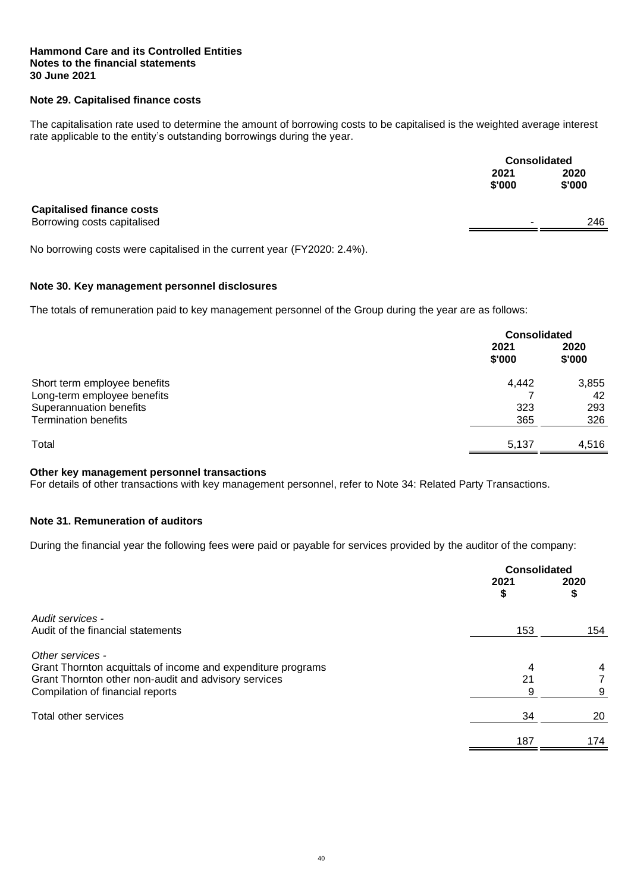**Hammond Care and its Controlled Entities**
**Notes to the financial statements**
**30 June 2021**

## Note 29. Capitalised finance costs

The capitalisation rate used to determine the amount of borrowing costs to be capitalised is the weighted average interest rate applicable to the entity's outstanding borrowings during the year.

| | Consolidated | |
|---|---|---|
| | 2021 $'000 | 2020 $'000 |
| **Capitalised finance costs** | | |
| Borrowing costs capitalised | - | 246 |

No borrowing costs were capitalised in the current year (FY2020: 2.4%).

## Note 30. Key management personnel disclosures

The totals of remuneration paid to key management personnel of the Group during the year are as follows:

| | Consolidated | |
|---|---|---|
| | 2021 $'000 | 2020 $'000 |
| Short term employee benefits | 4,442 | 3,855 |
| Long-term employee benefits | 7 | 42 |
| Superannuation benefits | 323 | 293 |
| Termination benefits | 365 | 326 |
| Total | 5,137 | 4,516 |

**Other key management personnel transactions**
For details of other transactions with key management personnel, refer to Note 34: Related Party Transactions.

## Note 31. Remuneration of auditors

During the financial year the following fees were paid or payable for services provided by the auditor of the company:

| | Consolidated | |
|---|---|---|
| | 2021 $ | 2020 $ |
| *Audit services -* | | |
| Audit of the financial statements | 153 | 154 |
| *Other services -* | | |
| Grant Thornton acquittals of income and expenditure programs | 4 | 4 |
| Grant Thornton other non-audit and advisory services | 21 | 7 |
| Compilation of financial reports | 9 | 9 |
| Total other services | 34 | 20 |
| | 187 | 174 |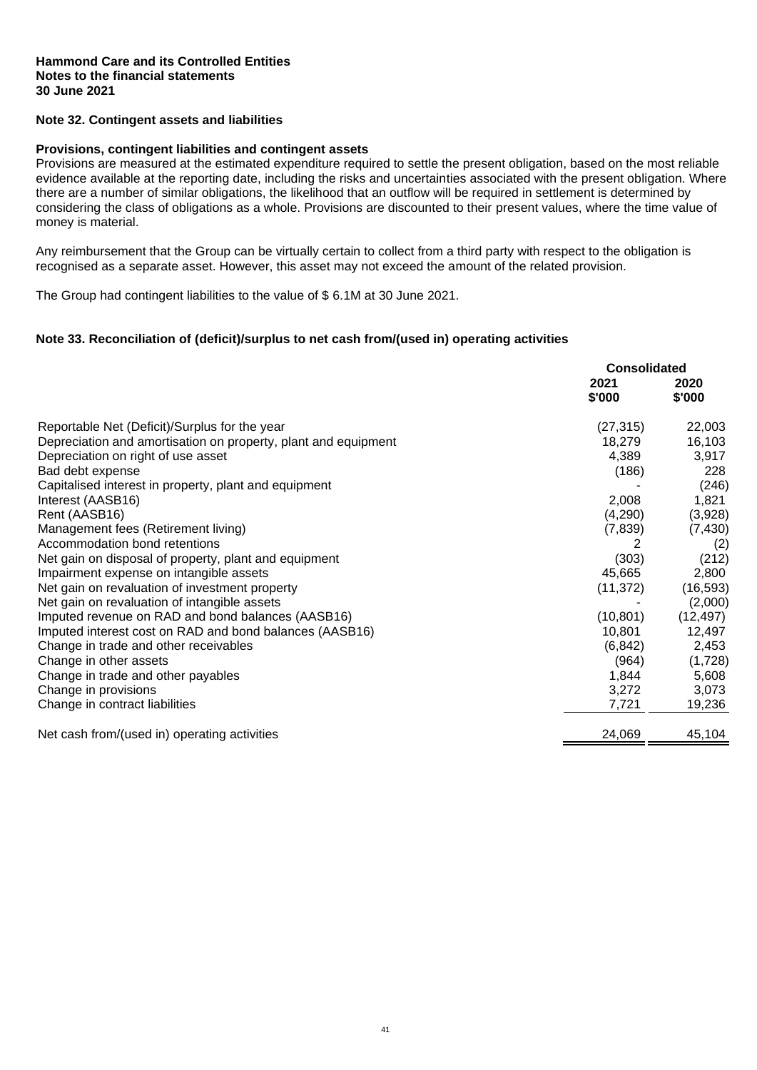**Hammond Care and its Controlled Entities**
**Notes to the financial statements**
**30 June 2021**

## Note 32. Contingent assets and liabilities

### Provisions, contingent liabilities and contingent assets

Provisions are measured at the estimated expenditure required to settle the present obligation, based on the most reliable evidence available at the reporting date, including the risks and uncertainties associated with the present obligation. Where there are a number of similar obligations, the likelihood that an outflow will be required in settlement is determined by considering the class of obligations as a whole. Provisions are discounted to their present values, where the time value of money is material.

Any reimbursement that the Group can be virtually certain to collect from a third party with respect to the obligation is recognised as a separate asset. However, this asset may not exceed the amount of the related provision.

The Group had contingent liabilities to the value of $ 6.1M at 30 June 2021.

## Note 33. Reconciliation of (deficit)/surplus to net cash from/(used in) operating activities

| | Consolidated | |
|---|---|---|
| | 2021<br>$'000 | 2020<br>$'000 |
| Reportable Net (Deficit)/Surplus for the year | (27,315) | 22,003 |
| Depreciation and amortisation on property, plant and equipment | 18,279 | 16,103 |
| Depreciation on right of use asset | 4,389 | 3,917 |
| Bad debt expense | (186) | 228 |
| Capitalised interest in property, plant and equipment | - | (246) |
| Interest (AASB16) | 2,008 | 1,821 |
| Rent (AASB16) | (4,290) | (3,928) |
| Management fees (Retirement living) | (7,839) | (7,430) |
| Accommodation bond retentions | 2 | (2) |
| Net gain on disposal of property, plant and equipment | (303) | (212) |
| Impairment expense on intangible assets | 45,665 | 2,800 |
| Net gain on revaluation of investment property | (11,372) | (16,593) |
| Net gain on revaluation of intangible assets | - | (2,000) |
| Imputed revenue on RAD and bond balances (AASB16) | (10,801) | (12,497) |
| Imputed interest cost on RAD and bond balances (AASB16) | 10,801 | 12,497 |
| Change in trade and other receivables | (6,842) | 2,453 |
| Change in other assets | (964) | (1,728) |
| Change in trade and other payables | 1,844 | 5,608 |
| Change in provisions | 3,272 | 3,073 |
| Change in contract liabilities | 7,721 | 19,236 |
| Net cash from/(used in) operating activities | 24,069 | 45,104 |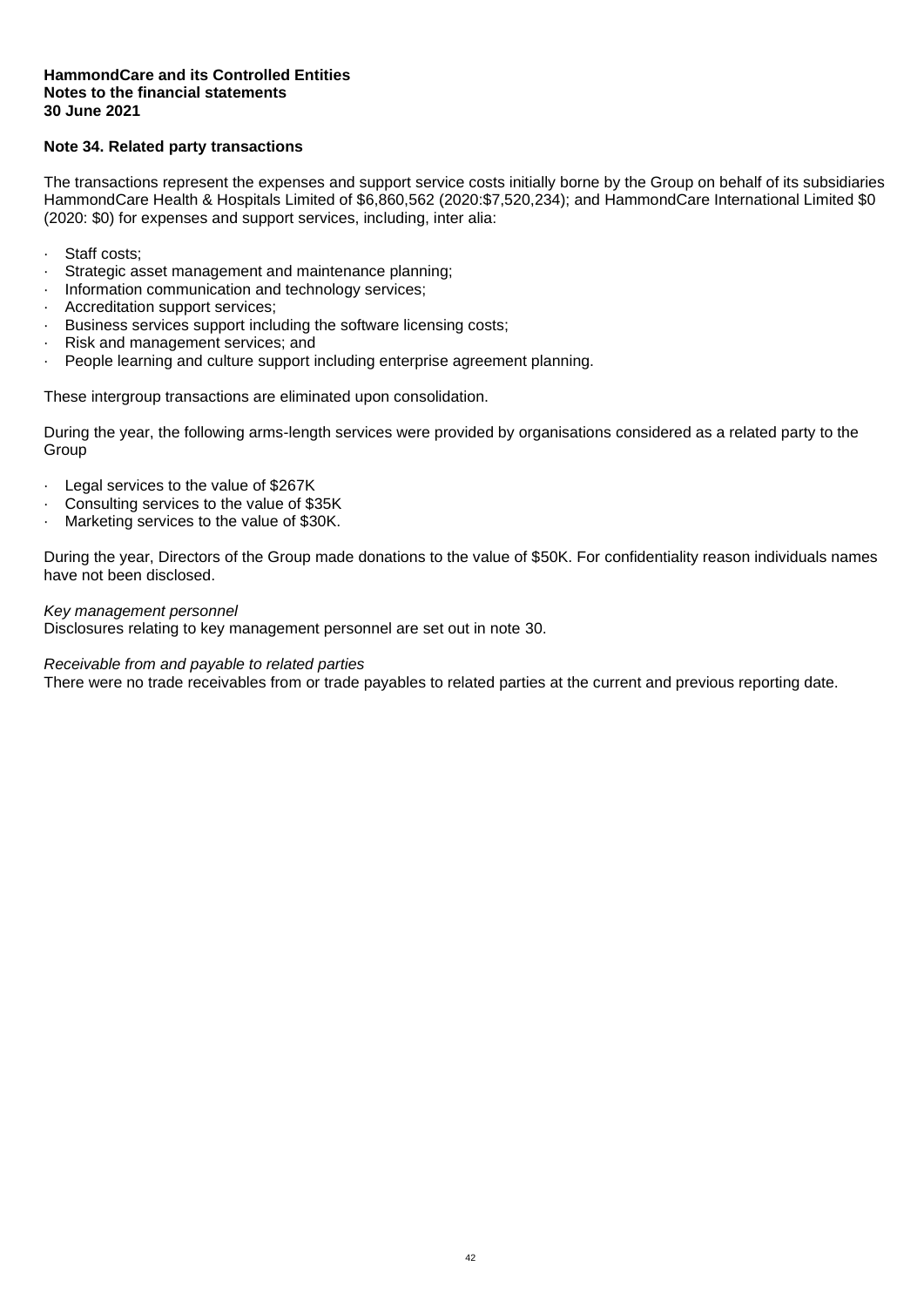**HammondCare and its Controlled Entities**
**Notes to the financial statements**
**30 June 2021**

## Note 34. Related party transactions

The transactions represent the expenses and support service costs initially borne by the Group on behalf of its subsidiaries HammondCare Health & Hospitals Limited of $6,860,562 (2020:$7,520,234); and HammondCare International Limited $0 (2020: $0) for expenses and support services, including, inter alia:

- Staff costs;
- Strategic asset management and maintenance planning;
- Information communication and technology services;
- Accreditation support services;
- Business services support including the software licensing costs;
- Risk and management services; and
- People learning and culture support including enterprise agreement planning.

These intergroup transactions are eliminated upon consolidation.

During the year, the following arms-length services were provided by organisations considered as a related party to the Group

- Legal services to the value of $267K
- Consulting services to the value of $35K
- Marketing services to the value of $30K.

During the year, Directors of the Group made donations to the value of $50K. For confidentiality reason individuals names have not been disclosed.

*Key management personnel*
Disclosures relating to key management personnel are set out in note 30.

*Receivable from and payable to related parties*
There were no trade receivables from or trade payables to related parties at the current and previous reporting date.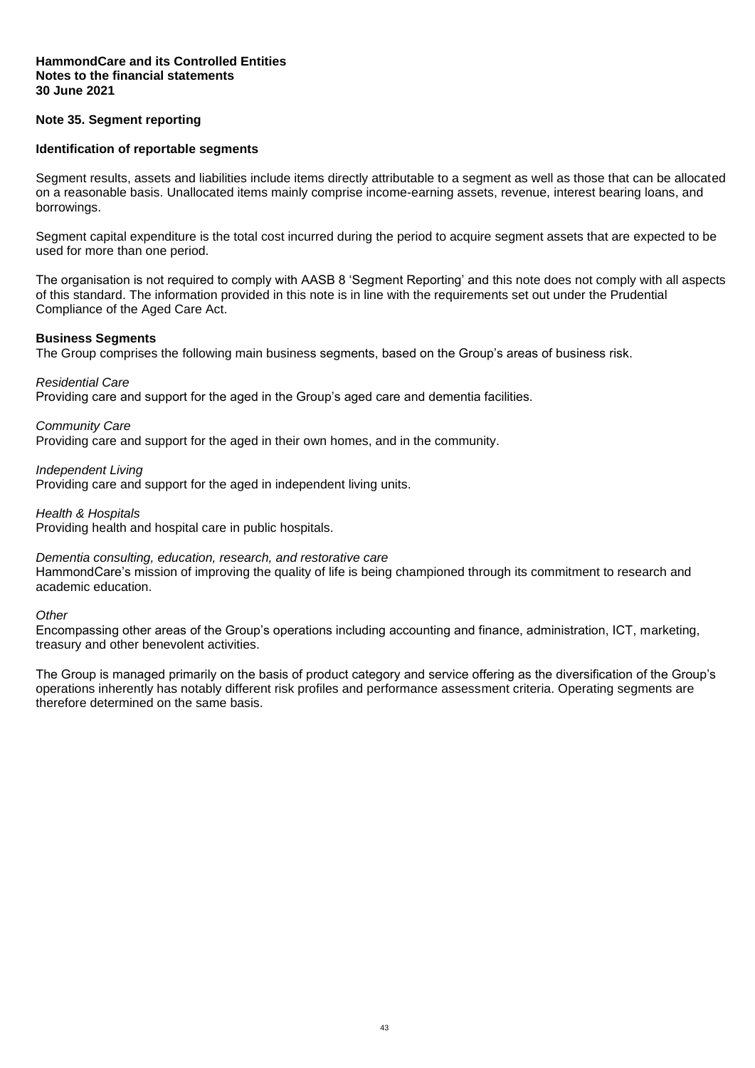**HammondCare and its Controlled Entities**
**Notes to the financial statements**
**30 June 2021**

## Note 35. Segment reporting

### Identification of reportable segments

Segment results, assets and liabilities include items directly attributable to a segment as well as those that can be allocated on a reasonable basis. Unallocated items mainly comprise income-earning assets, revenue, interest bearing loans, and borrowings.

Segment capital expenditure is the total cost incurred during the period to acquire segment assets that are expected to be used for more than one period.

The organisation is not required to comply with AASB 8 'Segment Reporting' and this note does not comply with all aspects of this standard. The information provided in this note is in line with the requirements set out under the Prudential Compliance of the Aged Care Act.

### Business Segments

The Group comprises the following main business segments, based on the Group's areas of business risk.

*Residential Care*
Providing care and support for the aged in the Group's aged care and dementia facilities.

*Community Care*
Providing care and support for the aged in their own homes, and in the community.

*Independent Living*
Providing care and support for the aged in independent living units.

*Health & Hospitals*
Providing health and hospital care in public hospitals.

*Dementia consulting, education, research, and restorative care*
HammondCare's mission of improving the quality of life is being championed through its commitment to research and academic education.

*Other*
Encompassing other areas of the Group's operations including accounting and finance, administration, ICT, marketing, treasury and other benevolent activities.

The Group is managed primarily on the basis of product category and service offering as the diversification of the Group's operations inherently has notably different risk profiles and performance assessment criteria. Operating segments are therefore determined on the same basis.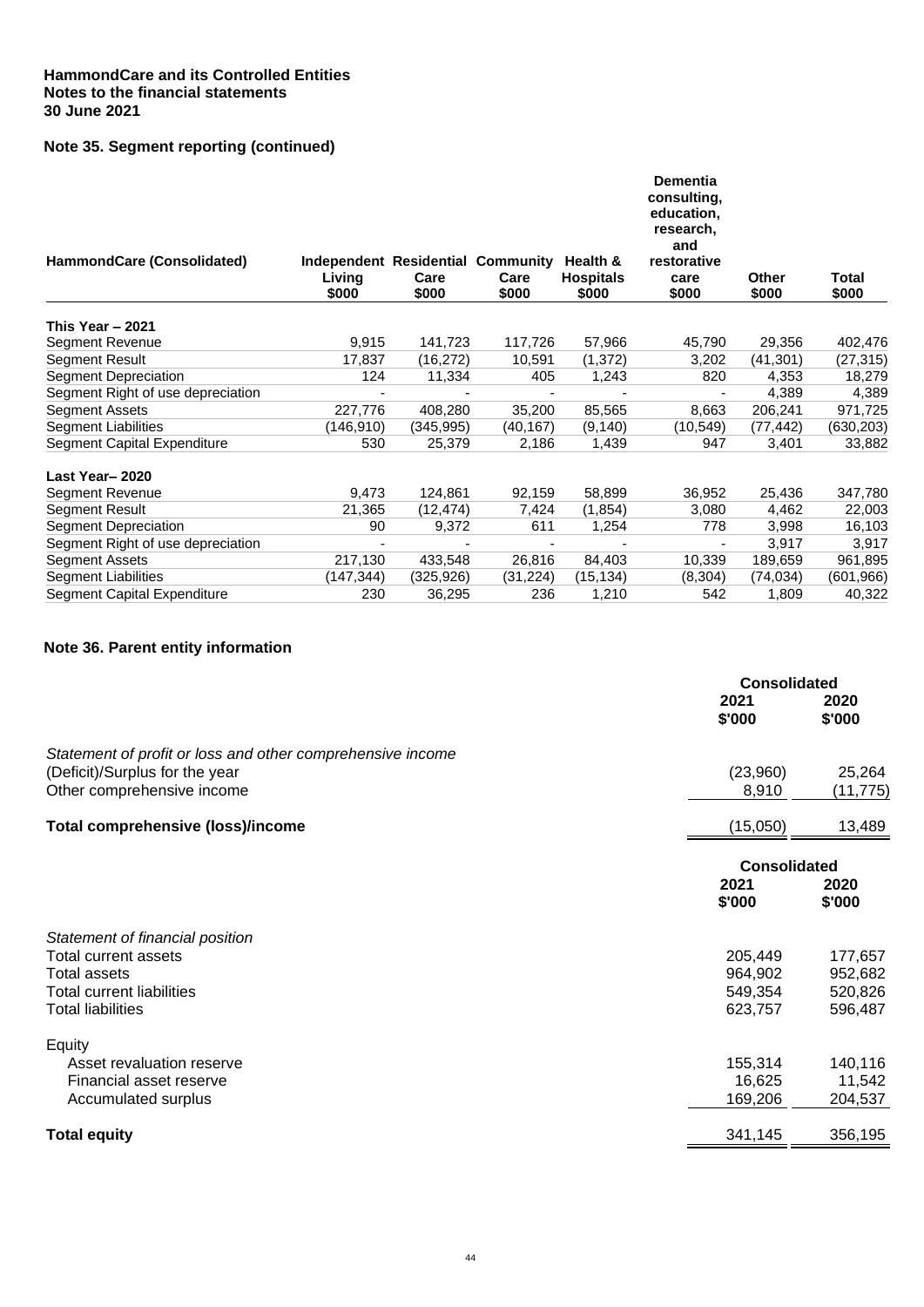**HammondCare and its Controlled Entities**
**Notes to the financial statements**
**30 June 2021**

## Note 35. Segment reporting (continued)

| HammondCare (Consolidated) | Independent Living $000 | Residential Care $000 | Community Care $000 | Health & Hospitals $000 | Dementia consulting, education, research, and restorative care $000 | Other $000 | Total $000 |
|---|---|---|---|---|---|---|---|
| **This Year – 2021** | | | | | | | |
| Segment Revenue | 9,915 | 141,723 | 117,726 | 57,966 | 45,790 | 29,356 | 402,476 |
| Segment Result | 17,837 | (16,272) | 10,591 | (1,372) | 3,202 | (41,301) | (27,315) |
| Segment Depreciation | 124 | 11,334 | 405 | 1,243 | 820 | 4,353 | 18,279 |
| Segment Right of use depreciation | - | - | - | - | - | 4,389 | 4,389 |
| Segment Assets | 227,776 | 408,280 | 35,200 | 85,565 | 8,663 | 206,241 | 971,725 |
| Segment Liabilities | (146,910) | (345,995) | (40,167) | (9,140) | (10,549) | (77,442) | (630,203) |
| Segment Capital Expenditure | 530 | 25,379 | 2,186 | 1,439 | 947 | 3,401 | 33,882 |
| **Last Year– 2020** | | | | | | | |
| Segment Revenue | 9,473 | 124,861 | 92,159 | 58,899 | 36,952 | 25,436 | 347,780 |
| Segment Result | 21,365 | (12,474) | 7,424 | (1,854) | 3,080 | 4,462 | 22,003 |
| Segment Depreciation | 90 | 9,372 | 611 | 1,254 | 778 | 3,998 | 16,103 |
| Segment Right of use depreciation | - | - | - | - | - | 3,917 | 3,917 |
| Segment Assets | 217,130 | 433,548 | 26,816 | 84,403 | 10,339 | 189,659 | 961,895 |
| Segment Liabilities | (147,344) | (325,926) | (31,224) | (15,134) | (8,304) | (74,034) | (601,966) |
| Segment Capital Expenditure | 230 | 36,295 | 236 | 1,210 | 542 | 1,809 | 40,322 |

## Note 36. Parent entity information

| | Consolidated 2021 $'000 | Consolidated 2020 $'000 |
|---|---|---|
| *Statement of profit or loss and other comprehensive income* | | |
| (Deficit)/Surplus for the year | (23,960) | 25,264 |
| Other comprehensive income | 8,910 | (11,775) |
| **Total comprehensive (loss)/income** | (15,050) | 13,489 |

| | Consolidated 2021 $'000 | Consolidated 2020 $'000 |
|---|---|---|
| *Statement of financial position* | | |
| Total current assets | 205,449 | 177,657 |
| Total assets | 964,902 | 952,682 |
| Total current liabilities | 549,354 | 520,826 |
| Total liabilities | 623,757 | 596,487 |
| Equity | | |
| Asset revaluation reserve | 155,314 | 140,116 |
| Financial asset reserve | 16,625 | 11,542 |
| Accumulated surplus | 169,206 | 204,537 |
| **Total equity** | 341,145 | 356,195 |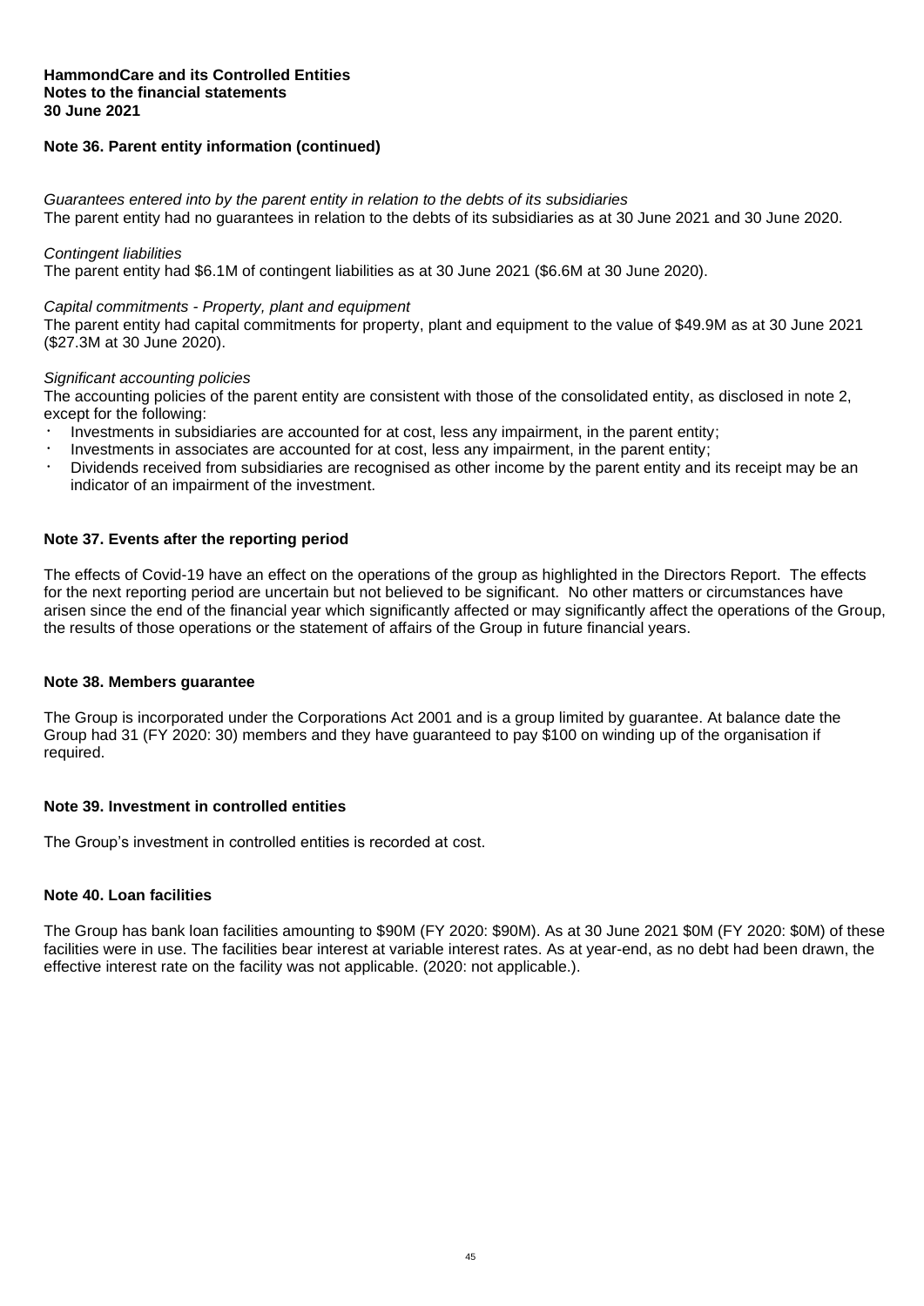**HammondCare and its Controlled Entities**
**Notes to the financial statements**
**30 June 2021**

## Note 36. Parent entity information (continued)

*Guarantees entered into by the parent entity in relation to the debts of its subsidiaries*
The parent entity had no guarantees in relation to the debts of its subsidiaries as at 30 June 2021 and 30 June 2020.

*Contingent liabilities*
The parent entity had $6.1M of contingent liabilities as at 30 June 2021 ($6.6M at 30 June 2020).

*Capital commitments - Property, plant and equipment*
The parent entity had capital commitments for property, plant and equipment to the value of $49.9M as at 30 June 2021 ($27.3M at 30 June 2020).

*Significant accounting policies*
The accounting policies of the parent entity are consistent with those of the consolidated entity, as disclosed in note 2, except for the following:

- Investments in subsidiaries are accounted for at cost, less any impairment, in the parent entity;
- Investments in associates are accounted for at cost, less any impairment, in the parent entity;
- Dividends received from subsidiaries are recognised as other income by the parent entity and its receipt may be an indicator of an impairment of the investment.

## Note 37. Events after the reporting period

The effects of Covid-19 have an effect on the operations of the group as highlighted in the Directors Report. The effects for the next reporting period are uncertain but not believed to be significant. No other matters or circumstances have arisen since the end of the financial year which significantly affected or may significantly affect the operations of the Group, the results of those operations or the statement of affairs of the Group in future financial years.

## Note 38. Members guarantee

The Group is incorporated under the Corporations Act 2001 and is a group limited by guarantee. At balance date the Group had 31 (FY 2020: 30) members and they have guaranteed to pay $100 on winding up of the organisation if required.

## Note 39. Investment in controlled entities

The Group's investment in controlled entities is recorded at cost.

## Note 40. Loan facilities

The Group has bank loan facilities amounting to $90M (FY 2020: $90M). As at 30 June 2021 $0M (FY 2020: $0M) of these facilities were in use. The facilities bear interest at variable interest rates. As at year-end, as no debt had been drawn, the effective interest rate on the facility was not applicable. (2020: not applicable.).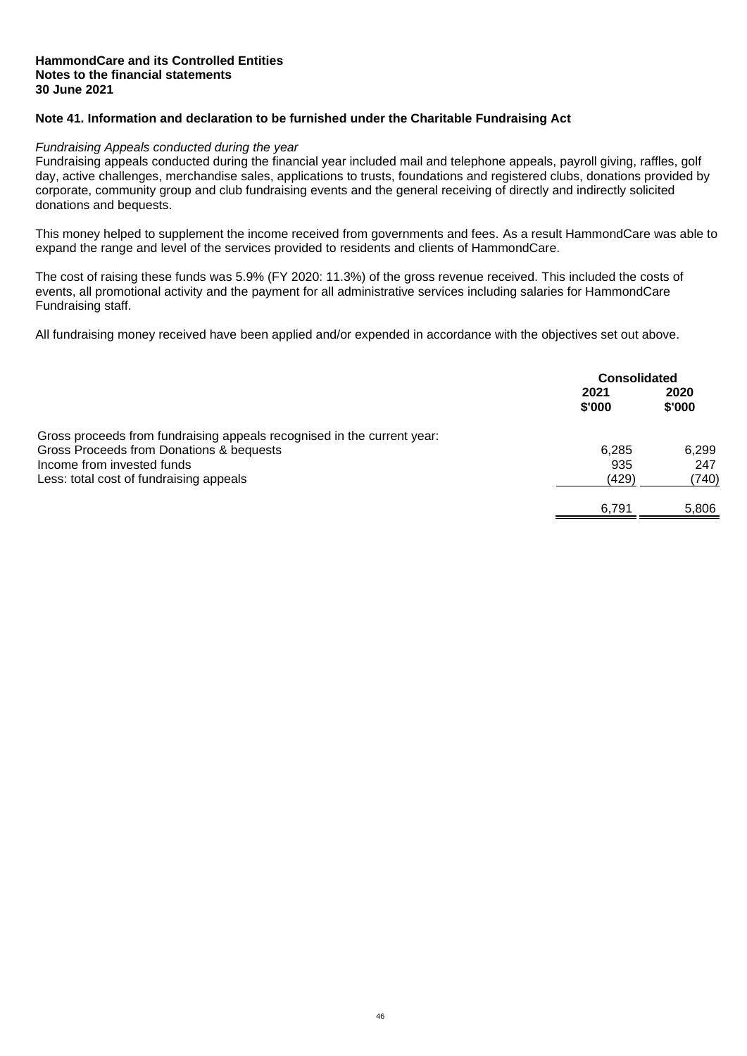**HammondCare and its Controlled Entities**
**Notes to the financial statements**
**30 June 2021**

## Note 41. Information and declaration to be furnished under the Charitable Fundraising Act

*Fundraising Appeals conducted during the year*

Fundraising appeals conducted during the financial year included mail and telephone appeals, payroll giving, raffles, golf day, active challenges, merchandise sales, applications to trusts, foundations and registered clubs, donations provided by corporate, community group and club fundraising events and the general receiving of directly and indirectly solicited donations and bequests.

This money helped to supplement the income received from governments and fees. As a result HammondCare was able to expand the range and level of the services provided to residents and clients of HammondCare.

The cost of raising these funds was 5.9% (FY 2020: 11.3%) of the gross revenue received. This included the costs of events, all promotional activity and the payment for all administrative services including salaries for HammondCare Fundraising staff.

All fundraising money received have been applied and/or expended in accordance with the objectives set out above.

| | Consolidated | |
|---|---|---|
| | **2021 $'000** | **2020 $'000** |
| Gross proceeds from fundraising appeals recognised in the current year: | | |
| Gross Proceeds from Donations & bequests | 6,285 | 6,299 |
| Income from invested funds | 935 | 247 |
| Less: total cost of fundraising appeals | (429) | (740) |
| | 6,791 | 5,806 |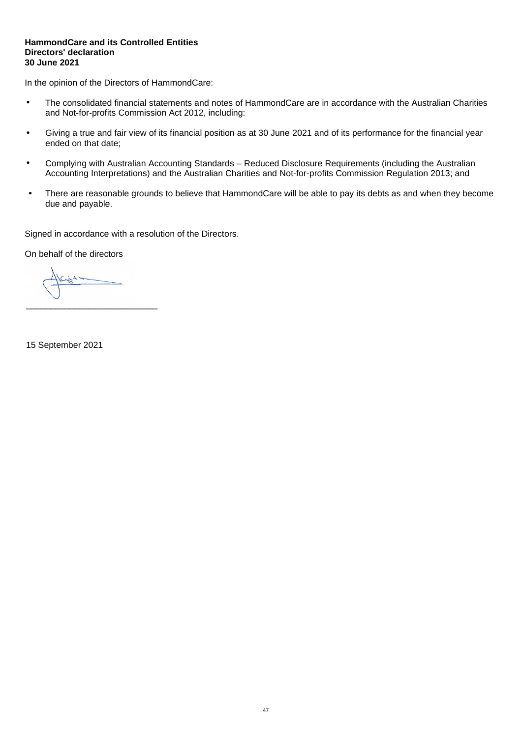**HammondCare and its Controlled Entities**
**Directors' declaration**
**30 June 2021**

In the opinion of the Directors of HammondCare:

- The consolidated financial statements and notes of HammondCare are in accordance with the Australian Charities and Not-for-profits Commission Act 2012, including:
- Giving a true and fair view of its financial position as at 30 June 2021 and of its performance for the financial year ended on that date;
- Complying with Australian Accounting Standards – Reduced Disclosure Requirements (including the Australian Accounting Interpretations) and the Australian Charities and Not-for-profits Commission Regulation 2013; and
- There are reasonable grounds to believe that HammondCare will be able to pay its debts as and when they become due and payable.

Signed in accordance with a resolution of the Directors.

On behalf of the directors

___________________________

15 September 2021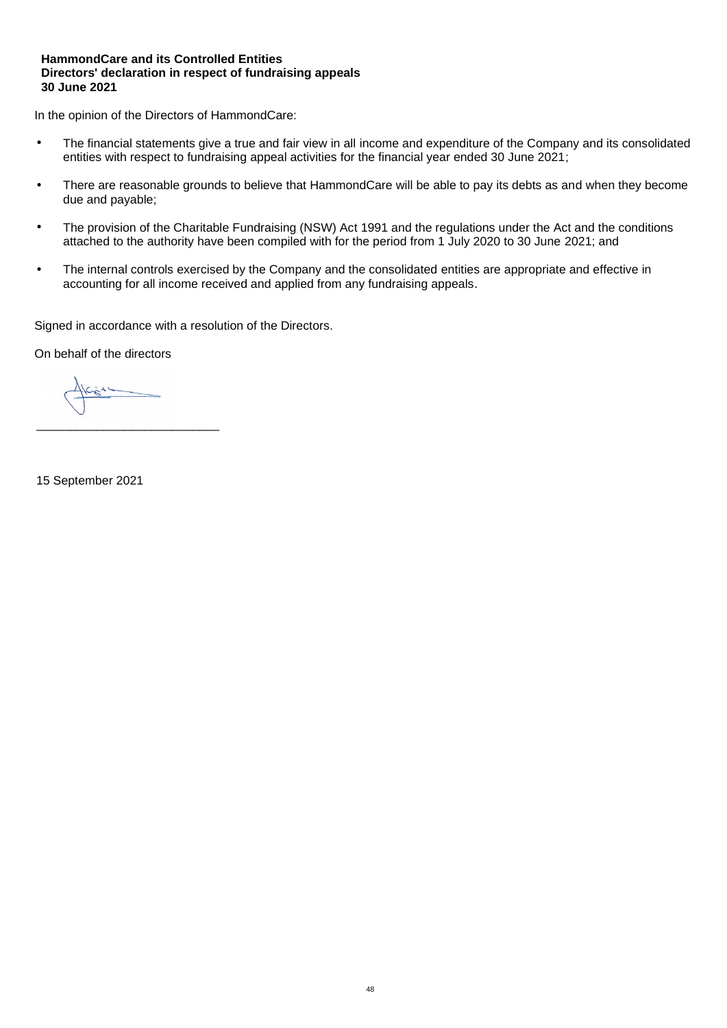**HammondCare and its Controlled Entities**
**Directors' declaration in respect of fundraising appeals**
**30 June 2021**

In the opinion of the Directors of HammondCare:

- The financial statements give a true and fair view in all income and expenditure of the Company and its consolidated entities with respect to fundraising appeal activities for the financial year ended 30 June 2021;
- There are reasonable grounds to believe that HammondCare will be able to pay its debts as and when they become due and payable;
- The provision of the Charitable Fundraising (NSW) Act 1991 and the regulations under the Act and the conditions attached to the authority have been compiled with for the period from 1 July 2020 to 30 June 2021; and
- The internal controls exercised by the Company and the consolidated entities are appropriate and effective in accounting for all income received and applied from any fundraising appeals.

Signed in accordance with a resolution of the Directors.

On behalf of the directors

___________________________

15 September 2021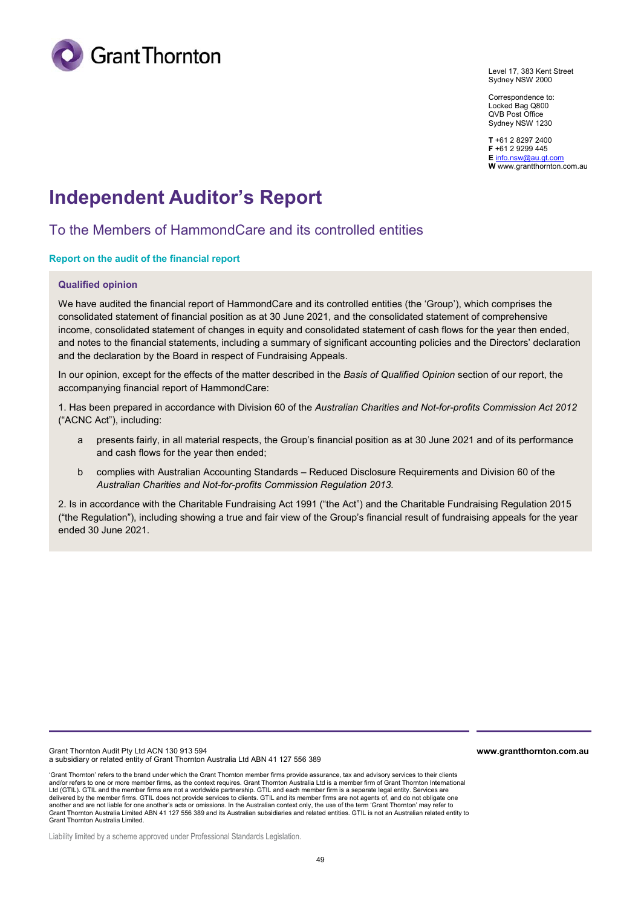Grant Thornton

Level 17, 383 Kent Street
Sydney NSW 2000

Correspondence to:
Locked Bag Q800
QVB Post Office
Sydney NSW 1230

**T** +61 2 8297 2400
**F** +61 2 9299 445
**E** info.nsw@au.gt.com
**W** www.grantthornton.com.au

# Independent Auditor's Report

## To the Members of HammondCare and its controlled entities

### Report on the audit of the financial report

#### Qualified opinion

We have audited the financial report of HammondCare and its controlled entities (the 'Group'), which comprises the consolidated statement of financial position as at 30 June 2021, and the consolidated statement of comprehensive income, consolidated statement of changes in equity and consolidated statement of cash flows for the year then ended, and notes to the financial statements, including a summary of significant accounting policies and the Directors' declaration and the declaration by the Board in respect of Fundraising Appeals.

In our opinion, except for the effects of the matter described in the *Basis of Qualified Opinion* section of our report, the accompanying financial report of HammondCare:

1. Has been prepared in accordance with Division 60 of the *Australian Charities and Not-for-profits Commission Act 2012* ("ACNC Act"), including:

   a presents fairly, in all material respects, the Group's financial position as at 30 June 2021 and of its performance and cash flows for the year then ended;

   b complies with Australian Accounting Standards – Reduced Disclosure Requirements and Division 60 of the *Australian Charities and Not-for-profits Commission Regulation 2013.*

2. Is in accordance with the Charitable Fundraising Act 1991 ("the Act") and the Charitable Fundraising Regulation 2015 ("the Regulation"), including showing a true and fair view of the Group's financial result of fundraising appeals for the year ended 30 June 2021.

Grant Thornton Audit Pty Ltd ACN 130 913 594
a subsidiary or related entity of Grant Thornton Australia Ltd ABN 41 127 556 389

**www.grantthornton.com.au**

'Grant Thornton' refers to the brand under which the Grant Thornton member firms provide assurance, tax and advisory services to their clients and/or refers to one or more member firms, as the context requires. Grant Thornton Australia Ltd is a member firm of Grant Thornton International Ltd (GTIL). GTIL and the member firms are not a worldwide partnership. GTIL and each member firm is a separate legal entity. Services are delivered by the member firms. GTIL does not provide services to clients. GTIL and its member firms are not agents of, and do not obligate one another and are not liable for one another's acts or omissions. In the Australian context only, the use of the term 'Grant Thornton' may refer to Grant Thornton Australia Limited ABN 41 127 556 389 and its Australian subsidiaries and related entities. GTIL is not an Australian related entity to Grant Thornton Australia Limited.

Liability limited by a scheme approved under Professional Standards Legislation.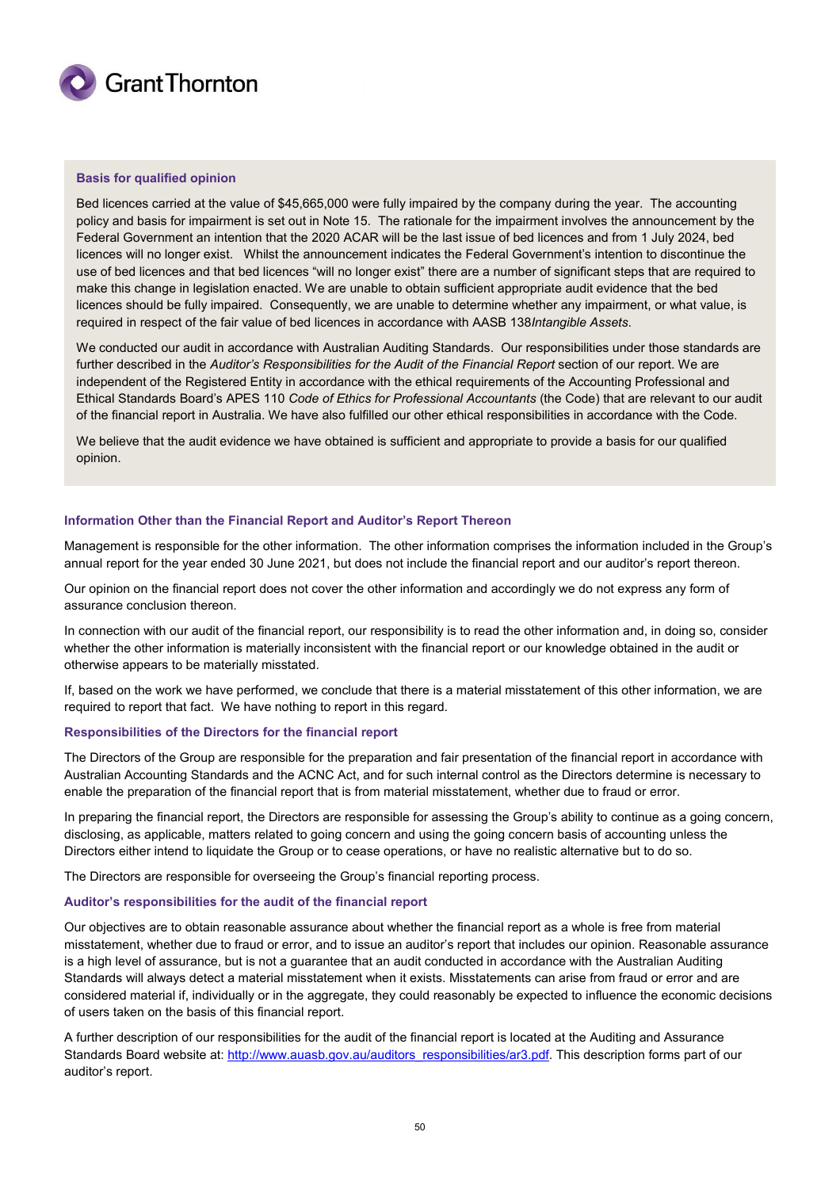### Basis for qualified opinion

Bed licences carried at the value of $45,665,000 were fully impaired by the company during the year. The accounting policy and basis for impairment is set out in Note 15. The rationale for the impairment involves the announcement by the Federal Government an intention that the 2020 ACAR will be the last issue of bed licences and from 1 July 2024, bed licences will no longer exist. Whilst the announcement indicates the Federal Government's intention to discontinue the use of bed licences and that bed licences "will no longer exist" there are a number of significant steps that are required to make this change in legislation enacted. We are unable to obtain sufficient appropriate audit evidence that the bed licences should be fully impaired. Consequently, we are unable to determine whether any impairment, or what value, is required in respect of the fair value of bed licences in accordance with AASB 138*Intangible Assets*.

We conducted our audit in accordance with Australian Auditing Standards. Our responsibilities under those standards are further described in the *Auditor's Responsibilities for the Audit of the Financial Report* section of our report. We are independent of the Registered Entity in accordance with the ethical requirements of the Accounting Professional and Ethical Standards Board's APES 110 *Code of Ethics for Professional Accountants* (the Code) that are relevant to our audit of the financial report in Australia. We have also fulfilled our other ethical responsibilities in accordance with the Code.

We believe that the audit evidence we have obtained is sufficient and appropriate to provide a basis for our qualified opinion.

### Information Other than the Financial Report and Auditor's Report Thereon

Management is responsible for the other information. The other information comprises the information included in the Group's annual report for the year ended 30 June 2021, but does not include the financial report and our auditor's report thereon.

Our opinion on the financial report does not cover the other information and accordingly we do not express any form of assurance conclusion thereon.

In connection with our audit of the financial report, our responsibility is to read the other information and, in doing so, consider whether the other information is materially inconsistent with the financial report or our knowledge obtained in the audit or otherwise appears to be materially misstated.

If, based on the work we have performed, we conclude that there is a material misstatement of this other information, we are required to report that fact. We have nothing to report in this regard.

### Responsibilities of the Directors for the financial report

The Directors of the Group are responsible for the preparation and fair presentation of the financial report in accordance with Australian Accounting Standards and the ACNC Act, and for such internal control as the Directors determine is necessary to enable the preparation of the financial report that is from material misstatement, whether due to fraud or error.

In preparing the financial report, the Directors are responsible for assessing the Group's ability to continue as a going concern, disclosing, as applicable, matters related to going concern and using the going concern basis of accounting unless the Directors either intend to liquidate the Group or to cease operations, or have no realistic alternative but to do so.

The Directors are responsible for overseeing the Group's financial reporting process.

### Auditor's responsibilities for the audit of the financial report

Our objectives are to obtain reasonable assurance about whether the financial report as a whole is free from material misstatement, whether due to fraud or error, and to issue an auditor's report that includes our opinion. Reasonable assurance is a high level of assurance, but is not a guarantee that an audit conducted in accordance with the Australian Auditing Standards will always detect a material misstatement when it exists. Misstatements can arise from fraud or error and are considered material if, individually or in the aggregate, they could reasonably be expected to influence the economic decisions of users taken on the basis of this financial report.

A further description of our responsibilities for the audit of the financial report is located at the Auditing and Assurance Standards Board website at: [http://www.auasb.gov.au/auditors_responsibilities/ar3.pdf](http://www.auasb.gov.au/auditors_responsibilities/ar3.pdf). This description forms part of our auditor's report.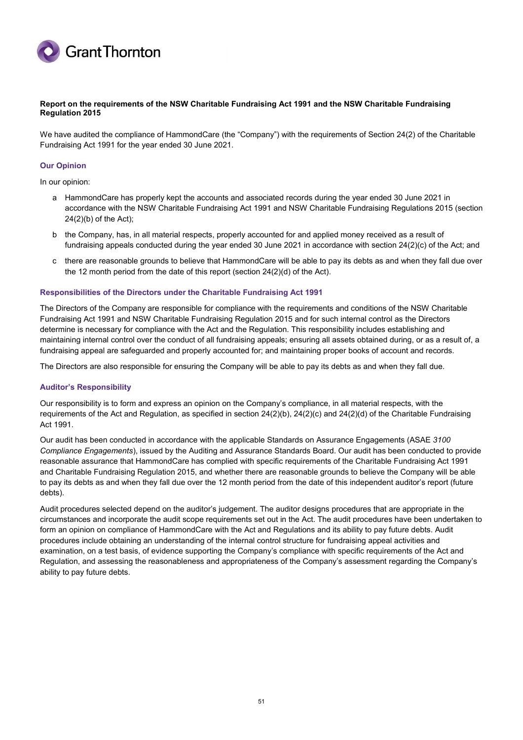**Report on the requirements of the NSW Charitable Fundraising Act 1991 and the NSW Charitable Fundraising Regulation 2015**

We have audited the compliance of HammondCare (the "Company") with the requirements of Section 24(2) of the Charitable Fundraising Act 1991 for the year ended 30 June 2021.

### Our Opinion

In our opinion:

a HammondCare has properly kept the accounts and associated records during the year ended 30 June 2021 in accordance with the NSW Charitable Fundraising Act 1991 and NSW Charitable Fundraising Regulations 2015 (section 24(2)(b) of the Act);

b the Company, has, in all material respects, properly accounted for and applied money received as a result of fundraising appeals conducted during the year ended 30 June 2021 in accordance with section 24(2)(c) of the Act; and

c there are reasonable grounds to believe that HammondCare will be able to pay its debts as and when they fall due over the 12 month period from the date of this report (section 24(2)(d) of the Act).

### Responsibilities of the Directors under the Charitable Fundraising Act 1991

The Directors of the Company are responsible for compliance with the requirements and conditions of the NSW Charitable Fundraising Act 1991 and NSW Charitable Fundraising Regulation 2015 and for such internal control as the Directors determine is necessary for compliance with the Act and the Regulation. This responsibility includes establishing and maintaining internal control over the conduct of all fundraising appeals; ensuring all assets obtained during, or as a result of, a fundraising appeal are safeguarded and properly accounted for; and maintaining proper books of account and records.

The Directors are also responsible for ensuring the Company will be able to pay its debts as and when they fall due.

### Auditor's Responsibility

Our responsibility is to form and express an opinion on the Company's compliance, in all material respects, with the requirements of the Act and Regulation, as specified in section 24(2)(b), 24(2)(c) and 24(2)(d) of the Charitable Fundraising Act 1991.

Our audit has been conducted in accordance with the applicable Standards on Assurance Engagements (ASAE *3100 Compliance Engagements*), issued by the Auditing and Assurance Standards Board. Our audit has been conducted to provide reasonable assurance that HammondCare has complied with specific requirements of the Charitable Fundraising Act 1991 and Charitable Fundraising Regulation 2015, and whether there are reasonable grounds to believe the Company will be able to pay its debts as and when they fall due over the 12 month period from the date of this independent auditor's report (future debts).

Audit procedures selected depend on the auditor's judgement. The auditor designs procedures that are appropriate in the circumstances and incorporate the audit scope requirements set out in the Act. The audit procedures have been undertaken to form an opinion on compliance of HammondCare with the Act and Regulations and its ability to pay future debts. Audit procedures include obtaining an understanding of the internal control structure for fundraising appeal activities and examination, on a test basis, of evidence supporting the Company's compliance with specific requirements of the Act and Regulation, and assessing the reasonableness and appropriateness of the Company's assessment regarding the Company's ability to pay future debts.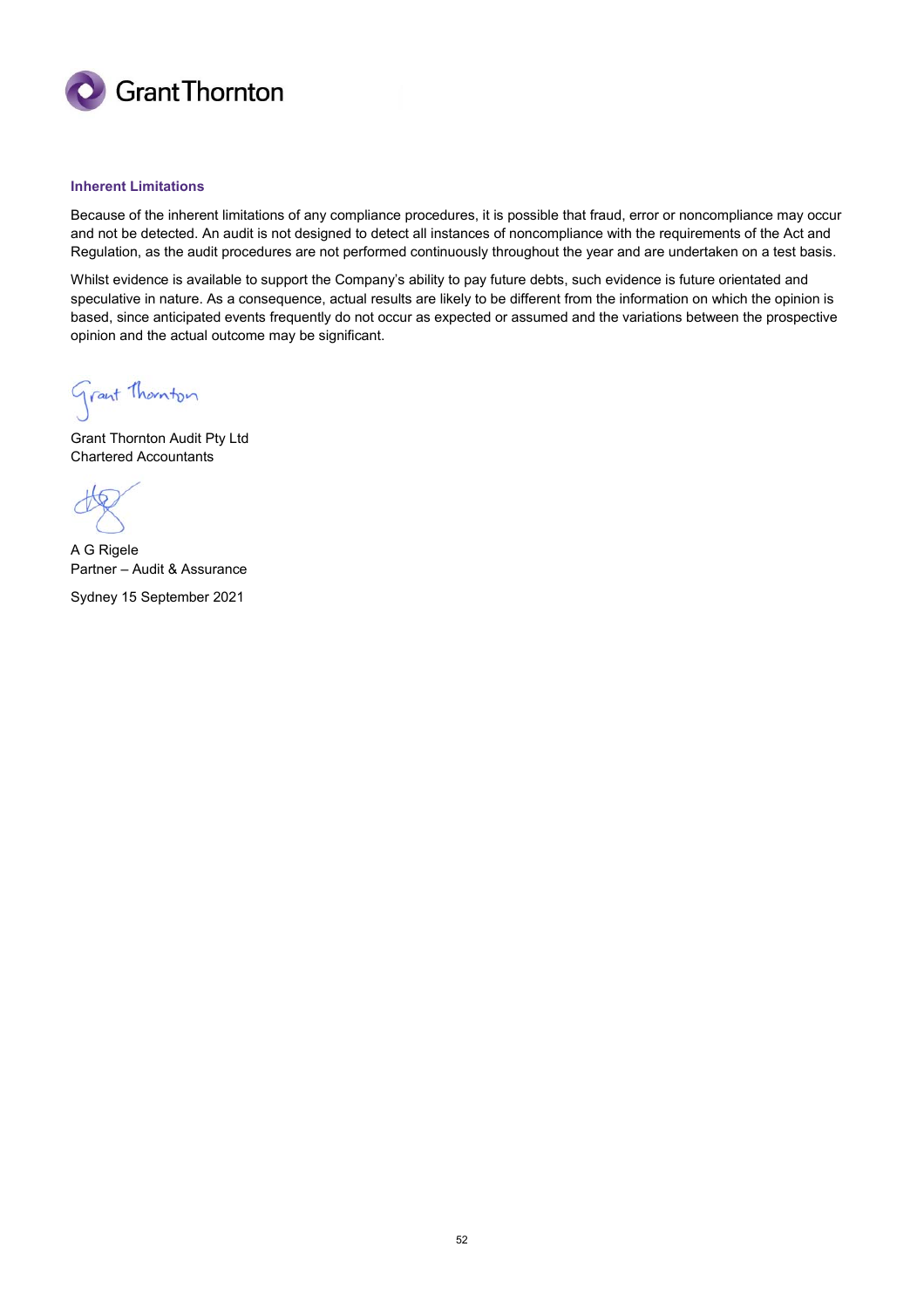### Inherent Limitations

Because of the inherent limitations of any compliance procedures, it is possible that fraud, error or noncompliance may occur and not be detected. An audit is not designed to detect all instances of noncompliance with the requirements of the Act and Regulation, as the audit procedures are not performed continuously throughout the year and are undertaken on a test basis.

Whilst evidence is available to support the Company's ability to pay future debts, such evidence is future orientated and speculative in nature. As a consequence, actual results are likely to be different from the information on which the opinion is based, since anticipated events frequently do not occur as expected or assumed and the variations between the prospective opinion and the actual outcome may be significant.

Grant Thornton Audit Pty Ltd
Chartered Accountants

A G Rigele
Partner – Audit & Assurance

Sydney 15 September 2021